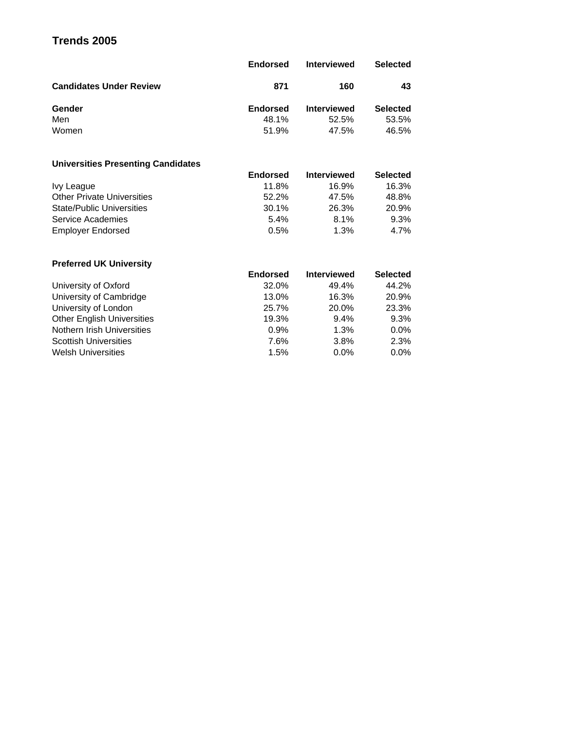# Trends 2005

| | Endorsed | Interviewed | Selected |
|---|---|---|---|
| **Candidates Under Review** | **871** | **160** | **43** |

| **Gender** | **Endorsed** | **Interviewed** | **Selected** |
|---|---|---|---|
| Men | 48.1% | 52.5% | 53.5% |
| Women | 51.9% | 47.5% | 46.5% |

**Universities Presenting Candidates**

| | Endorsed | Interviewed | Selected |
|---|---|---|---|
| Ivy League | 11.8% | 16.9% | 16.3% |
| Other Private Universities | 52.2% | 47.5% | 48.8% |
| State/Public Universities | 30.1% | 26.3% | 20.9% |
| Service Academies | 5.4% | 8.1% | 9.3% |
| Employer Endorsed | 0.5% | 1.3% | 4.7% |

**Preferred UK University**

| | Endorsed | Interviewed | Selected |
|---|---|---|---|
| University of Oxford | 32.0% | 49.4% | 44.2% |
| University of Cambridge | 13.0% | 16.3% | 20.9% |
| University of London | 25.7% | 20.0% | 23.3% |
| Other English Universities | 19.3% | 9.4% | 9.3% |
| Nothern Irish Universities | 0.9% | 1.3% | 0.0% |
| Scottish Universities | 7.6% | 3.8% | 2.3% |
| Welsh Universities | 1.5% | 0.0% | 0.0% |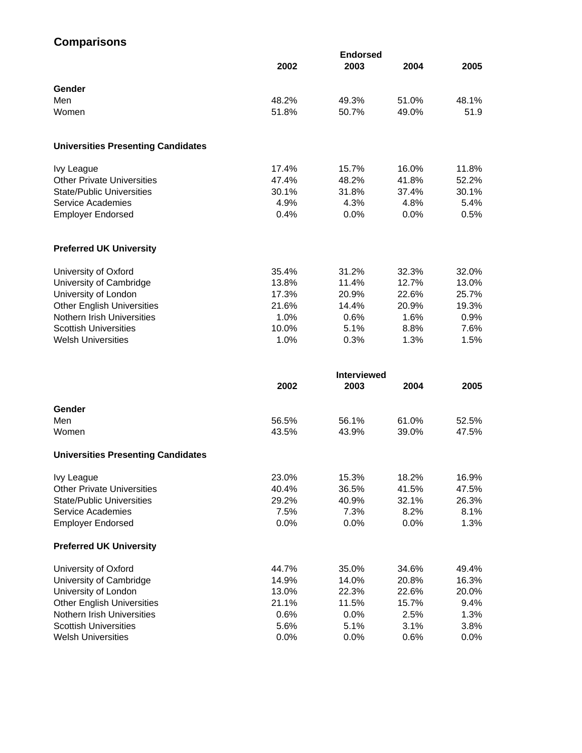## Comparisons

| | Endorsed | | | |
|---|---|---|---|---|
| | 2002 | 2003 | 2004 | 2005 |
| **Gender** | | | | |
| Men | 48.2% | 49.3% | 51.0% | 48.1% |
| Women | 51.8% | 50.7% | 49.0% | 51.9 |
| **Universities Presenting Candidates** | | | | |
| Ivy League | 17.4% | 15.7% | 16.0% | 11.8% |
| Other Private Universities | 47.4% | 48.2% | 41.8% | 52.2% |
| State/Public Universities | 30.1% | 31.8% | 37.4% | 30.1% |
| Service Academies | 4.9% | 4.3% | 4.8% | 5.4% |
| Employer Endorsed | 0.4% | 0.0% | 0.0% | 0.5% |
| **Preferred UK University** | | | | |
| University of Oxford | 35.4% | 31.2% | 32.3% | 32.0% |
| University of Cambridge | 13.8% | 11.4% | 12.7% | 13.0% |
| University of London | 17.3% | 20.9% | 22.6% | 25.7% |
| Other English Universities | 21.6% | 14.4% | 20.9% | 19.3% |
| Nothern Irish Universities | 1.0% | 0.6% | 1.6% | 0.9% |
| Scottish Universities | 10.0% | 5.1% | 8.8% | 7.6% |
| Welsh Universities | 1.0% | 0.3% | 1.3% | 1.5% |

| | Interviewed | | | |
|---|---|---|---|---|
| | 2002 | 2003 | 2004 | 2005 |
| **Gender** | | | | |
| Men | 56.5% | 56.1% | 61.0% | 52.5% |
| Women | 43.5% | 43.9% | 39.0% | 47.5% |
| **Universities Presenting Candidates** | | | | |
| Ivy League | 23.0% | 15.3% | 18.2% | 16.9% |
| Other Private Universities | 40.4% | 36.5% | 41.5% | 47.5% |
| State/Public Universities | 29.2% | 40.9% | 32.1% | 26.3% |
| Service Academies | 7.5% | 7.3% | 8.2% | 8.1% |
| Employer Endorsed | 0.0% | 0.0% | 0.0% | 1.3% |
| **Preferred UK University** | | | | |
| University of Oxford | 44.7% | 35.0% | 34.6% | 49.4% |
| University of Cambridge | 14.9% | 14.0% | 20.8% | 16.3% |
| University of London | 13.0% | 22.3% | 22.6% | 20.0% |
| Other English Universities | 21.1% | 11.5% | 15.7% | 9.4% |
| Nothern Irish Universities | 0.6% | 0.0% | 2.5% | 1.3% |
| Scottish Universities | 5.6% | 5.1% | 3.1% | 3.8% |
| Welsh Universities | 0.0% | 0.0% | 0.6% | 0.0% |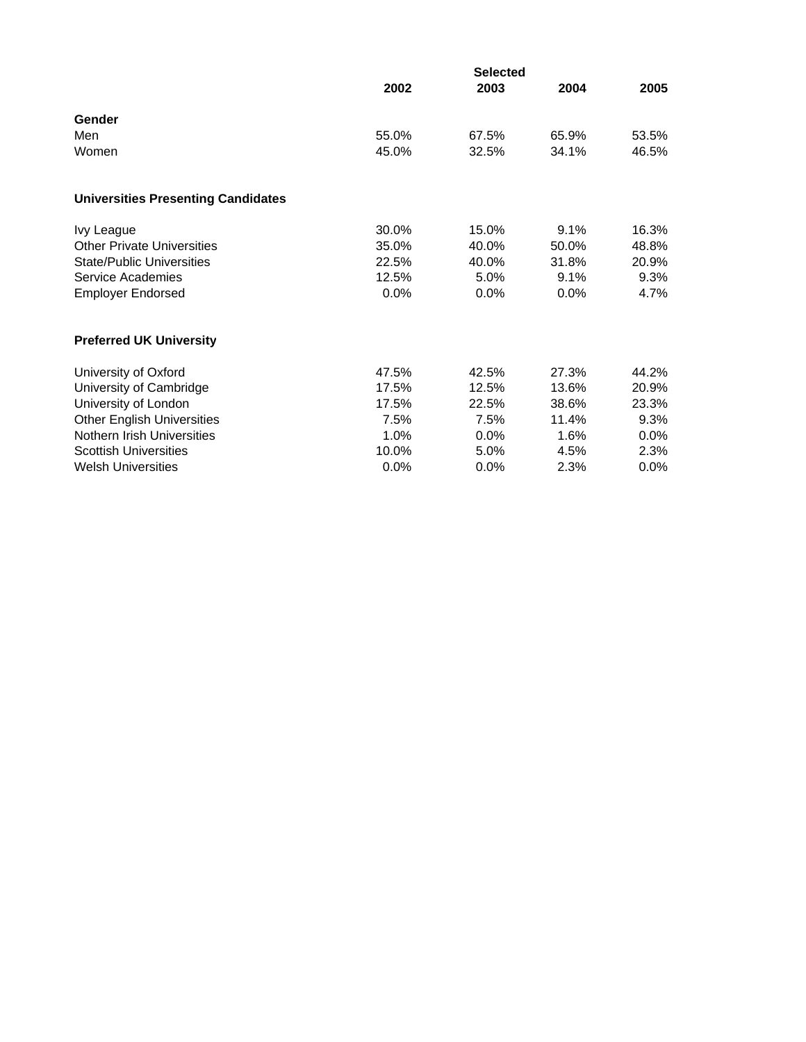| | Selected | | | |
|---|---|---|---|---|
| | 2002 | 2003 | 2004 | 2005 |
| **Gender** | | | | |
| Men | 55.0% | 67.5% | 65.9% | 53.5% |
| Women | 45.0% | 32.5% | 34.1% | 46.5% |
| **Universities Presenting Candidates** | | | | |
| Ivy League | 30.0% | 15.0% | 9.1% | 16.3% |
| Other Private Universities | 35.0% | 40.0% | 50.0% | 48.8% |
| State/Public Universities | 22.5% | 40.0% | 31.8% | 20.9% |
| Service Academies | 12.5% | 5.0% | 9.1% | 9.3% |
| Employer Endorsed | 0.0% | 0.0% | 0.0% | 4.7% |
| **Preferred UK University** | | | | |
| University of Oxford | 47.5% | 42.5% | 27.3% | 44.2% |
| University of Cambridge | 17.5% | 12.5% | 13.6% | 20.9% |
| University of London | 17.5% | 22.5% | 38.6% | 23.3% |
| Other English Universities | 7.5% | 7.5% | 11.4% | 9.3% |
| Nothern Irish Universities | 1.0% | 0.0% | 1.6% | 0.0% |
| Scottish Universities | 10.0% | 5.0% | 4.5% | 2.3% |
| Welsh Universities | 0.0% | 0.0% | 2.3% | 0.0% |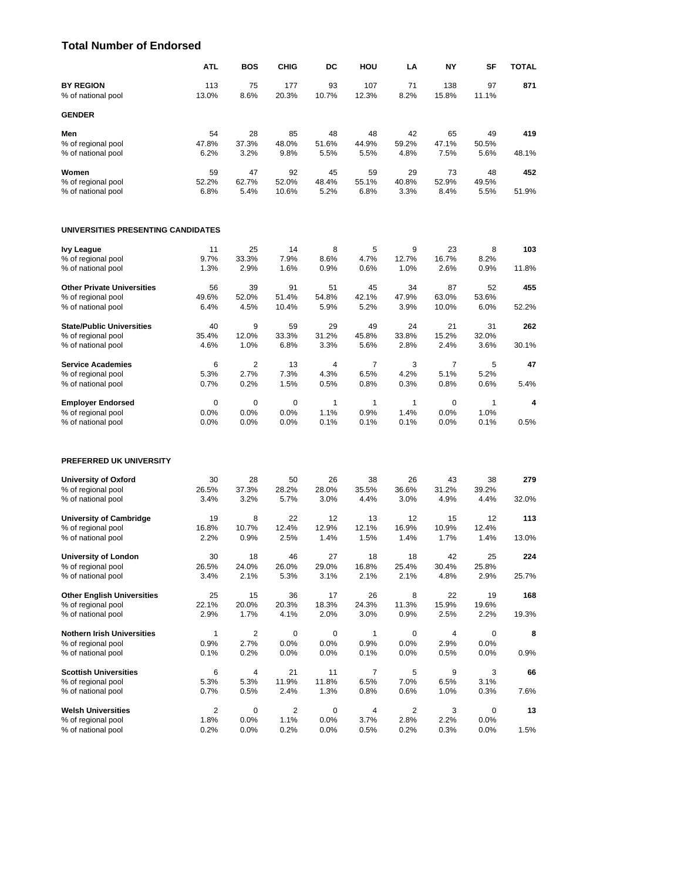## Total Number of Endorsed

| | ATL | BOS | CHIG | DC | HOU | LA | NY | SF | TOTAL |
|---|---|---|---|---|---|---|---|---|---|
| **BY REGION** | 113 | 75 | 177 | 93 | 107 | 71 | 138 | 97 | **871** |
| % of national pool | 13.0% | 8.6% | 20.3% | 10.7% | 12.3% | 8.2% | 15.8% | 11.1% | |
| **GENDER** | | | | | | | | | |
| **Men** | 54 | 28 | 85 | 48 | 48 | 42 | 65 | 49 | **419** |
| % of regional pool | 47.8% | 37.3% | 48.0% | 51.6% | 44.9% | 59.2% | 47.1% | 50.5% | |
| % of national pool | 6.2% | 3.2% | 9.8% | 5.5% | 5.5% | 4.8% | 7.5% | 5.6% | 48.1% |
| **Women** | 59 | 47 | 92 | 45 | 59 | 29 | 73 | 48 | **452** |
| % of regional pool | 52.2% | 62.7% | 52.0% | 48.4% | 55.1% | 40.8% | 52.9% | 49.5% | |
| % of national pool | 6.8% | 5.4% | 10.6% | 5.2% | 6.8% | 3.3% | 8.4% | 5.5% | 51.9% |
| **UNIVERSITIES PRESENTING CANDIDATES** | | | | | | | | | |
| **Ivy League** | 11 | 25 | 14 | 8 | 5 | 9 | 23 | 8 | **103** |
| % of regional pool | 9.7% | 33.3% | 7.9% | 8.6% | 4.7% | 12.7% | 16.7% | 8.2% | |
| % of national pool | 1.3% | 2.9% | 1.6% | 0.9% | 0.6% | 1.0% | 2.6% | 0.9% | 11.8% |
| **Other Private Universities** | 56 | 39 | 91 | 51 | 45 | 34 | 87 | 52 | **455** |
| % of regional pool | 49.6% | 52.0% | 51.4% | 54.8% | 42.1% | 47.9% | 63.0% | 53.6% | |
| % of national pool | 6.4% | 4.5% | 10.4% | 5.9% | 5.2% | 3.9% | 10.0% | 6.0% | 52.2% |
| **State/Public Universities** | 40 | 9 | 59 | 29 | 49 | 24 | 21 | 31 | **262** |
| % of regional pool | 35.4% | 12.0% | 33.3% | 31.2% | 45.8% | 33.8% | 15.2% | 32.0% | |
| % of national pool | 4.6% | 1.0% | 6.8% | 3.3% | 5.6% | 2.8% | 2.4% | 3.6% | 30.1% |
| **Service Academies** | 6 | 2 | 13 | 4 | 7 | 3 | 7 | 5 | **47** |
| % of regional pool | 5.3% | 2.7% | 7.3% | 4.3% | 6.5% | 4.2% | 5.1% | 5.2% | |
| % of national pool | 0.7% | 0.2% | 1.5% | 0.5% | 0.8% | 0.3% | 0.8% | 0.6% | 5.4% |
| **Employer Endorsed** | 0 | 0 | 0 | 1 | 1 | 1 | 0 | 1 | **4** |
| % of regional pool | 0.0% | 0.0% | 0.0% | 1.1% | 0.9% | 1.4% | 0.0% | 1.0% | |
| % of national pool | 0.0% | 0.0% | 0.0% | 0.1% | 0.1% | 0.1% | 0.0% | 0.1% | 0.5% |
| **PREFERRED UK UNIVERSITY** | | | | | | | | | |
| **University of Oxford** | 30 | 28 | 50 | 26 | 38 | 26 | 43 | 38 | **279** |
| % of regional pool | 26.5% | 37.3% | 28.2% | 28.0% | 35.5% | 36.6% | 31.2% | 39.2% | |
| % of national pool | 3.4% | 3.2% | 5.7% | 3.0% | 4.4% | 3.0% | 4.9% | 4.4% | 32.0% |
| **University of Cambridge** | 19 | 8 | 22 | 12 | 13 | 12 | 15 | 12 | **113** |
| % of regional pool | 16.8% | 10.7% | 12.4% | 12.9% | 12.1% | 16.9% | 10.9% | 12.4% | |
| % of national pool | 2.2% | 0.9% | 2.5% | 1.4% | 1.5% | 1.4% | 1.7% | 1.4% | 13.0% |
| **University of London** | 30 | 18 | 46 | 27 | 18 | 18 | 42 | 25 | **224** |
| % of regional pool | 26.5% | 24.0% | 26.0% | 29.0% | 16.8% | 25.4% | 30.4% | 25.8% | |
| % of national pool | 3.4% | 2.1% | 5.3% | 3.1% | 2.1% | 2.1% | 4.8% | 2.9% | 25.7% |
| **Other English Universities** | 25 | 15 | 36 | 17 | 26 | 8 | 22 | 19 | **168** |
| % of regional pool | 22.1% | 20.0% | 20.3% | 18.3% | 24.3% | 11.3% | 15.9% | 19.6% | |
| % of national pool | 2.9% | 1.7% | 4.1% | 2.0% | 3.0% | 0.9% | 2.5% | 2.2% | 19.3% |
| **Nothern Irish Universities** | 1 | 2 | 0 | 0 | 1 | 0 | 4 | 0 | **8** |
| % of regional pool | 0.9% | 2.7% | 0.0% | 0.0% | 0.9% | 0.0% | 2.9% | 0.0% | |
| % of national pool | 0.1% | 0.2% | 0.0% | 0.0% | 0.1% | 0.0% | 0.5% | 0.0% | 0.9% |
| **Scottish Universities** | 6 | 4 | 21 | 11 | 7 | 5 | 9 | 3 | **66** |
| % of regional pool | 5.3% | 5.3% | 11.9% | 11.8% | 6.5% | 7.0% | 6.5% | 3.1% | |
| % of national pool | 0.7% | 0.5% | 2.4% | 1.3% | 0.8% | 0.6% | 1.0% | 0.3% | 7.6% |
| **Welsh Universities** | 2 | 0 | 2 | 0 | 4 | 2 | 3 | 0 | **13** |
| % of regional pool | 1.8% | 0.0% | 1.1% | 0.0% | 3.7% | 2.8% | 2.2% | 0.0% | |
| % of national pool | 0.2% | 0.0% | 0.2% | 0.0% | 0.5% | 0.2% | 0.3% | 0.0% | 1.5% |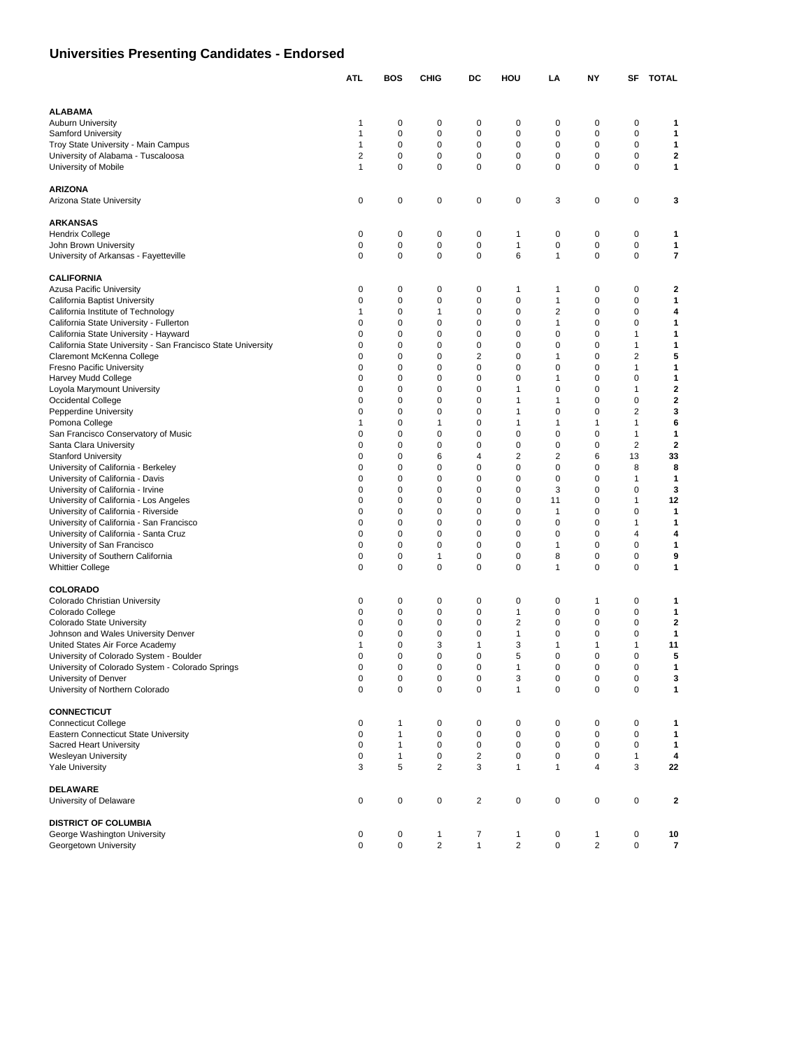## Universities Presenting Candidates - Endorsed

| | ATL | BOS | CHIG | DC | HOU | LA | NY | SF | TOTAL |
|---|---|---|---|---|---|---|---|---|---|
| **ALABAMA** | | | | | | | | | |
| Auburn University | 1 | 0 | 0 | 0 | 0 | 0 | 0 | 0 | **1** |
| Samford University | 1 | 0 | 0 | 0 | 0 | 0 | 0 | 0 | **1** |
| Troy State University - Main Campus | 1 | 0 | 0 | 0 | 0 | 0 | 0 | 0 | **1** |
| University of Alabama - Tuscaloosa | 2 | 0 | 0 | 0 | 0 | 0 | 0 | 0 | **2** |
| University of Mobile | 1 | 0 | 0 | 0 | 0 | 0 | 0 | 0 | **1** |
| **ARIZONA** | | | | | | | | | |
| Arizona State University | 0 | 0 | 0 | 0 | 0 | 3 | 0 | 0 | **3** |
| **ARKANSAS** | | | | | | | | | |
| Hendrix College | 0 | 0 | 0 | 0 | 1 | 0 | 0 | 0 | **1** |
| John Brown University | 0 | 0 | 0 | 0 | 1 | 0 | 0 | 0 | **1** |
| University of Arkansas - Fayetteville | 0 | 0 | 0 | 0 | 6 | 1 | 0 | 0 | **7** |
| **CALIFORNIA** | | | | | | | | | |
| Azusa Pacific University | 0 | 0 | 0 | 0 | 1 | 1 | 0 | 0 | **2** |
| California Baptist University | 0 | 0 | 0 | 0 | 0 | 1 | 0 | 0 | **1** |
| California Institute of Technology | 1 | 0 | 1 | 0 | 0 | 2 | 0 | 0 | **4** |
| California State University - Fullerton | 0 | 0 | 0 | 0 | 0 | 1 | 0 | 0 | **1** |
| California State University - Hayward | 0 | 0 | 0 | 0 | 0 | 0 | 0 | 1 | **1** |
| California State University - San Francisco State University | 0 | 0 | 0 | 0 | 0 | 0 | 0 | 1 | **1** |
| Claremont McKenna College | 0 | 0 | 0 | 2 | 0 | 1 | 0 | 2 | **5** |
| Fresno Pacific University | 0 | 0 | 0 | 0 | 0 | 0 | 0 | 1 | **1** |
| Harvey Mudd College | 0 | 0 | 0 | 0 | 0 | 1 | 0 | 0 | **1** |
| Loyola Marymount University | 0 | 0 | 0 | 0 | 1 | 0 | 0 | 1 | **2** |
| Occidental College | 0 | 0 | 0 | 0 | 1 | 1 | 0 | 0 | **2** |
| Pepperdine University | 0 | 0 | 0 | 0 | 1 | 0 | 0 | 2 | **3** |
| Pomona College | 1 | 0 | 1 | 0 | 1 | 1 | 1 | 1 | **6** |
| San Francisco Conservatory of Music | 0 | 0 | 0 | 0 | 0 | 0 | 0 | 1 | **1** |
| Santa Clara University | 0 | 0 | 0 | 0 | 0 | 0 | 0 | 2 | **2** |
| Stanford University | 0 | 0 | 6 | 4 | 2 | 2 | 6 | 13 | **33** |
| University of California - Berkeley | 0 | 0 | 0 | 0 | 0 | 0 | 0 | 8 | **8** |
| University of California - Davis | 0 | 0 | 0 | 0 | 0 | 0 | 0 | 1 | **1** |
| University of California - Irvine | 0 | 0 | 0 | 0 | 0 | 3 | 0 | 0 | **3** |
| University of California - Los Angeles | 0 | 0 | 0 | 0 | 0 | 11 | 0 | 1 | **12** |
| University of California - Riverside | 0 | 0 | 0 | 0 | 0 | 1 | 0 | 0 | **1** |
| University of California - San Francisco | 0 | 0 | 0 | 0 | 0 | 0 | 0 | 1 | **1** |
| University of California - Santa Cruz | 0 | 0 | 0 | 0 | 0 | 0 | 0 | 4 | **4** |
| University of San Francisco | 0 | 0 | 0 | 0 | 0 | 1 | 0 | 0 | **1** |
| University of Southern California | 0 | 0 | 1 | 0 | 0 | 8 | 0 | 0 | **9** |
| Whittier College | 0 | 0 | 0 | 0 | 0 | 1 | 0 | 0 | **1** |
| **COLORADO** | | | | | | | | | |
| Colorado Christian University | 0 | 0 | 0 | 0 | 0 | 0 | 1 | 0 | **1** |
| Colorado College | 0 | 0 | 0 | 0 | 1 | 0 | 0 | 0 | **1** |
| Colorado State University | 0 | 0 | 0 | 0 | 2 | 0 | 0 | 0 | **2** |
| Johnson and Wales University Denver | 0 | 0 | 0 | 0 | 1 | 0 | 0 | 0 | **1** |
| United States Air Force Academy | 1 | 0 | 3 | 1 | 3 | 1 | 1 | 1 | **11** |
| University of Colorado System - Boulder | 0 | 0 | 0 | 0 | 5 | 0 | 0 | 0 | **5** |
| University of Colorado System - Colorado Springs | 0 | 0 | 0 | 0 | 1 | 0 | 0 | 0 | **1** |
| University of Denver | 0 | 0 | 0 | 0 | 3 | 0 | 0 | 0 | **3** |
| University of Northern Colorado | 0 | 0 | 0 | 0 | 1 | 0 | 0 | 0 | **1** |
| **CONNECTICUT** | | | | | | | | | |
| Connecticut College | 0 | 1 | 0 | 0 | 0 | 0 | 0 | 0 | **1** |
| Eastern Connecticut State University | 0 | 1 | 0 | 0 | 0 | 0 | 0 | 0 | **1** |
| Sacred Heart University | 0 | 1 | 0 | 0 | 0 | 0 | 0 | 0 | **1** |
| Wesleyan University | 0 | 1 | 0 | 2 | 0 | 0 | 0 | 1 | **4** |
| Yale University | 3 | 5 | 2 | 3 | 1 | 1 | 4 | 3 | **22** |
| **DELAWARE** | | | | | | | | | |
| University of Delaware | 0 | 0 | 0 | 2 | 0 | 0 | 0 | 0 | **2** |
| **DISTRICT OF COLUMBIA** | | | | | | | | | |
| George Washington University | 0 | 0 | 1 | 7 | 1 | 0 | 1 | 0 | **10** |
| Georgetown University | 0 | 0 | 2 | 1 | 2 | 0 | 2 | 0 | **7** |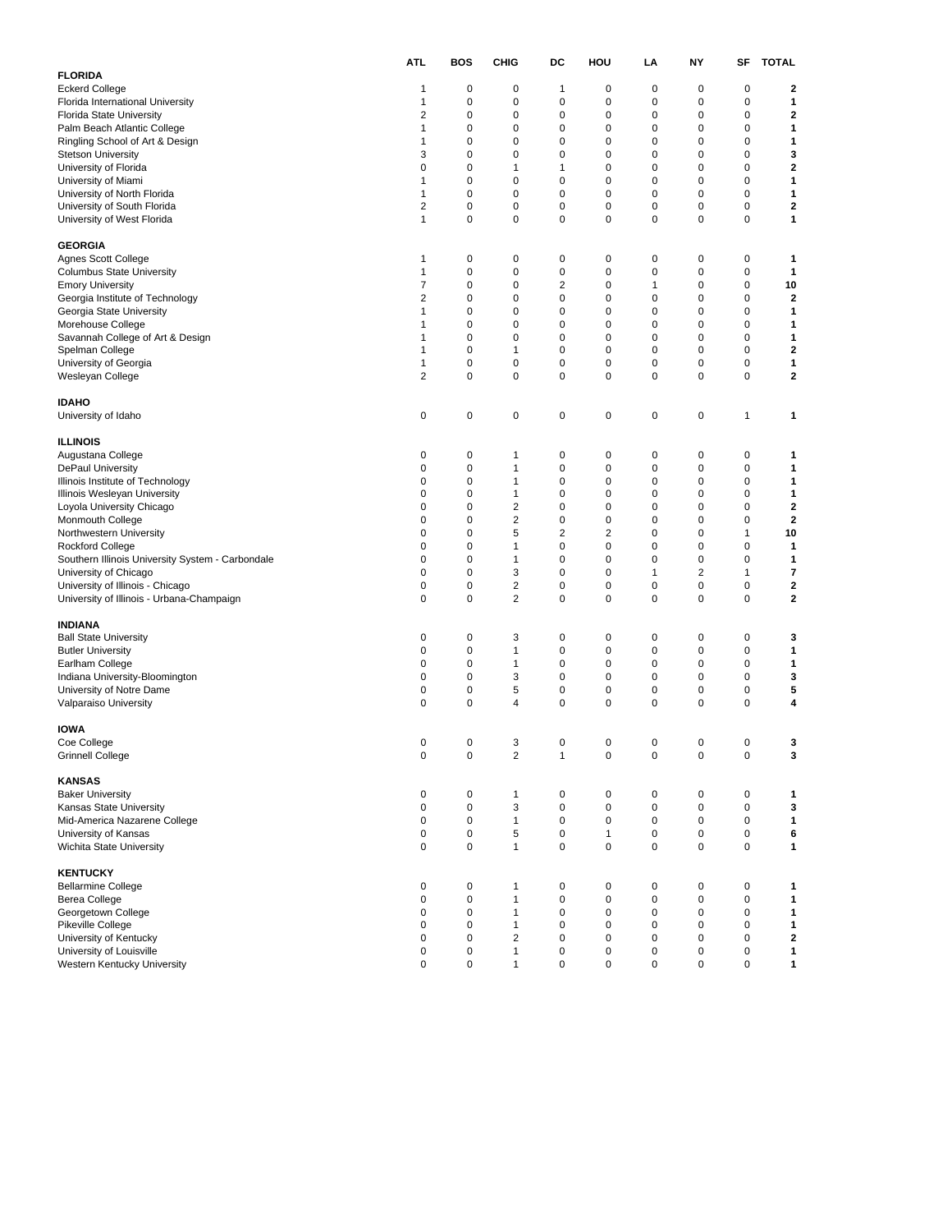| | ATL | BOS | CHIG | DC | HOU | LA | NY | SF | TOTAL |
|---|---|---|---|---|---|---|---|---|---|
| **FLORIDA** | | | | | | | | | |
| Eckerd College | 1 | 0 | 0 | 1 | 0 | 0 | 0 | 0 | **2** |
| Florida International University | 1 | 0 | 0 | 0 | 0 | 0 | 0 | 0 | **1** |
| Florida State University | 2 | 0 | 0 | 0 | 0 | 0 | 0 | 0 | **2** |
| Palm Beach Atlantic College | 1 | 0 | 0 | 0 | 0 | 0 | 0 | 0 | **1** |
| Ringling School of Art & Design | 1 | 0 | 0 | 0 | 0 | 0 | 0 | 0 | **1** |
| Stetson University | 3 | 0 | 0 | 0 | 0 | 0 | 0 | 0 | **3** |
| University of Florida | 0 | 0 | 1 | 1 | 0 | 0 | 0 | 0 | **2** |
| University of Miami | 1 | 0 | 0 | 0 | 0 | 0 | 0 | 0 | **1** |
| University of North Florida | 1 | 0 | 0 | 0 | 0 | 0 | 0 | 0 | **1** |
| University of South Florida | 2 | 0 | 0 | 0 | 0 | 0 | 0 | 0 | **2** |
| University of West Florida | 1 | 0 | 0 | 0 | 0 | 0 | 0 | 0 | **1** |
| **GEORGIA** | | | | | | | | | |
| Agnes Scott College | 1 | 0 | 0 | 0 | 0 | 0 | 0 | 0 | **1** |
| Columbus State University | 1 | 0 | 0 | 0 | 0 | 0 | 0 | 0 | **1** |
| Emory University | 7 | 0 | 0 | 2 | 0 | 1 | 0 | 0 | **10** |
| Georgia Institute of Technology | 2 | 0 | 0 | 0 | 0 | 0 | 0 | 0 | **2** |
| Georgia State University | 1 | 0 | 0 | 0 | 0 | 0 | 0 | 0 | **1** |
| Morehouse College | 1 | 0 | 0 | 0 | 0 | 0 | 0 | 0 | **1** |
| Savannah College of Art & Design | 1 | 0 | 0 | 0 | 0 | 0 | 0 | 0 | **1** |
| Spelman College | 1 | 0 | 1 | 0 | 0 | 0 | 0 | 0 | **2** |
| University of Georgia | 1 | 0 | 0 | 0 | 0 | 0 | 0 | 0 | **1** |
| Wesleyan College | 2 | 0 | 0 | 0 | 0 | 0 | 0 | 0 | **2** |
| **IDAHO** | | | | | | | | | |
| University of Idaho | 0 | 0 | 0 | 0 | 0 | 0 | 0 | 1 | **1** |
| **ILLINOIS** | | | | | | | | | |
| Augustana College | 0 | 0 | 1 | 0 | 0 | 0 | 0 | 0 | **1** |
| DePaul University | 0 | 0 | 1 | 0 | 0 | 0 | 0 | 0 | **1** |
| Illinois Institute of Technology | 0 | 0 | 1 | 0 | 0 | 0 | 0 | 0 | **1** |
| Illinois Wesleyan University | 0 | 0 | 1 | 0 | 0 | 0 | 0 | 0 | **1** |
| Loyola University Chicago | 0 | 0 | 2 | 0 | 0 | 0 | 0 | 0 | **2** |
| Monmouth College | 0 | 0 | 2 | 0 | 0 | 0 | 0 | 0 | **2** |
| Northwestern University | 0 | 0 | 5 | 2 | 2 | 0 | 0 | 1 | **10** |
| Rockford College | 0 | 0 | 1 | 0 | 0 | 0 | 0 | 0 | **1** |
| Southern Illinois University System - Carbondale | 0 | 0 | 1 | 0 | 0 | 0 | 0 | 0 | **1** |
| University of Chicago | 0 | 0 | 3 | 0 | 0 | 1 | 2 | 1 | **7** |
| University of Illinois - Chicago | 0 | 0 | 2 | 0 | 0 | 0 | 0 | 0 | **2** |
| University of Illinois - Urbana-Champaign | 0 | 0 | 2 | 0 | 0 | 0 | 0 | 0 | **2** |
| **INDIANA** | | | | | | | | | |
| Ball State University | 0 | 0 | 3 | 0 | 0 | 0 | 0 | 0 | **3** |
| Butler University | 0 | 0 | 1 | 0 | 0 | 0 | 0 | 0 | **1** |
| Earlham College | 0 | 0 | 1 | 0 | 0 | 0 | 0 | 0 | **1** |
| Indiana University-Bloomington | 0 | 0 | 3 | 0 | 0 | 0 | 0 | 0 | **3** |
| University of Notre Dame | 0 | 0 | 5 | 0 | 0 | 0 | 0 | 0 | **5** |
| Valparaiso University | 0 | 0 | 4 | 0 | 0 | 0 | 0 | 0 | **4** |
| **IOWA** | | | | | | | | | |
| Coe College | 0 | 0 | 3 | 0 | 0 | 0 | 0 | 0 | **3** |
| Grinnell College | 0 | 0 | 2 | 1 | 0 | 0 | 0 | 0 | **3** |
| **KANSAS** | | | | | | | | | |
| Baker University | 0 | 0 | 1 | 0 | 0 | 0 | 0 | 0 | **1** |
| Kansas State University | 0 | 0 | 3 | 0 | 0 | 0 | 0 | 0 | **3** |
| Mid-America Nazarene College | 0 | 0 | 1 | 0 | 0 | 0 | 0 | 0 | **1** |
| University of Kansas | 0 | 0 | 5 | 0 | 1 | 0 | 0 | 0 | **6** |
| Wichita State University | 0 | 0 | 1 | 0 | 0 | 0 | 0 | 0 | **1** |
| **KENTUCKY** | | | | | | | | | |
| Bellarmine College | 0 | 0 | 1 | 0 | 0 | 0 | 0 | 0 | **1** |
| Berea College | 0 | 0 | 1 | 0 | 0 | 0 | 0 | 0 | **1** |
| Georgetown College | 0 | 0 | 1 | 0 | 0 | 0 | 0 | 0 | **1** |
| Pikeville College | 0 | 0 | 1 | 0 | 0 | 0 | 0 | 0 | **1** |
| University of Kentucky | 0 | 0 | 2 | 0 | 0 | 0 | 0 | 0 | **2** |
| University of Louisville | 0 | 0 | 1 | 0 | 0 | 0 | 0 | 0 | **1** |
| Western Kentucky University | 0 | 0 | 1 | 0 | 0 | 0 | 0 | 0 | **1** |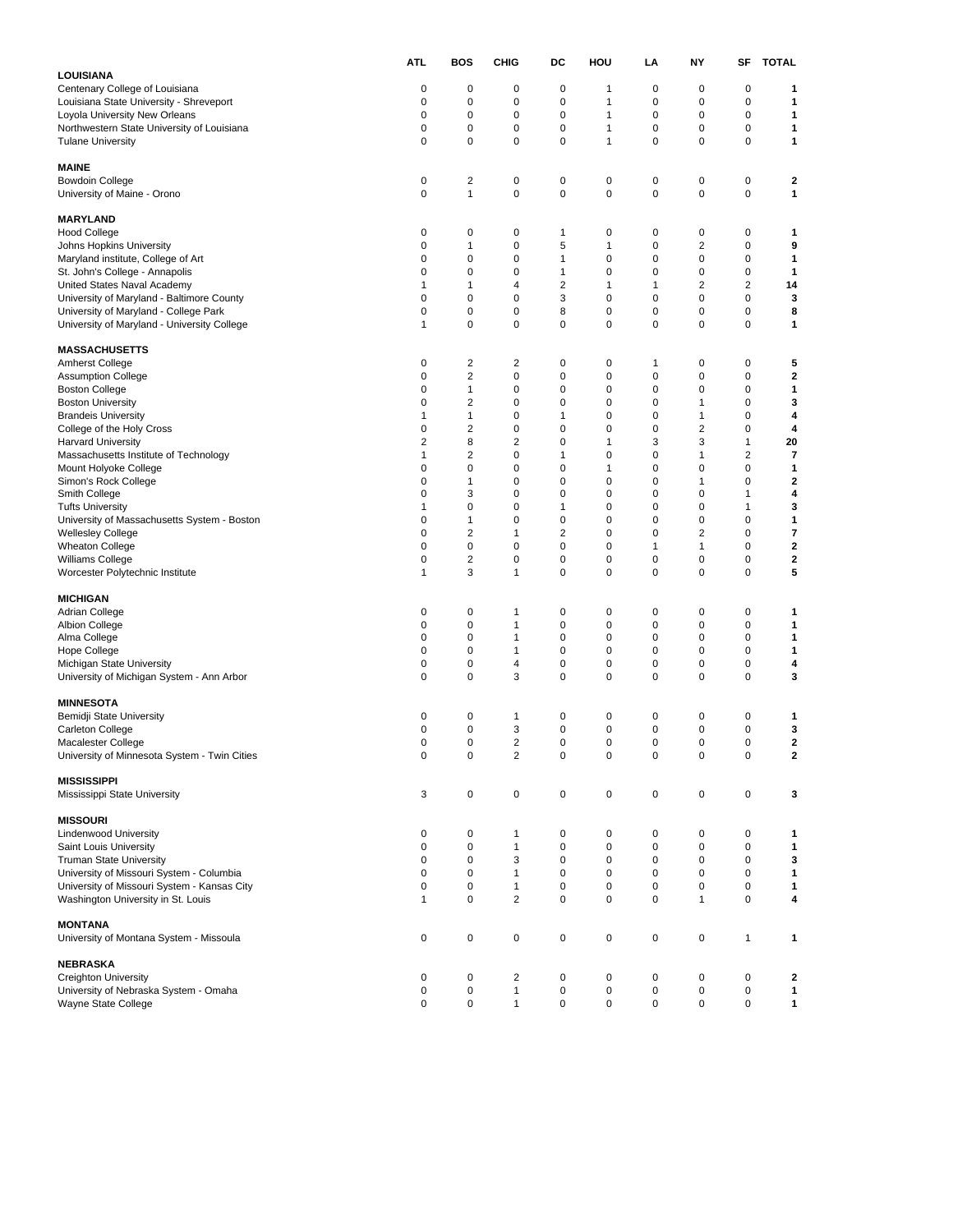| | ATL | BOS | CHIG | DC | HOU | LA | NY | SF | TOTAL |
|---|---|---|---|---|---|---|---|---|---|
| **LOUISIANA** | | | | | | | | | |
| Centenary College of Louisiana | 0 | 0 | 0 | 0 | 1 | 0 | 0 | 0 | **1** |
| Louisiana State University - Shreveport | 0 | 0 | 0 | 0 | 1 | 0 | 0 | 0 | **1** |
| Loyola University New Orleans | 0 | 0 | 0 | 0 | 1 | 0 | 0 | 0 | **1** |
| Northwestern State University of Louisiana | 0 | 0 | 0 | 0 | 1 | 0 | 0 | 0 | **1** |
| Tulane University | 0 | 0 | 0 | 0 | 1 | 0 | 0 | 0 | **1** |
| **MAINE** | | | | | | | | | |
| Bowdoin College | 0 | 2 | 0 | 0 | 0 | 0 | 0 | 0 | **2** |
| University of Maine - Orono | 0 | 1 | 0 | 0 | 0 | 0 | 0 | 0 | **1** |
| **MARYLAND** | | | | | | | | | |
| Hood College | 0 | 0 | 0 | 1 | 0 | 0 | 0 | 0 | **1** |
| Johns Hopkins University | 0 | 1 | 0 | 5 | 1 | 0 | 2 | 0 | **9** |
| Maryland institute, College of Art | 0 | 0 | 0 | 1 | 0 | 0 | 0 | 0 | **1** |
| St. John's College - Annapolis | 0 | 0 | 0 | 1 | 0 | 0 | 0 | 0 | **1** |
| United States Naval Academy | 1 | 1 | 4 | 2 | 1 | 1 | 2 | 2 | **14** |
| University of Maryland - Baltimore County | 0 | 0 | 0 | 3 | 0 | 0 | 0 | 0 | **3** |
| University of Maryland - College Park | 0 | 0 | 0 | 8 | 0 | 0 | 0 | 0 | **8** |
| University of Maryland - University College | 1 | 0 | 0 | 0 | 0 | 0 | 0 | 0 | **1** |
| **MASSACHUSETTS** | | | | | | | | | |
| Amherst College | 0 | 2 | 2 | 0 | 0 | 1 | 0 | 0 | **5** |
| Assumption College | 0 | 2 | 0 | 0 | 0 | 0 | 0 | 0 | **2** |
| Boston College | 0 | 1 | 0 | 0 | 0 | 0 | 0 | 0 | **1** |
| Boston University | 0 | 2 | 0 | 0 | 0 | 0 | 1 | 0 | **3** |
| Brandeis University | 1 | 1 | 0 | 1 | 0 | 0 | 1 | 0 | **4** |
| College of the Holy Cross | 0 | 2 | 0 | 0 | 0 | 0 | 2 | 0 | **4** |
| Harvard University | 2 | 8 | 2 | 0 | 1 | 3 | 3 | 1 | **20** |
| Massachusetts Institute of Technology | 1 | 2 | 0 | 1 | 0 | 0 | 1 | 2 | **7** |
| Mount Holyoke College | 0 | 0 | 0 | 0 | 1 | 0 | 0 | 0 | **1** |
| Simon's Rock College | 0 | 1 | 0 | 0 | 0 | 0 | 1 | 0 | **2** |
| Smith College | 0 | 3 | 0 | 0 | 0 | 0 | 0 | 1 | **4** |
| Tufts University | 1 | 0 | 0 | 1 | 0 | 0 | 0 | 1 | **3** |
| University of Massachusetts System - Boston | 0 | 1 | 0 | 0 | 0 | 0 | 0 | 0 | **1** |
| Wellesley College | 0 | 2 | 1 | 2 | 0 | 0 | 2 | 0 | **7** |
| Wheaton College | 0 | 0 | 0 | 0 | 0 | 1 | 1 | 0 | **2** |
| Williams College | 0 | 2 | 0 | 0 | 0 | 0 | 0 | 0 | **2** |
| Worcester Polytechnic Institute | 1 | 3 | 1 | 0 | 0 | 0 | 0 | 0 | **5** |
| **MICHIGAN** | | | | | | | | | |
| Adrian College | 0 | 0 | 1 | 0 | 0 | 0 | 0 | 0 | **1** |
| Albion College | 0 | 0 | 1 | 0 | 0 | 0 | 0 | 0 | **1** |
| Alma College | 0 | 0 | 1 | 0 | 0 | 0 | 0 | 0 | **1** |
| Hope College | 0 | 0 | 1 | 0 | 0 | 0 | 0 | 0 | **1** |
| Michigan State University | 0 | 0 | 4 | 0 | 0 | 0 | 0 | 0 | **4** |
| University of Michigan System - Ann Arbor | 0 | 0 | 3 | 0 | 0 | 0 | 0 | 0 | **3** |
| **MINNESOTA** | | | | | | | | | |
| Bemidji State University | 0 | 0 | 1 | 0 | 0 | 0 | 0 | 0 | **1** |
| Carleton College | 0 | 0 | 3 | 0 | 0 | 0 | 0 | 0 | **3** |
| Macalester College | 0 | 0 | 2 | 0 | 0 | 0 | 0 | 0 | **2** |
| University of Minnesota System - Twin Cities | 0 | 0 | 2 | 0 | 0 | 0 | 0 | 0 | **2** |
| **MISSISSIPPI** | | | | | | | | | |
| Mississippi State University | 3 | 0 | 0 | 0 | 0 | 0 | 0 | 0 | **3** |
| **MISSOURI** | | | | | | | | | |
| Lindenwood University | 0 | 0 | 1 | 0 | 0 | 0 | 0 | 0 | **1** |
| Saint Louis University | 0 | 0 | 1 | 0 | 0 | 0 | 0 | 0 | **1** |
| Truman State University | 0 | 0 | 3 | 0 | 0 | 0 | 0 | 0 | **3** |
| University of Missouri System - Columbia | 0 | 0 | 1 | 0 | 0 | 0 | 0 | 0 | **1** |
| University of Missouri System - Kansas City | 0 | 0 | 1 | 0 | 0 | 0 | 0 | 0 | **1** |
| Washington University in St. Louis | 1 | 0 | 2 | 0 | 0 | 0 | 1 | 0 | **4** |
| **MONTANA** | | | | | | | | | |
| University of Montana System - Missoula | 0 | 0 | 0 | 0 | 0 | 0 | 0 | 1 | **1** |
| **NEBRASKA** | | | | | | | | | |
| Creighton University | 0 | 0 | 2 | 0 | 0 | 0 | 0 | 0 | **2** |
| University of Nebraska System - Omaha | 0 | 0 | 1 | 0 | 0 | 0 | 0 | 0 | **1** |
| Wayne State College | 0 | 0 | 1 | 0 | 0 | 0 | 0 | 0 | **1** |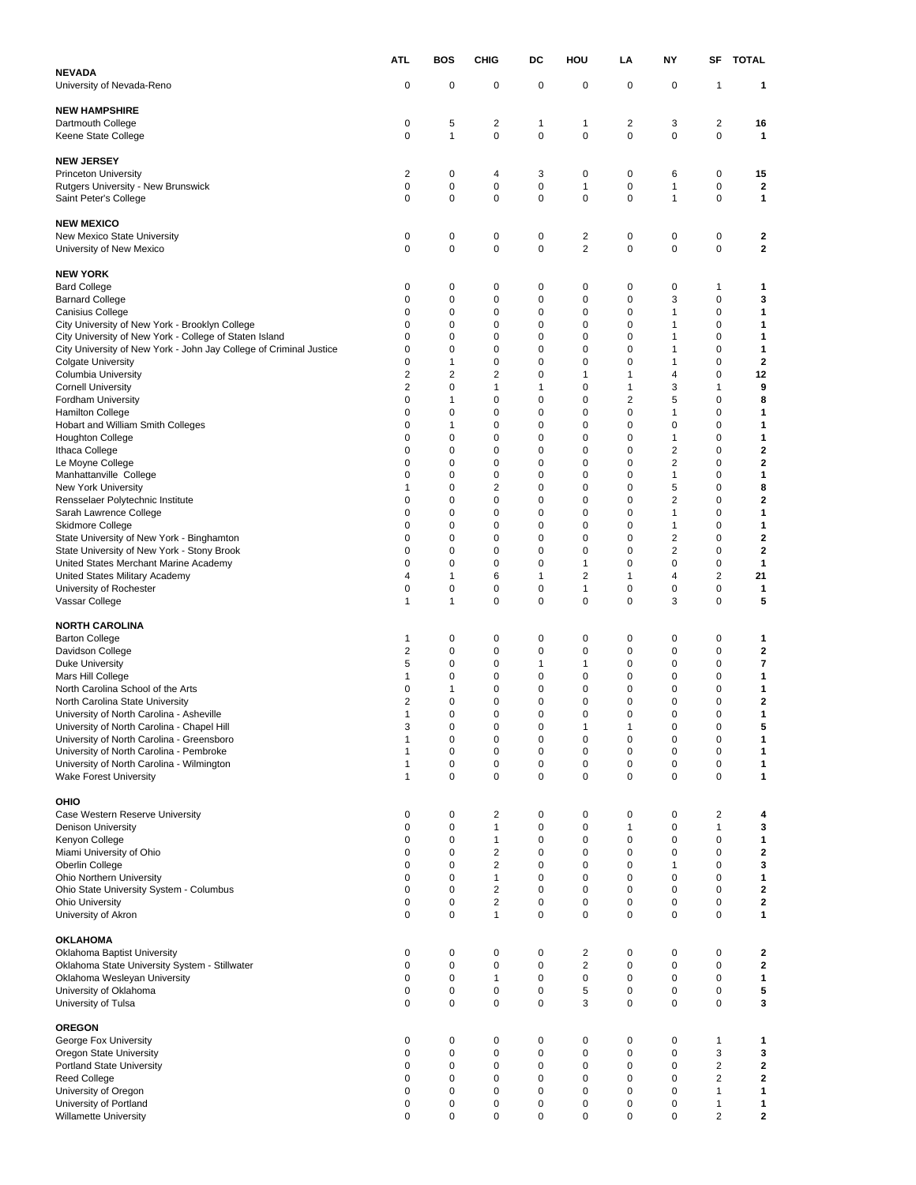| | ATL | BOS | CHIG | DC | HOU | LA | NY | SF | TOTAL |
|---|---|---|---|---|---|---|---|---|---|
| **NEVADA** | | | | | | | | | |
| University of Nevada-Reno | 0 | 0 | 0 | 0 | 0 | 0 | 0 | 1 | **1** |
| | | | | | | | | | |
| **NEW HAMPSHIRE** | | | | | | | | | |
| Dartmouth College | 0 | 5 | 2 | 1 | 1 | 2 | 3 | 2 | **16** |
| Keene State College | 0 | 1 | 0 | 0 | 0 | 0 | 0 | 0 | **1** |
| | | | | | | | | | |
| **NEW JERSEY** | | | | | | | | | |
| Princeton University | 2 | 0 | 4 | 3 | 0 | 0 | 6 | 0 | **15** |
| Rutgers University - New Brunswick | 0 | 0 | 0 | 0 | 1 | 0 | 1 | 0 | **2** |
| Saint Peter's College | 0 | 0 | 0 | 0 | 0 | 0 | 1 | 0 | **1** |
| | | | | | | | | | |
| **NEW MEXICO** | | | | | | | | | |
| New Mexico State University | 0 | 0 | 0 | 0 | 2 | 0 | 0 | 0 | **2** |
| University of New Mexico | 0 | 0 | 0 | 0 | 2 | 0 | 0 | 0 | **2** |
| | | | | | | | | | |
| **NEW YORK** | | | | | | | | | |
| Bard College | 0 | 0 | 0 | 0 | 0 | 0 | 0 | 1 | **1** |
| Barnard College | 0 | 0 | 0 | 0 | 0 | 0 | 3 | 0 | **3** |
| Canisius College | 0 | 0 | 0 | 0 | 0 | 0 | 1 | 0 | **1** |
| City University of New York - Brooklyn College | 0 | 0 | 0 | 0 | 0 | 0 | 1 | 0 | **1** |
| City University of New York - College of Staten Island | 0 | 0 | 0 | 0 | 0 | 0 | 1 | 0 | **1** |
| City University of New York - John Jay College of Criminal Justice | 0 | 0 | 0 | 0 | 0 | 0 | 1 | 0 | **1** |
| Colgate University | 0 | 1 | 0 | 0 | 0 | 0 | 1 | 0 | **2** |
| Columbia University | 2 | 2 | 2 | 0 | 1 | 1 | 4 | 0 | **12** |
| Cornell University | 2 | 0 | 1 | 1 | 0 | 1 | 3 | 1 | **9** |
| Fordham University | 0 | 1 | 0 | 0 | 0 | 2 | 5 | 0 | **8** |
| Hamilton College | 0 | 0 | 0 | 0 | 0 | 0 | 1 | 0 | **1** |
| Hobart and William Smith Colleges | 0 | 1 | 0 | 0 | 0 | 0 | 0 | 0 | **1** |
| Houghton College | 0 | 0 | 0 | 0 | 0 | 0 | 1 | 0 | **1** |
| Ithaca College | 0 | 0 | 0 | 0 | 0 | 0 | 2 | 0 | **2** |
| Le Moyne College | 0 | 0 | 0 | 0 | 0 | 0 | 2 | 0 | **2** |
| Manhattanville College | 0 | 0 | 0 | 0 | 0 | 0 | 1 | 0 | **1** |
| New York University | 1 | 0 | 2 | 0 | 0 | 0 | 5 | 0 | **8** |
| Rensselaer Polytechnic Institute | 0 | 0 | 0 | 0 | 0 | 0 | 2 | 0 | **2** |
| Sarah Lawrence College | 0 | 0 | 0 | 0 | 0 | 0 | 1 | 0 | **1** |
| Skidmore College | 0 | 0 | 0 | 0 | 0 | 0 | 1 | 0 | **1** |
| State University of New York - Binghamton | 0 | 0 | 0 | 0 | 0 | 0 | 2 | 0 | **2** |
| State University of New York - Stony Brook | 0 | 0 | 0 | 0 | 0 | 0 | 2 | 0 | **2** |
| United States Merchant Marine Academy | 0 | 0 | 0 | 0 | 1 | 0 | 0 | 0 | **1** |
| United States Military Academy | 4 | 1 | 6 | 1 | 2 | 1 | 4 | 2 | **21** |
| University of Rochester | 0 | 0 | 0 | 0 | 1 | 0 | 0 | 0 | **1** |
| Vassar College | 1 | 1 | 0 | 0 | 0 | 0 | 3 | 0 | **5** |
| | | | | | | | | | |
| **NORTH CAROLINA** | | | | | | | | | |
| Barton College | 1 | 0 | 0 | 0 | 0 | 0 | 0 | 0 | **1** |
| Davidson College | 2 | 0 | 0 | 0 | 0 | 0 | 0 | 0 | **2** |
| Duke University | 5 | 0 | 0 | 1 | 1 | 0 | 0 | 0 | **7** |
| Mars Hill College | 1 | 0 | 0 | 0 | 0 | 0 | 0 | 0 | **1** |
| North Carolina School of the Arts | 0 | 1 | 0 | 0 | 0 | 0 | 0 | 0 | **1** |
| North Carolina State University | 2 | 0 | 0 | 0 | 0 | 0 | 0 | 0 | **2** |
| University of North Carolina - Asheville | 1 | 0 | 0 | 0 | 0 | 0 | 0 | 0 | **1** |
| University of North Carolina - Chapel Hill | 3 | 0 | 0 | 0 | 1 | 1 | 0 | 0 | **5** |
| University of North Carolina - Greensboro | 1 | 0 | 0 | 0 | 0 | 0 | 0 | 0 | **1** |
| University of North Carolina - Pembroke | 1 | 0 | 0 | 0 | 0 | 0 | 0 | 0 | **1** |
| University of North Carolina - Wilmington | 1 | 0 | 0 | 0 | 0 | 0 | 0 | 0 | **1** |
| Wake Forest University | 1 | 0 | 0 | 0 | 0 | 0 | 0 | 0 | **1** |
| | | | | | | | | | |
| **OHIO** | | | | | | | | | |
| Case Western Reserve University | 0 | 0 | 2 | 0 | 0 | 0 | 0 | 2 | **4** |
| Denison University | 0 | 0 | 1 | 0 | 0 | 1 | 0 | 1 | **3** |
| Kenyon College | 0 | 0 | 1 | 0 | 0 | 0 | 0 | 0 | **1** |
| Miami University of Ohio | 0 | 0 | 2 | 0 | 0 | 0 | 0 | 0 | **2** |
| Oberlin College | 0 | 0 | 2 | 0 | 0 | 0 | 1 | 0 | **3** |
| Ohio Northern University | 0 | 0 | 1 | 0 | 0 | 0 | 0 | 0 | **1** |
| Ohio State University System - Columbus | 0 | 0 | 2 | 0 | 0 | 0 | 0 | 0 | **2** |
| Ohio University | 0 | 0 | 2 | 0 | 0 | 0 | 0 | 0 | **2** |
| University of Akron | 0 | 0 | 1 | 0 | 0 | 0 | 0 | 0 | **1** |
| | | | | | | | | | |
| **OKLAHOMA** | | | | | | | | | |
| Oklahoma Baptist University | 0 | 0 | 0 | 0 | 2 | 0 | 0 | 0 | **2** |
| Oklahoma State University System - Stillwater | 0 | 0 | 0 | 0 | 2 | 0 | 0 | 0 | **2** |
| Oklahoma Wesleyan University | 0 | 0 | 1 | 0 | 0 | 0 | 0 | 0 | **1** |
| University of Oklahoma | 0 | 0 | 0 | 0 | 5 | 0 | 0 | 0 | **5** |
| University of Tulsa | 0 | 0 | 0 | 0 | 3 | 0 | 0 | 0 | **3** |
| | | | | | | | | | |
| **OREGON** | | | | | | | | | |
| George Fox University | 0 | 0 | 0 | 0 | 0 | 0 | 0 | 1 | **1** |
| Oregon State University | 0 | 0 | 0 | 0 | 0 | 0 | 0 | 3 | **3** |
| Portland State University | 0 | 0 | 0 | 0 | 0 | 0 | 0 | 2 | **2** |
| Reed College | 0 | 0 | 0 | 0 | 0 | 0 | 0 | 2 | **2** |
| University of Oregon | 0 | 0 | 0 | 0 | 0 | 0 | 0 | 1 | **1** |
| University of Portland | 0 | 0 | 0 | 0 | 0 | 0 | 0 | 1 | **1** |
| Willamette University | 0 | 0 | 0 | 0 | 0 | 0 | 0 | 2 | **2** |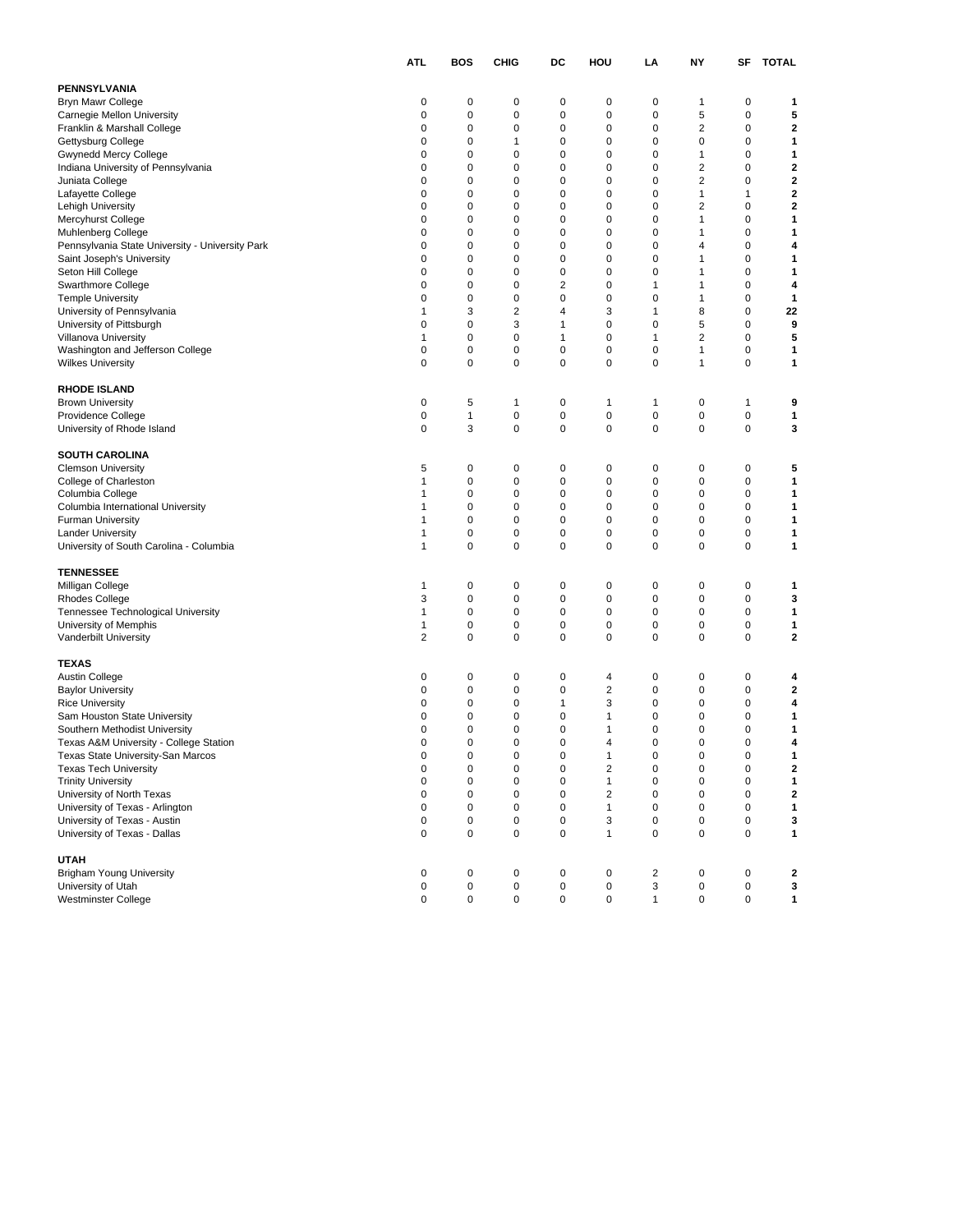| | ATL | BOS | CHIG | DC | HOU | LA | NY | SF | TOTAL |
|---|---|---|---|---|---|---|---|---|---|
| **PENNSYLVANIA** | | | | | | | | | |
| Bryn Mawr College | 0 | 0 | 0 | 0 | 0 | 0 | 1 | 0 | **1** |
| Carnegie Mellon University | 0 | 0 | 0 | 0 | 0 | 0 | 5 | 0 | **5** |
| Franklin & Marshall College | 0 | 0 | 0 | 0 | 0 | 0 | 2 | 0 | **2** |
| Gettysburg College | 0 | 0 | 1 | 0 | 0 | 0 | 0 | 0 | **1** |
| Gwynedd Mercy College | 0 | 0 | 0 | 0 | 0 | 0 | 1 | 0 | **1** |
| Indiana University of Pennsylvania | 0 | 0 | 0 | 0 | 0 | 0 | 2 | 0 | **2** |
| Juniata College | 0 | 0 | 0 | 0 | 0 | 0 | 2 | 0 | **2** |
| Lafayette College | 0 | 0 | 0 | 0 | 0 | 0 | 1 | 1 | **2** |
| Lehigh University | 0 | 0 | 0 | 0 | 0 | 0 | 2 | 0 | **2** |
| Mercyhurst College | 0 | 0 | 0 | 0 | 0 | 0 | 1 | 0 | **1** |
| Muhlenberg College | 0 | 0 | 0 | 0 | 0 | 0 | 1 | 0 | **1** |
| Pennsylvania State University - University Park | 0 | 0 | 0 | 0 | 0 | 0 | 4 | 0 | **4** |
| Saint Joseph's University | 0 | 0 | 0 | 0 | 0 | 0 | 1 | 0 | **1** |
| Seton Hill College | 0 | 0 | 0 | 0 | 0 | 0 | 1 | 0 | **1** |
| Swarthmore College | 0 | 0 | 0 | 2 | 0 | 1 | 1 | 0 | **4** |
| Temple University | 0 | 0 | 0 | 0 | 0 | 0 | 1 | 0 | **1** |
| University of Pennsylvania | 1 | 3 | 2 | 4 | 3 | 1 | 8 | 0 | **22** |
| University of Pittsburgh | 0 | 0 | 3 | 1 | 0 | 0 | 5 | 0 | **9** |
| Villanova University | 1 | 0 | 0 | 1 | 0 | 1 | 2 | 0 | **5** |
| Washington and Jefferson College | 0 | 0 | 0 | 0 | 0 | 0 | 1 | 0 | **1** |
| Wilkes University | 0 | 0 | 0 | 0 | 0 | 0 | 1 | 0 | **1** |
| **RHODE ISLAND** | | | | | | | | | |
| Brown University | 0 | 5 | 1 | 0 | 1 | 1 | 0 | 1 | **9** |
| Providence College | 0 | 1 | 0 | 0 | 0 | 0 | 0 | 0 | **1** |
| University of Rhode Island | 0 | 3 | 0 | 0 | 0 | 0 | 0 | 0 | **3** |
| **SOUTH CAROLINA** | | | | | | | | | |
| Clemson University | 5 | 0 | 0 | 0 | 0 | 0 | 0 | 0 | **5** |
| College of Charleston | 1 | 0 | 0 | 0 | 0 | 0 | 0 | 0 | **1** |
| Columbia College | 1 | 0 | 0 | 0 | 0 | 0 | 0 | 0 | **1** |
| Columbia International University | 1 | 0 | 0 | 0 | 0 | 0 | 0 | 0 | **1** |
| Furman University | 1 | 0 | 0 | 0 | 0 | 0 | 0 | 0 | **1** |
| Lander University | 1 | 0 | 0 | 0 | 0 | 0 | 0 | 0 | **1** |
| University of South Carolina - Columbia | 1 | 0 | 0 | 0 | 0 | 0 | 0 | 0 | **1** |
| **TENNESSEE** | | | | | | | | | |
| Milligan College | 1 | 0 | 0 | 0 | 0 | 0 | 0 | 0 | **1** |
| Rhodes College | 3 | 0 | 0 | 0 | 0 | 0 | 0 | 0 | **3** |
| Tennessee Technological University | 1 | 0 | 0 | 0 | 0 | 0 | 0 | 0 | **1** |
| University of Memphis | 1 | 0 | 0 | 0 | 0 | 0 | 0 | 0 | **1** |
| Vanderbilt University | 2 | 0 | 0 | 0 | 0 | 0 | 0 | 0 | **2** |
| **TEXAS** | | | | | | | | | |
| Austin College | 0 | 0 | 0 | 0 | 4 | 0 | 0 | 0 | **4** |
| Baylor University | 0 | 0 | 0 | 0 | 2 | 0 | 0 | 0 | **2** |
| Rice University | 0 | 0 | 0 | 1 | 3 | 0 | 0 | 0 | **4** |
| Sam Houston State University | 0 | 0 | 0 | 0 | 1 | 0 | 0 | 0 | **1** |
| Southern Methodist University | 0 | 0 | 0 | 0 | 1 | 0 | 0 | 0 | **1** |
| Texas A&M University - College Station | 0 | 0 | 0 | 0 | 4 | 0 | 0 | 0 | **4** |
| Texas State University-San Marcos | 0 | 0 | 0 | 0 | 1 | 0 | 0 | 0 | **1** |
| Texas Tech University | 0 | 0 | 0 | 0 | 2 | 0 | 0 | 0 | **2** |
| Trinity University | 0 | 0 | 0 | 0 | 1 | 0 | 0 | 0 | **1** |
| University of North Texas | 0 | 0 | 0 | 0 | 2 | 0 | 0 | 0 | **2** |
| University of Texas - Arlington | 0 | 0 | 0 | 0 | 1 | 0 | 0 | 0 | **1** |
| University of Texas - Austin | 0 | 0 | 0 | 0 | 3 | 0 | 0 | 0 | **3** |
| University of Texas - Dallas | 0 | 0 | 0 | 0 | 1 | 0 | 0 | 0 | **1** |
| **UTAH** | | | | | | | | | |
| Brigham Young University | 0 | 0 | 0 | 0 | 0 | 2 | 0 | 0 | **2** |
| University of Utah | 0 | 0 | 0 | 0 | 0 | 3 | 0 | 0 | **3** |
| Westminster College | 0 | 0 | 0 | 0 | 0 | 1 | 0 | 0 | **1** |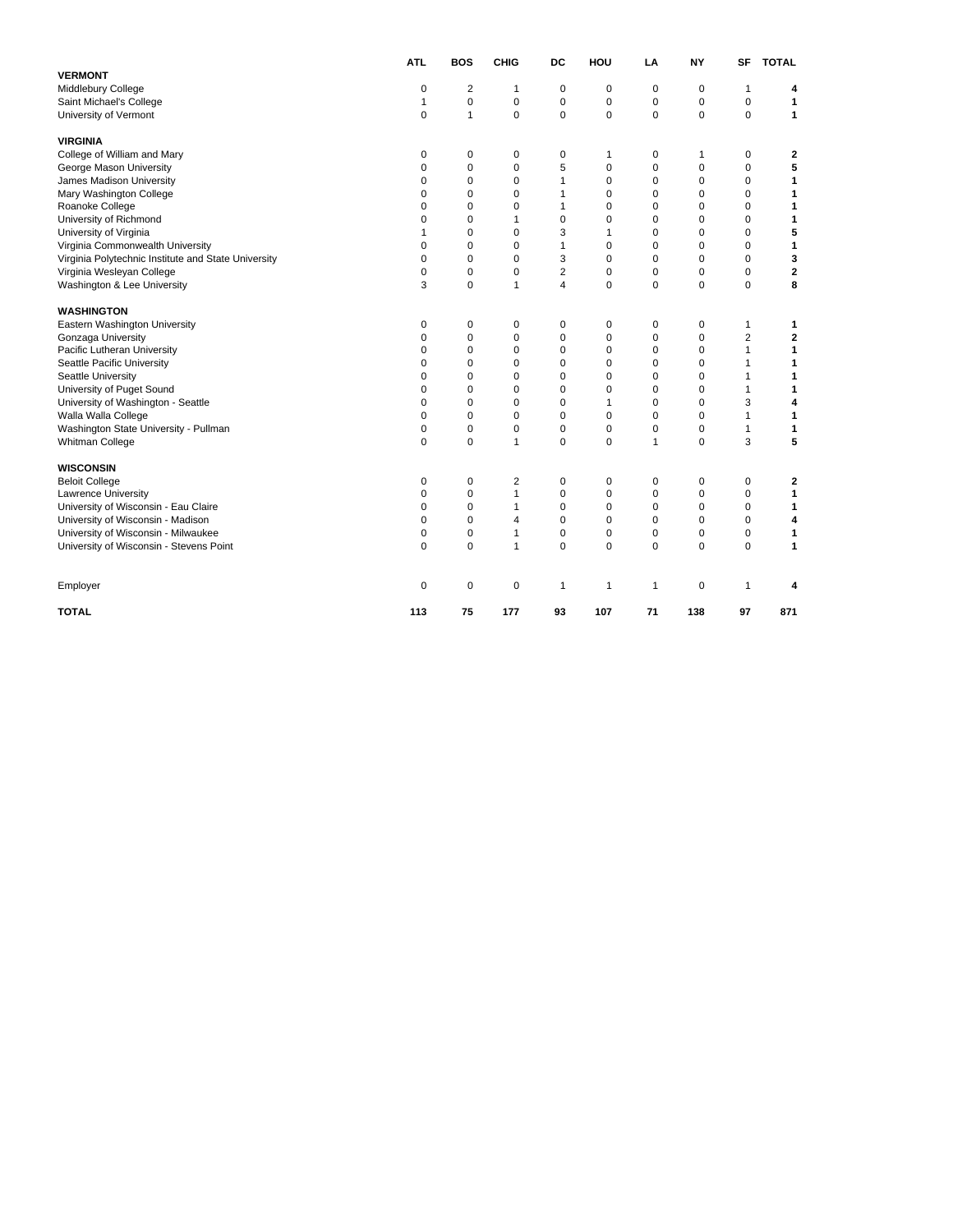| | ATL | BOS | CHIG | DC | HOU | LA | NY | SF | TOTAL |
|---|---|---|---|---|---|---|---|---|---|
| **VERMONT** | | | | | | | | | |
| Middlebury College | 0 | 2 | 1 | 0 | 0 | 0 | 0 | 1 | **4** |
| Saint Michael's College | 1 | 0 | 0 | 0 | 0 | 0 | 0 | 0 | **1** |
| University of Vermont | 0 | 1 | 0 | 0 | 0 | 0 | 0 | 0 | **1** |
| | | | | | | | | | |
| **VIRGINIA** | | | | | | | | | |
| College of William and Mary | 0 | 0 | 0 | 0 | 1 | 0 | 1 | 0 | **2** |
| George Mason University | 0 | 0 | 0 | 5 | 0 | 0 | 0 | 0 | **5** |
| James Madison University | 0 | 0 | 0 | 1 | 0 | 0 | 0 | 0 | **1** |
| Mary Washington College | 0 | 0 | 0 | 1 | 0 | 0 | 0 | 0 | **1** |
| Roanoke College | 0 | 0 | 0 | 1 | 0 | 0 | 0 | 0 | **1** |
| University of Richmond | 0 | 0 | 1 | 0 | 0 | 0 | 0 | 0 | **1** |
| University of Virginia | 1 | 0 | 0 | 3 | 1 | 0 | 0 | 0 | **5** |
| Virginia Commonwealth University | 0 | 0 | 0 | 1 | 0 | 0 | 0 | 0 | **1** |
| Virginia Polytechnic Institute and State University | 0 | 0 | 0 | 3 | 0 | 0 | 0 | 0 | **3** |
| Virginia Wesleyan College | 0 | 0 | 0 | 2 | 0 | 0 | 0 | 0 | **2** |
| Washington & Lee University | 3 | 0 | 1 | 4 | 0 | 0 | 0 | 0 | **8** |
| | | | | | | | | | |
| **WASHINGTON** | | | | | | | | | |
| Eastern Washington University | 0 | 0 | 0 | 0 | 0 | 0 | 0 | 1 | **1** |
| Gonzaga University | 0 | 0 | 0 | 0 | 0 | 0 | 0 | 2 | **2** |
| Pacific Lutheran University | 0 | 0 | 0 | 0 | 0 | 0 | 0 | 1 | **1** |
| Seattle Pacific University | 0 | 0 | 0 | 0 | 0 | 0 | 0 | 1 | **1** |
| Seattle University | 0 | 0 | 0 | 0 | 0 | 0 | 0 | 1 | **1** |
| University of Puget Sound | 0 | 0 | 0 | 0 | 0 | 0 | 0 | 1 | **1** |
| University of Washington - Seattle | 0 | 0 | 0 | 0 | 1 | 0 | 0 | 3 | **4** |
| Walla Walla College | 0 | 0 | 0 | 0 | 0 | 0 | 0 | 1 | **1** |
| Washington State University - Pullman | 0 | 0 | 0 | 0 | 0 | 0 | 0 | 1 | **1** |
| Whitman College | 0 | 0 | 1 | 0 | 0 | 1 | 0 | 3 | **5** |
| | | | | | | | | | |
| **WISCONSIN** | | | | | | | | | |
| Beloit College | 0 | 0 | 2 | 0 | 0 | 0 | 0 | 0 | **2** |
| Lawrence University | 0 | 0 | 1 | 0 | 0 | 0 | 0 | 0 | **1** |
| University of Wisconsin - Eau Claire | 0 | 0 | 1 | 0 | 0 | 0 | 0 | 0 | **1** |
| University of Wisconsin - Madison | 0 | 0 | 4 | 0 | 0 | 0 | 0 | 0 | **4** |
| University of Wisconsin - Milwaukee | 0 | 0 | 1 | 0 | 0 | 0 | 0 | 0 | **1** |
| University of Wisconsin - Stevens Point | 0 | 0 | 1 | 0 | 0 | 0 | 0 | 0 | **1** |
| | | | | | | | | | |
| Employer | 0 | 0 | 0 | 1 | 1 | 1 | 0 | 1 | **4** |
| | | | | | | | | | |
| **TOTAL** | **113** | **75** | **177** | **93** | **107** | **71** | **138** | **97** | **871** |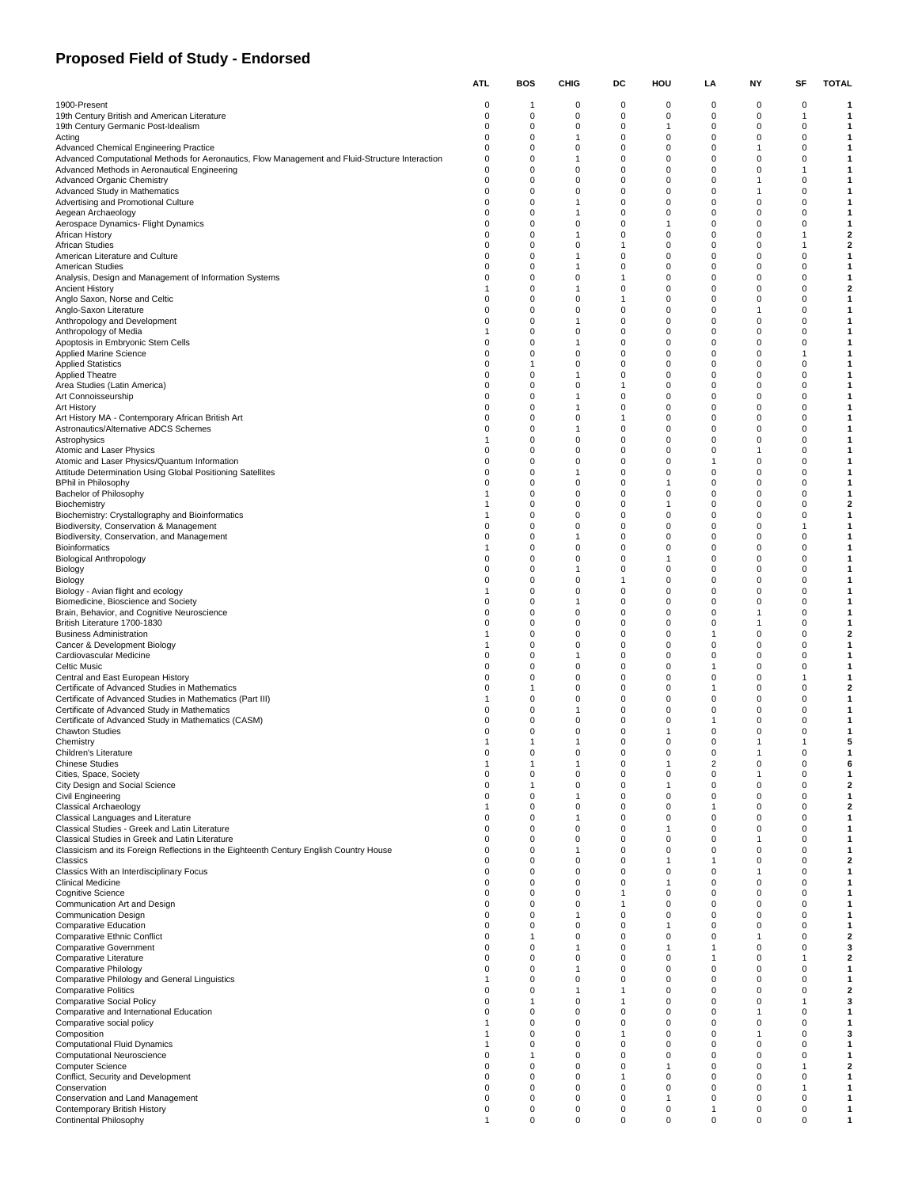# Proposed Field of Study - Endorsed

| | ATL | BOS | CHIG | DC | HOU | LA | NY | SF | TOTAL |
|---|---|---|---|---|---|---|---|---|---|
| 1900-Present | 0 | 1 | 0 | 0 | 0 | 0 | 0 | 0 | **1** |
| 19th Century British and American Literature | 0 | 0 | 0 | 0 | 0 | 0 | 0 | 1 | **1** |
| 19th Century Germanic Post-Idealism | 0 | 0 | 0 | 0 | 1 | 0 | 0 | 0 | **1** |
| Acting | 0 | 0 | 1 | 0 | 0 | 0 | 0 | 0 | **1** |
| Advanced Chemical Engineering Practice | 0 | 0 | 0 | 0 | 0 | 0 | 1 | 0 | **1** |
| Advanced Computational Methods for Aeronautics, Flow Management and Fluid-Structure Interaction | 0 | 0 | 1 | 0 | 0 | 0 | 0 | 0 | **1** |
| Advanced Methods in Aeronautical Engineering | 0 | 0 | 0 | 0 | 0 | 0 | 0 | 1 | **1** |
| Advanced Organic Chemistry | 0 | 0 | 0 | 0 | 0 | 0 | 1 | 0 | **1** |
| Advanced Study in Mathematics | 0 | 0 | 0 | 0 | 0 | 0 | 1 | 0 | **1** |
| Advertising and Promotional Culture | 0 | 0 | 1 | 0 | 0 | 0 | 0 | 0 | **1** |
| Aegean Archaeology | 0 | 0 | 1 | 0 | 0 | 0 | 0 | 0 | **1** |
| Aerospace Dynamics- Flight Dynamics | 0 | 0 | 0 | 0 | 1 | 0 | 0 | 0 | **1** |
| African History | 0 | 0 | 1 | 0 | 0 | 0 | 0 | 1 | **2** |
| African Studies | 0 | 0 | 0 | 1 | 0 | 0 | 0 | 1 | **2** |
| American Literature and Culture | 0 | 0 | 1 | 0 | 0 | 0 | 0 | 0 | **1** |
| American Studies | 0 | 0 | 1 | 0 | 0 | 0 | 0 | 0 | **1** |
| Analysis, Design and Management of Information Systems | 0 | 0 | 0 | 1 | 0 | 0 | 0 | 0 | **1** |
| Ancient History | 1 | 0 | 1 | 0 | 0 | 0 | 0 | 0 | **2** |
| Anglo Saxon, Norse and Celtic | 0 | 0 | 0 | 1 | 0 | 0 | 0 | 0 | **1** |
| Anglo-Saxon Literature | 0 | 0 | 0 | 0 | 0 | 0 | 1 | 0 | **1** |
| Anthropology and Development | 0 | 0 | 1 | 0 | 0 | 0 | 0 | 0 | **1** |
| Anthropology of Media | 1 | 0 | 0 | 0 | 0 | 0 | 0 | 0 | **1** |
| Apoptosis in Embryonic Stem Cells | 0 | 0 | 1 | 0 | 0 | 0 | 0 | 0 | **1** |
| Applied Marine Science | 0 | 0 | 0 | 0 | 0 | 0 | 0 | 1 | **1** |
| Applied Statistics | 0 | 1 | 0 | 0 | 0 | 0 | 0 | 0 | **1** |
| Applied Theatre | 0 | 0 | 1 | 0 | 0 | 0 | 0 | 0 | **1** |
| Area Studies (Latin America) | 0 | 0 | 0 | 1 | 0 | 0 | 0 | 0 | **1** |
| Art Connoisseurship | 0 | 0 | 1 | 0 | 0 | 0 | 0 | 0 | **1** |
| Art History | 0 | 0 | 1 | 0 | 0 | 0 | 0 | 0 | **1** |
| Art History MA - Contemporary African British Art | 0 | 0 | 0 | 1 | 0 | 0 | 0 | 0 | **1** |
| Astronautics/Alternative ADCS Schemes | 0 | 0 | 1 | 0 | 0 | 0 | 0 | 0 | **1** |
| Astrophysics | 1 | 0 | 0 | 0 | 0 | 0 | 0 | 0 | **1** |
| Atomic and Laser Physics | 0 | 0 | 0 | 0 | 0 | 0 | 1 | 0 | **1** |
| Atomic and Laser Physics/Quantum Information | 0 | 0 | 0 | 0 | 0 | 1 | 0 | 0 | **1** |
| Attitude Determination Using Global Positioning Satellites | 0 | 0 | 1 | 0 | 0 | 0 | 0 | 0 | **1** |
| BPhil in Philosophy | 0 | 0 | 0 | 0 | 1 | 0 | 0 | 0 | **1** |
| Bachelor of Philosophy | 1 | 0 | 0 | 0 | 0 | 0 | 0 | 0 | **1** |
| Biochemistry | 1 | 0 | 0 | 0 | 1 | 0 | 0 | 0 | **2** |
| Biochemistry: Crystallography and Bioinformatics | 1 | 0 | 0 | 0 | 0 | 0 | 0 | 0 | **1** |
| Biodiversity, Conservation & Management | 0 | 0 | 0 | 0 | 0 | 0 | 0 | 1 | **1** |
| Biodiversity, Conservation, and Management | 0 | 0 | 1 | 0 | 0 | 0 | 0 | 0 | **1** |
| Bioinformatics | 1 | 0 | 0 | 0 | 0 | 0 | 0 | 0 | **1** |
| Biological Anthropology | 0 | 0 | 0 | 0 | 1 | 0 | 0 | 0 | **1** |
| Biology | 0 | 0 | 1 | 0 | 0 | 0 | 0 | 0 | **1** |
| Biology | 0 | 0 | 0 | 1 | 0 | 0 | 0 | 0 | **1** |
| Biology - Avian flight and ecology | 1 | 0 | 0 | 0 | 0 | 0 | 0 | 0 | **1** |
| Biomedicine, Bioscience and Society | 0 | 0 | 1 | 0 | 0 | 0 | 0 | 0 | **1** |
| Brain, Behavior, and Cognitive Neuroscience | 0 | 0 | 0 | 0 | 0 | 0 | 1 | 0 | **1** |
| British Literature 1700-1830 | 0 | 0 | 0 | 0 | 0 | 0 | 1 | 0 | **1** |
| Business Administration | 1 | 0 | 0 | 0 | 0 | 1 | 0 | 0 | **2** |
| Cancer & Development Biology | 1 | 0 | 0 | 0 | 0 | 0 | 0 | 0 | **1** |
| Cardiovascular Medicine | 0 | 0 | 1 | 0 | 0 | 0 | 0 | 0 | **1** |
| Celtic Music | 0 | 0 | 0 | 0 | 0 | 1 | 0 | 0 | **1** |
| Central and East European History | 0 | 0 | 0 | 0 | 0 | 0 | 0 | 1 | **1** |
| Certificate of Advanced Studies in Mathematics | 0 | 1 | 0 | 0 | 0 | 1 | 0 | 0 | **2** |
| Certificate of Advanced Studies in Mathematics (Part III) | 1 | 0 | 0 | 0 | 0 | 0 | 0 | 0 | **1** |
| Certificate of Advanced Study in Mathematics | 0 | 0 | 1 | 0 | 0 | 0 | 0 | 0 | **1** |
| Certificate of Advanced Study in Mathematics (CASM) | 0 | 0 | 0 | 0 | 0 | 1 | 0 | 0 | **1** |
| Chawton Studies | 0 | 0 | 0 | 0 | 1 | 0 | 0 | 0 | **1** |
| Chemistry | 1 | 1 | 1 | 0 | 0 | 0 | 1 | 1 | **5** |
| Children's Literature | 0 | 0 | 0 | 0 | 0 | 0 | 1 | 0 | **1** |
| Chinese Studies | 1 | 1 | 1 | 0 | 1 | 2 | 0 | 0 | **6** |
| Cities, Space, Society | 0 | 0 | 0 | 0 | 0 | 0 | 1 | 0 | **1** |
| City Design and Social Science | 0 | 1 | 0 | 0 | 1 | 0 | 0 | 0 | **2** |
| Civil Engineering | 0 | 0 | 1 | 0 | 0 | 0 | 0 | 0 | **1** |
| Classical Archaeology | 1 | 0 | 0 | 0 | 0 | 1 | 0 | 0 | **2** |
| Classical Languages and Literature | 0 | 0 | 1 | 0 | 0 | 0 | 0 | 0 | **1** |
| Classical Studies - Greek and Latin Literature | 0 | 0 | 0 | 0 | 1 | 0 | 0 | 0 | **1** |
| Classical Studies in Greek and Latin Literature | 0 | 0 | 0 | 0 | 0 | 0 | 1 | 0 | **1** |
| Classicism and its Foreign Reflections in the Eighteenth Century English Country House | 0 | 0 | 1 | 0 | 0 | 0 | 0 | 0 | **1** |
| Classics | 0 | 0 | 0 | 0 | 1 | 1 | 0 | 0 | **2** |
| Classics With an Interdisciplinary Focus | 0 | 0 | 0 | 0 | 0 | 0 | 1 | 0 | **1** |
| Clinical Medicine | 0 | 0 | 0 | 0 | 1 | 0 | 0 | 0 | **1** |
| Cognitive Science | 0 | 0 | 0 | 1 | 0 | 0 | 0 | 0 | **1** |
| Communication Art and Design | 0 | 0 | 0 | 1 | 0 | 0 | 0 | 0 | **1** |
| Communication Design | 0 | 0 | 1 | 0 | 0 | 0 | 0 | 0 | **1** |
| Comparative Education | 0 | 0 | 0 | 0 | 1 | 0 | 0 | 0 | **1** |
| Comparative Ethnic Conflict | 0 | 1 | 0 | 0 | 0 | 0 | 1 | 0 | **2** |
| Comparative Government | 0 | 0 | 1 | 0 | 1 | 1 | 0 | 0 | **3** |
| Comparative Literature | 0 | 0 | 0 | 0 | 0 | 1 | 0 | 1 | **2** |
| Comparative Philology | 0 | 0 | 1 | 0 | 0 | 0 | 0 | 0 | **1** |
| Comparative Philology and General Linguistics | 1 | 0 | 0 | 0 | 0 | 0 | 0 | 0 | **1** |
| Comparative Politics | 0 | 0 | 1 | 1 | 0 | 0 | 0 | 0 | **2** |
| Comparative Social Policy | 0 | 1 | 0 | 1 | 0 | 0 | 0 | 1 | **3** |
| Comparative and International Education | 0 | 0 | 0 | 0 | 0 | 0 | 1 | 0 | **1** |
| Comparative social policy | 1 | 0 | 0 | 0 | 0 | 0 | 0 | 0 | **1** |
| Composition | 1 | 0 | 0 | 1 | 0 | 0 | 1 | 0 | **3** |
| Computational Fluid Dynamics | 1 | 0 | 0 | 0 | 0 | 0 | 0 | 0 | **1** |
| Computational Neuroscience | 0 | 1 | 0 | 0 | 0 | 0 | 0 | 0 | **1** |
| Computer Science | 0 | 0 | 0 | 0 | 1 | 0 | 0 | 1 | **2** |
| Conflict, Security and Development | 0 | 0 | 0 | 1 | 0 | 0 | 0 | 0 | **1** |
| Conservation | 0 | 0 | 0 | 0 | 0 | 0 | 0 | 1 | **1** |
| Conservation and Land Management | 0 | 0 | 0 | 0 | 1 | 0 | 0 | 0 | **1** |
| Contemporary British History | 0 | 0 | 0 | 0 | 0 | 1 | 0 | 0 | **1** |
| Continental Philosophy | 1 | 0 | 0 | 0 | 0 | 0 | 0 | 0 | **1** |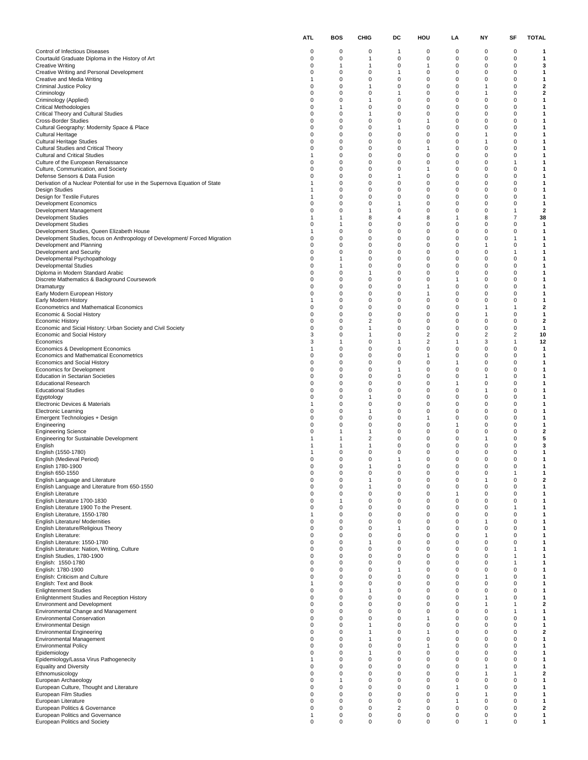| | ATL | BOS | CHIG | DC | HOU | LA | NY | SF | TOTAL |
|---|---|---|---|---|---|---|---|---|---|
| Control of Infectious Diseases | 0 | 0 | 0 | 1 | 0 | 0 | 0 | 0 | **1** |
| Courtauld Graduate Diploma in the History of Art | 0 | 0 | 1 | 0 | 0 | 0 | 0 | 0 | **1** |
| Creative Writing | 0 | 1 | 1 | 0 | 1 | 0 | 0 | 0 | **3** |
| Creative Writing and Personal Development | 0 | 0 | 0 | 1 | 0 | 0 | 0 | 0 | **1** |
| Creative and Media Writing | 1 | 0 | 0 | 0 | 0 | 0 | 0 | 0 | **1** |
| Criminal Justice Policy | 0 | 0 | 1 | 0 | 0 | 0 | 1 | 0 | **2** |
| Criminology | 0 | 0 | 0 | 1 | 0 | 0 | 1 | 0 | **2** |
| Criminology (Applied) | 0 | 0 | 1 | 0 | 0 | 0 | 0 | 0 | **1** |
| Critical Methodologies | 0 | 1 | 0 | 0 | 0 | 0 | 0 | 0 | **1** |
| Critical Theory and Cultural Studies | 0 | 0 | 1 | 0 | 0 | 0 | 0 | 0 | **1** |
| Cross-Border Studies | 0 | 0 | 0 | 0 | 1 | 0 | 0 | 0 | **1** |
| Cultural Geography: Modernity Space & Place | 0 | 0 | 0 | 1 | 0 | 0 | 0 | 0 | **1** |
| Cultural Heritage | 0 | 0 | 0 | 0 | 0 | 0 | 1 | 0 | **1** |
| Cultural Heritage Studies | 0 | 0 | 0 | 0 | 0 | 0 | 1 | 0 | **1** |
| Cultural Studies and Critical Theory | 0 | 0 | 0 | 0 | 1 | 0 | 0 | 0 | **1** |
| Cultural and Critical Studies | 1 | 0 | 0 | 0 | 0 | 0 | 0 | 0 | **1** |
| Culture of the European Renaissance | 0 | 0 | 0 | 0 | 0 | 0 | 0 | 1 | **1** |
| Culture, Communication, and Society | 0 | 0 | 0 | 0 | 1 | 0 | 0 | 0 | **1** |
| Defense Sensors & Data Fusion | 0 | 0 | 0 | 1 | 0 | 0 | 0 | 0 | **1** |
| Derivation of a Nuclear Potential for use in the Supernova Equation of State | 1 | 0 | 0 | 0 | 0 | 0 | 0 | 0 | **1** |
| Design Studies | 1 | 0 | 0 | 0 | 0 | 0 | 0 | 0 | **1** |
| Design for Textile Futures | 1 | 0 | 0 | 0 | 0 | 0 | 0 | 0 | **1** |
| Development Economics | 0 | 0 | 0 | 1 | 0 | 0 | 0 | 0 | **1** |
| Development Management | 0 | 0 | 1 | 0 | 0 | 0 | 0 | 1 | **2** |
| Development Studies | 1 | 1 | 8 | 4 | 8 | 1 | 8 | 7 | **38** |
| Development Studies | 0 | 1 | 0 | 0 | 0 | 0 | 0 | 0 | **1** |
| Development Studies, Queen Elizabeth House | 1 | 0 | 0 | 0 | 0 | 0 | 0 | 0 | **1** |
| Development Studies, focus on Anthropology of Development/ Forced Migration | 0 | 0 | 0 | 0 | 0 | 0 | 0 | 1 | **1** |
| Development and Planning | 0 | 0 | 0 | 0 | 0 | 0 | 1 | 0 | **1** |
| Development and Security | 0 | 0 | 0 | 0 | 0 | 0 | 0 | 1 | **1** |
| Developmental Psychopathology | 0 | 1 | 0 | 0 | 0 | 0 | 0 | 0 | **1** |
| Developmental Studies | 0 | 1 | 0 | 0 | 0 | 0 | 0 | 0 | **1** |
| Diploma in Modern Standard Arabic | 0 | 0 | 1 | 0 | 0 | 0 | 0 | 0 | **1** |
| Discrete Mathematics & Background Coursework | 0 | 0 | 0 | 0 | 0 | 1 | 0 | 0 | **1** |
| Dramaturgy | 0 | 0 | 0 | 0 | 1 | 0 | 0 | 0 | **1** |
| Early Modern European History | 0 | 0 | 0 | 0 | 1 | 0 | 0 | 0 | **1** |
| Early Modern History | 1 | 0 | 0 | 0 | 0 | 0 | 0 | 0 | **1** |
| Econometrics and Mathematical Economics | 0 | 0 | 0 | 0 | 0 | 0 | 1 | 1 | **2** |
| Economic & Social History | 0 | 0 | 0 | 0 | 0 | 0 | 1 | 0 | **1** |
| Economic History | 0 | 0 | 2 | 0 | 0 | 0 | 0 | 0 | **2** |
| Economic and Sicial History: Urban Society and Civil Society | 0 | 0 | 1 | 0 | 0 | 0 | 0 | 0 | **1** |
| Economic and Social History | 3 | 0 | 1 | 0 | 2 | 0 | 2 | 2 | **10** |
| Economics | 3 | 1 | 0 | 1 | 2 | 1 | 3 | 1 | **12** |
| Economics & Development Economics | 1 | 0 | 0 | 0 | 0 | 0 | 0 | 0 | **1** |
| Economics and Mathematical Econometrics | 0 | 0 | 0 | 0 | 1 | 0 | 0 | 0 | **1** |
| Economics and Social History | 0 | 0 | 0 | 0 | 0 | 1 | 0 | 0 | **1** |
| Economics for Development | 0 | 0 | 0 | 1 | 0 | 0 | 0 | 0 | **1** |
| Education in Sectarian Societies | 0 | 0 | 0 | 0 | 0 | 0 | 1 | 0 | **1** |
| Educational Research | 0 | 0 | 0 | 0 | 0 | 1 | 0 | 0 | **1** |
| Educational Studies | 0 | 0 | 0 | 0 | 0 | 0 | 1 | 0 | **1** |
| Egyptology | 0 | 0 | 1 | 0 | 0 | 0 | 0 | 0 | **1** |
| Electronic Devices & Materials | 1 | 0 | 0 | 0 | 0 | 0 | 0 | 0 | **1** |
| Electronic Learning | 0 | 0 | 1 | 0 | 0 | 0 | 0 | 0 | **1** |
| Emergent Technologies + Design | 0 | 0 | 0 | 0 | 1 | 0 | 0 | 0 | **1** |
| Engineering | 0 | 0 | 0 | 0 | 0 | 1 | 0 | 0 | **1** |
| Engineering Science | 0 | 1 | 1 | 0 | 0 | 0 | 0 | 0 | **2** |
| Engineering for Sustainable Development | 1 | 1 | 2 | 0 | 0 | 0 | 1 | 0 | **5** |
| English | 1 | 1 | 1 | 0 | 0 | 0 | 0 | 0 | **3** |
| English (1550-1780) | 1 | 0 | 0 | 0 | 0 | 0 | 0 | 0 | **1** |
| English (Medieval Period) | 0 | 0 | 0 | 1 | 0 | 0 | 0 | 0 | **1** |
| English 1780-1900 | 0 | 0 | 1 | 0 | 0 | 0 | 0 | 0 | **1** |
| English 650-1550 | 0 | 0 | 0 | 0 | 0 | 0 | 0 | 1 | **1** |
| English Language and Literature | 0 | 0 | 1 | 0 | 0 | 0 | 1 | 0 | **2** |
| English Language and Literature from 650-1550 | 0 | 0 | 1 | 0 | 0 | 0 | 0 | 0 | **1** |
| English Literature | 0 | 0 | 0 | 0 | 0 | 1 | 0 | 0 | **1** |
| English Literature 1700-1830 | 0 | 1 | 0 | 0 | 0 | 0 | 0 | 0 | **1** |
| English Literature 1900 To the Present. | 0 | 0 | 0 | 0 | 0 | 0 | 0 | 1 | **1** |
| English Literature, 1550-1780 | 1 | 0 | 0 | 0 | 0 | 0 | 0 | 0 | **1** |
| English Literature/ Modernities | 0 | 0 | 0 | 0 | 0 | 0 | 1 | 0 | **1** |
| English Literature/Religious Theory | 0 | 0 | 0 | 1 | 0 | 0 | 0 | 0 | **1** |
| English Literature: | 0 | 0 | 0 | 0 | 0 | 0 | 1 | 0 | **1** |
| English Literature: 1550-1780 | 0 | 0 | 1 | 0 | 0 | 0 | 0 | 0 | **1** |
| English Literature: Nation, Writing, Culture | 0 | 0 | 0 | 0 | 0 | 0 | 0 | 1 | **1** |
| English Studies, 1780-1900 | 0 | 0 | 0 | 0 | 0 | 0 | 0 | 1 | **1** |
| English: 1550-1780 | 0 | 0 | 0 | 0 | 0 | 0 | 0 | 1 | **1** |
| English: 1780-1900 | 0 | 0 | 0 | 1 | 0 | 0 | 0 | 0 | **1** |
| English: Criticism and Culture | 0 | 0 | 0 | 0 | 0 | 0 | 1 | 0 | **1** |
| English: Text and Book | 1 | 0 | 0 | 0 | 0 | 0 | 0 | 0 | **1** |
| Enlightenment Studies | 0 | 0 | 1 | 0 | 0 | 0 | 0 | 0 | **1** |
| Enlightenment Studies and Reception History | 0 | 0 | 0 | 0 | 0 | 0 | 1 | 0 | **1** |
| Environment and Development | 0 | 0 | 0 | 0 | 0 | 0 | 1 | 1 | **2** |
| Environmental Change and Management | 0 | 0 | 0 | 0 | 0 | 0 | 0 | 1 | **1** |
| Environmental Conservation | 0 | 0 | 0 | 0 | 1 | 0 | 0 | 0 | **1** |
| Environmental Design | 0 | 0 | 1 | 0 | 0 | 0 | 0 | 0 | **1** |
| Environmental Engineering | 0 | 0 | 1 | 0 | 1 | 0 | 0 | 0 | **2** |
| Environmental Management | 0 | 0 | 1 | 0 | 0 | 0 | 0 | 0 | **1** |
| Environmental Policy | 0 | 0 | 0 | 0 | 1 | 0 | 0 | 0 | **1** |
| Epidemiology | 0 | 0 | 1 | 0 | 0 | 0 | 0 | 0 | **1** |
| Epidemiology/Lassa Virus Pathogenecity | 1 | 0 | 0 | 0 | 0 | 0 | 0 | 0 | **1** |
| Equality and Diversity | 0 | 0 | 0 | 0 | 0 | 0 | 1 | 0 | **1** |
| Ethnomusicology | 0 | 0 | 0 | 0 | 0 | 0 | 1 | 1 | **2** |
| European Archaeology | 0 | 1 | 0 | 0 | 0 | 0 | 0 | 0 | **1** |
| European Culture, Thought and Literature | 0 | 0 | 0 | 0 | 0 | 1 | 0 | 0 | **1** |
| European Film Studies | 0 | 0 | 0 | 0 | 0 | 0 | 1 | 0 | **1** |
| European Literature | 0 | 0 | 0 | 0 | 0 | 1 | 0 | 0 | **1** |
| European Politics & Governance | 0 | 0 | 0 | 2 | 0 | 0 | 0 | 0 | **2** |
| European Politics and Governance | 1 | 0 | 0 | 0 | 0 | 0 | 0 | 0 | **1** |
| European Politics and Society | 0 | 0 | 0 | 0 | 0 | 0 | 1 | 0 | **1** |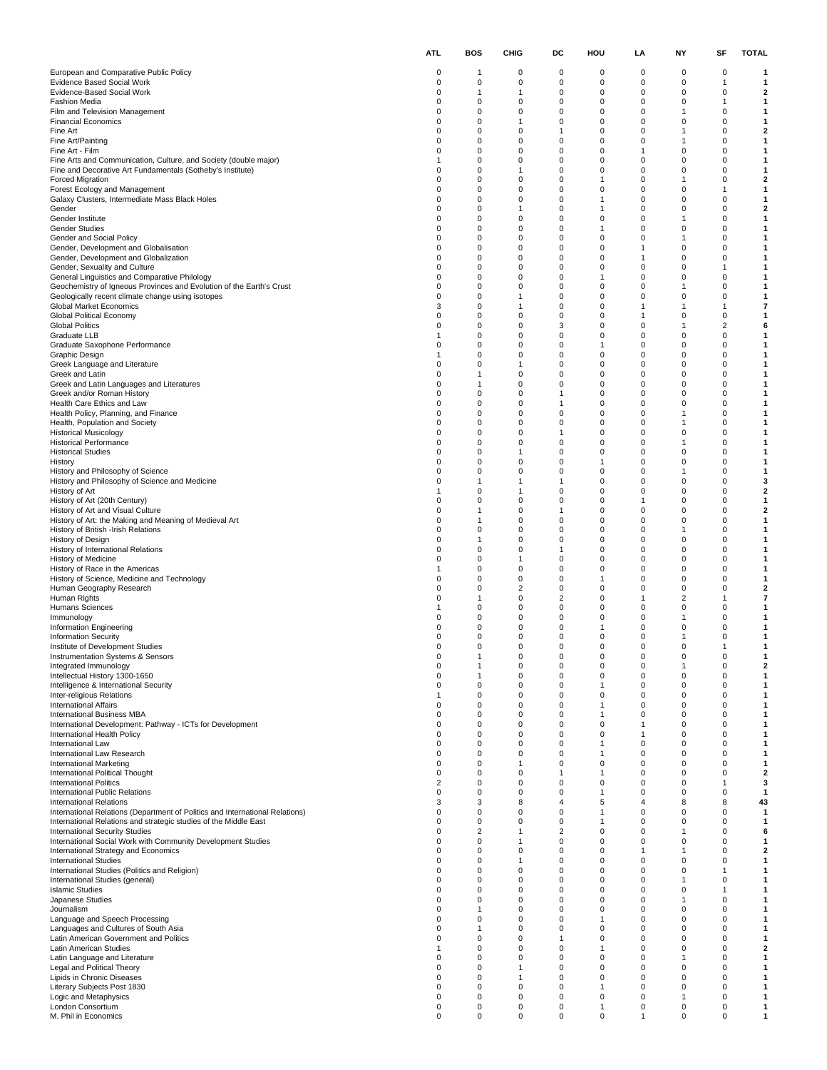| | ATL | BOS | CHIG | DC | HOU | LA | NY | SF | TOTAL |
|---|---|---|---|---|---|---|---|---|---|
| European and Comparative Public Policy | 0 | 1 | 0 | 0 | 0 | 0 | 0 | 0 | **1** |
| Evidence Based Social Work | 0 | 0 | 0 | 0 | 0 | 0 | 0 | 1 | **1** |
| Evidence-Based Social Work | 0 | 1 | 1 | 0 | 0 | 0 | 0 | 0 | **2** |
| Fashion Media | 0 | 0 | 0 | 0 | 0 | 0 | 0 | 1 | **1** |
| Film and Television Management | 0 | 0 | 0 | 0 | 0 | 0 | 1 | 0 | **1** |
| Financial Economics | 0 | 0 | 1 | 0 | 0 | 0 | 0 | 0 | **1** |
| Fine Art | 0 | 0 | 0 | 1 | 0 | 0 | 1 | 0 | **2** |
| Fine Art/Painting | 0 | 0 | 0 | 0 | 0 | 0 | 1 | 0 | **1** |
| Fine Art - Film | 0 | 0 | 0 | 0 | 0 | 1 | 0 | 0 | **1** |
| Fine Arts and Communication, Culture, and Society (double major) | 1 | 0 | 0 | 0 | 0 | 0 | 0 | 0 | **1** |
| Fine and Decorative Art Fundamentals (Sotheby's Institute) | 0 | 0 | 1 | 0 | 0 | 0 | 0 | 0 | **1** |
| Forced Migration | 0 | 0 | 0 | 0 | 1 | 0 | 1 | 0 | **2** |
| Forest Ecology and Management | 0 | 0 | 0 | 0 | 0 | 0 | 0 | 1 | **1** |
| Galaxy Clusters, Intermediate Mass Black Holes | 0 | 0 | 0 | 0 | 1 | 0 | 0 | 0 | **1** |
| Gender | 0 | 0 | 1 | 0 | 1 | 0 | 0 | 0 | **2** |
| Gender Institute | 0 | 0 | 0 | 0 | 0 | 0 | 1 | 0 | **1** |
| Gender Studies | 0 | 0 | 0 | 0 | 1 | 0 | 0 | 0 | **1** |
| Gender and Social Policy | 0 | 0 | 0 | 0 | 0 | 0 | 1 | 0 | **1** |
| Gender, Development and Globalisation | 0 | 0 | 0 | 0 | 0 | 1 | 0 | 0 | **1** |
| Gender, Development and Globalization | 0 | 0 | 0 | 0 | 0 | 1 | 0 | 0 | **1** |
| Gender, Sexuality and Culture | 0 | 0 | 0 | 0 | 0 | 0 | 0 | 1 | **1** |
| General Linguistics and Comparative Philology | 0 | 0 | 0 | 0 | 1 | 0 | 0 | 0 | **1** |
| Geochemistry of Igneous Provinces and Evolution of the Earth's Crust | 0 | 0 | 0 | 0 | 0 | 0 | 1 | 0 | **1** |
| Geologically recent climate change using isotopes | 0 | 0 | 1 | 0 | 0 | 0 | 0 | 0 | **1** |
| Global Market Economics | 3 | 0 | 1 | 0 | 0 | 1 | 1 | 1 | **7** |
| Global Political Economy | 0 | 0 | 0 | 0 | 0 | 1 | 0 | 0 | **1** |
| Global Politics | 0 | 0 | 0 | 3 | 0 | 0 | 1 | 2 | **6** |
| Graduate LLB | 1 | 0 | 0 | 0 | 0 | 0 | 0 | 0 | **1** |
| Graduate Saxophone Performance | 0 | 0 | 0 | 0 | 1 | 0 | 0 | 0 | **1** |
| Graphic Design | 1 | 0 | 0 | 0 | 0 | 0 | 0 | 0 | **1** |
| Greek Language and Literature | 0 | 0 | 1 | 0 | 0 | 0 | 0 | 0 | **1** |
| Greek and Latin | 0 | 1 | 0 | 0 | 0 | 0 | 0 | 0 | **1** |
| Greek and Latin Languages and Literatures | 0 | 1 | 0 | 0 | 0 | 0 | 0 | 0 | **1** |
| Greek and/or Roman History | 0 | 0 | 0 | 1 | 0 | 0 | 0 | 0 | **1** |
| Health Care Ethics and Law | 0 | 0 | 0 | 1 | 0 | 0 | 0 | 0 | **1** |
| Health Policy, Planning, and Finance | 0 | 0 | 0 | 0 | 0 | 0 | 1 | 0 | **1** |
| Health, Population and Society | 0 | 0 | 0 | 0 | 0 | 0 | 1 | 0 | **1** |
| Historical Musicology | 0 | 0 | 0 | 1 | 0 | 0 | 0 | 0 | **1** |
| Historical Performance | 0 | 0 | 0 | 0 | 0 | 0 | 1 | 0 | **1** |
| Historical Studies | 0 | 0 | 1 | 0 | 0 | 0 | 0 | 0 | **1** |
| History | 0 | 0 | 0 | 0 | 1 | 0 | 0 | 0 | **1** |
| History and Philosophy of Science | 0 | 0 | 0 | 0 | 0 | 0 | 1 | 0 | **1** |
| History and Philosophy of Science and Medicine | 0 | 1 | 1 | 1 | 0 | 0 | 0 | 0 | **3** |
| History of Art | 1 | 0 | 1 | 0 | 0 | 0 | 0 | 0 | **2** |
| History of Art (20th Century) | 0 | 0 | 0 | 0 | 0 | 1 | 0 | 0 | **1** |
| History of Art and Visual Culture | 0 | 1 | 0 | 1 | 0 | 0 | 0 | 0 | **2** |
| History of Art: the Making and Meaning of Medieval Art | 0 | 1 | 0 | 0 | 0 | 0 | 0 | 0 | **1** |
| History of British -Irish Relations | 0 | 0 | 0 | 0 | 0 | 0 | 1 | 0 | **1** |
| History of Design | 0 | 1 | 0 | 0 | 0 | 0 | 0 | 0 | **1** |
| History of International Relations | 0 | 0 | 0 | 1 | 0 | 0 | 0 | 0 | **1** |
| History of Medicine | 0 | 0 | 1 | 0 | 0 | 0 | 0 | 0 | **1** |
| History of Race in the Americas | 1 | 0 | 0 | 0 | 0 | 0 | 0 | 0 | **1** |
| History of Science, Medicine and Technology | 0 | 0 | 0 | 0 | 1 | 0 | 0 | 0 | **1** |
| Human Geography Research | 0 | 0 | 2 | 0 | 0 | 0 | 0 | 0 | **2** |
| Human Rights | 0 | 1 | 0 | 2 | 0 | 1 | 2 | 1 | **7** |
| Humans Sciences | 1 | 0 | 0 | 0 | 0 | 0 | 0 | 0 | **1** |
| Immunology | 0 | 0 | 0 | 0 | 0 | 0 | 1 | 0 | **1** |
| Information Engineering | 0 | 0 | 0 | 0 | 1 | 0 | 0 | 0 | **1** |
| Information Security | 0 | 0 | 0 | 0 | 0 | 0 | 1 | 0 | **1** |
| Institute of Development Studies | 0 | 0 | 0 | 0 | 0 | 0 | 0 | 1 | **1** |
| Instrumentation Systems & Sensors | 0 | 1 | 0 | 0 | 0 | 0 | 0 | 0 | **1** |
| Integrated Immunology | 0 | 1 | 0 | 0 | 0 | 0 | 1 | 0 | **2** |
| Intellectual History 1300-1650 | 0 | 1 | 0 | 0 | 0 | 0 | 0 | 0 | **1** |
| Intelligence & International Security | 0 | 0 | 0 | 0 | 1 | 0 | 0 | 0 | **1** |
| Inter-religious Relations | 1 | 0 | 0 | 0 | 0 | 0 | 0 | 0 | **1** |
| International Affairs | 0 | 0 | 0 | 0 | 1 | 0 | 0 | 0 | **1** |
| International Business MBA | 0 | 0 | 0 | 0 | 1 | 0 | 0 | 0 | **1** |
| International Development: Pathway - ICTs for Development | 0 | 0 | 0 | 0 | 0 | 1 | 0 | 0 | **1** |
| International Health Policy | 0 | 0 | 0 | 0 | 0 | 1 | 0 | 0 | **1** |
| International Law | 0 | 0 | 0 | 0 | 1 | 0 | 0 | 0 | **1** |
| International Law Research | 0 | 0 | 0 | 0 | 1 | 0 | 0 | 0 | **1** |
| International Marketing | 0 | 0 | 1 | 0 | 0 | 0 | 0 | 0 | **1** |
| International Political Thought | 0 | 0 | 0 | 1 | 1 | 0 | 0 | 0 | **2** |
| International Politics | 2 | 0 | 0 | 0 | 0 | 0 | 0 | 1 | **3** |
| International Public Relations | 0 | 0 | 0 | 0 | 1 | 0 | 0 | 0 | **1** |
| International Relations | 3 | 3 | 8 | 4 | 5 | 4 | 8 | 8 | **43** |
| International Relations (Department of Politics and International Relations) | 0 | 0 | 0 | 0 | 1 | 0 | 0 | 0 | **1** |
| International Relations and strategic studies of the Middle East | 0 | 0 | 0 | 0 | 1 | 0 | 0 | 0 | **1** |
| International Security Studies | 0 | 2 | 1 | 2 | 0 | 0 | 1 | 0 | **6** |
| International Social Work with Community Development Studies | 0 | 0 | 1 | 0 | 0 | 0 | 0 | 0 | **1** |
| International Strategy and Economics | 0 | 0 | 0 | 0 | 0 | 1 | 1 | 0 | **2** |
| International Studies | 0 | 0 | 1 | 0 | 0 | 0 | 0 | 0 | **1** |
| International Studies (Politics and Religion) | 0 | 0 | 0 | 0 | 0 | 0 | 0 | 1 | **1** |
| International Studies (general) | 0 | 0 | 0 | 0 | 0 | 0 | 1 | 0 | **1** |
| Islamic Studies | 0 | 0 | 0 | 0 | 0 | 0 | 0 | 1 | **1** |
| Japanese Studies | 0 | 0 | 0 | 0 | 0 | 0 | 1 | 0 | **1** |
| Journalism | 0 | 1 | 0 | 0 | 0 | 0 | 0 | 0 | **1** |
| Language and Speech Processing | 0 | 0 | 0 | 0 | 1 | 0 | 0 | 0 | **1** |
| Languages and Cultures of South Asia | 0 | 1 | 0 | 0 | 0 | 0 | 0 | 0 | **1** |
| Latin American Government and Politics | 0 | 0 | 0 | 1 | 0 | 0 | 0 | 0 | **1** |
| Latin American Studies | 1 | 0 | 0 | 0 | 1 | 0 | 0 | 0 | **2** |
| Latin Language and Literature | 0 | 0 | 0 | 0 | 0 | 0 | 1 | 0 | **1** |
| Legal and Political Theory | 0 | 0 | 1 | 0 | 0 | 0 | 0 | 0 | **1** |
| Lipids in Chronic Diseases | 0 | 0 | 1 | 0 | 0 | 0 | 0 | 0 | **1** |
| Literary Subjects Post 1830 | 0 | 0 | 0 | 0 | 1 | 0 | 0 | 0 | **1** |
| Logic and Metaphysics | 0 | 0 | 0 | 0 | 0 | 0 | 1 | 0 | **1** |
| London Consortium | 0 | 0 | 0 | 0 | 1 | 0 | 0 | 0 | **1** |
| M. Phil in Economics | 0 | 0 | 0 | 0 | 0 | 1 | 0 | 0 | **1** |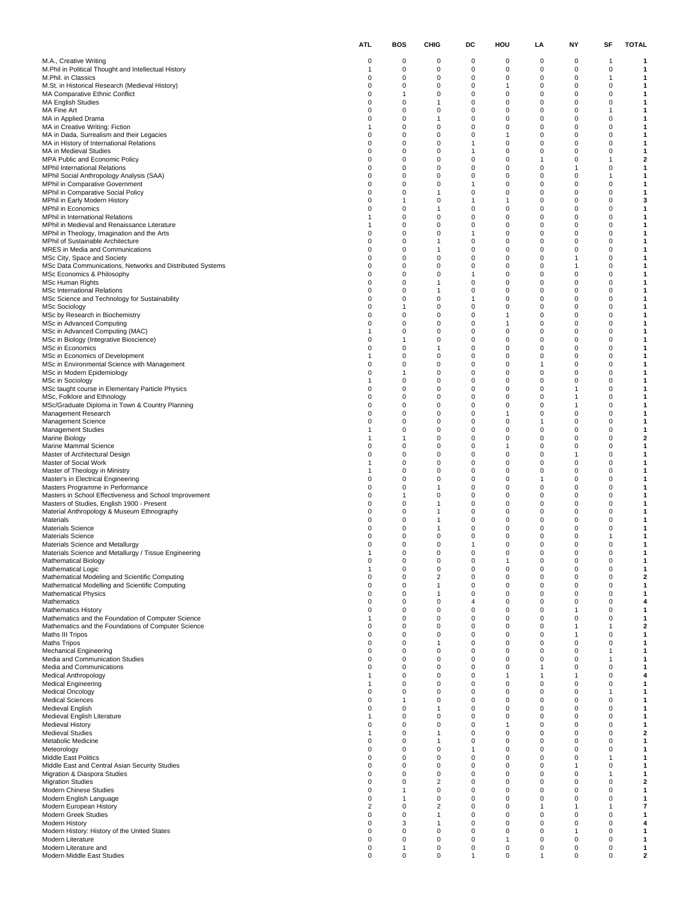| | ATL | BOS | CHIG | DC | HOU | LA | NY | SF | TOTAL |
|---|---|---|---|---|---|---|---|---|---|
| M.A., Creative Writing | 0 | 0 | 0 | 0 | 0 | 0 | 0 | 1 | **1** |
| M.Phil in Political Thought and Intellectual History | 1 | 0 | 0 | 0 | 0 | 0 | 0 | 0 | **1** |
| M.Phil. in Classics | 0 | 0 | 0 | 0 | 0 | 0 | 0 | 1 | **1** |
| M.St. in Historical Research (Medieval History) | 0 | 0 | 0 | 0 | 1 | 0 | 0 | 0 | **1** |
| MA Comparative Ethnic Conflict | 0 | 1 | 0 | 0 | 0 | 0 | 0 | 0 | **1** |
| MA English Studies | 0 | 0 | 1 | 0 | 0 | 0 | 0 | 0 | **1** |
| MA Fine Art | 0 | 0 | 0 | 0 | 0 | 0 | 0 | 1 | **1** |
| MA in Applied Drama | 0 | 0 | 1 | 0 | 0 | 0 | 0 | 0 | **1** |
| MA in Creative Writing: Fiction | 1 | 0 | 0 | 0 | 0 | 0 | 0 | 0 | **1** |
| MA in Dada, Surrealism and their Legacies | 0 | 0 | 0 | 0 | 1 | 0 | 0 | 0 | **1** |
| MA in History of International Relations | 0 | 0 | 0 | 1 | 0 | 0 | 0 | 0 | **1** |
| MA in Medieval Studies | 0 | 0 | 0 | 1 | 0 | 0 | 0 | 0 | **1** |
| MPA Public and Economic Policy | 0 | 0 | 0 | 0 | 0 | 1 | 0 | 1 | **2** |
| MPhil International Relations | 0 | 0 | 0 | 0 | 0 | 0 | 1 | 0 | **1** |
| MPhil Social Anthropology Analysis (SAA) | 0 | 0 | 0 | 0 | 0 | 0 | 0 | 1 | **1** |
| MPhil in Comparative Government | 0 | 0 | 0 | 1 | 0 | 0 | 0 | 0 | **1** |
| MPhil in Comparative Social Policy | 0 | 0 | 1 | 0 | 0 | 0 | 0 | 0 | **1** |
| MPhil in Early Modern History | 0 | 1 | 0 | 1 | 1 | 0 | 0 | 0 | **3** |
| MPhil in Economics | 0 | 0 | 1 | 0 | 0 | 0 | 0 | 0 | **1** |
| MPhil in International Relations | 1 | 0 | 0 | 0 | 0 | 0 | 0 | 0 | **1** |
| MPhil in Medieval and Renaissance Literature | 1 | 0 | 0 | 0 | 0 | 0 | 0 | 0 | **1** |
| MPhil in Theology, Imagination and the Arts | 0 | 0 | 0 | 1 | 0 | 0 | 0 | 0 | **1** |
| MPhil of Sustainable Architecture | 0 | 0 | 1 | 0 | 0 | 0 | 0 | 0 | **1** |
| MRES in Media and Communications | 0 | 0 | 1 | 0 | 0 | 0 | 0 | 0 | **1** |
| MSc City, Space and Society | 0 | 0 | 0 | 0 | 0 | 0 | 1 | 0 | **1** |
| MSc Data Communications, Networks and Distributed Systems | 0 | 0 | 0 | 0 | 0 | 0 | 1 | 0 | **1** |
| MSc Economics & Philosophy | 0 | 0 | 0 | 1 | 0 | 0 | 0 | 0 | **1** |
| MSc Human Rights | 0 | 0 | 1 | 0 | 0 | 0 | 0 | 0 | **1** |
| MSc International Relations | 0 | 0 | 1 | 0 | 0 | 0 | 0 | 0 | **1** |
| MSc Science and Technology for Sustainability | 0 | 0 | 0 | 1 | 0 | 0 | 0 | 0 | **1** |
| MSc Sociology | 0 | 1 | 0 | 0 | 0 | 0 | 0 | 0 | **1** |
| MSc by Research in Biochemistry | 0 | 0 | 0 | 0 | 1 | 0 | 0 | 0 | **1** |
| MSc in Advanced Computing | 0 | 0 | 0 | 0 | 1 | 0 | 0 | 0 | **1** |
| MSc in Advanced Computing (MAC) | 1 | 0 | 0 | 0 | 0 | 0 | 0 | 0 | **1** |
| MSc in Biology (Integrative Bioscience) | 0 | 1 | 0 | 0 | 0 | 0 | 0 | 0 | **1** |
| MSc in Economics | 0 | 0 | 1 | 0 | 0 | 0 | 0 | 0 | **1** |
| MSc in Economics of Development | 1 | 0 | 0 | 0 | 0 | 0 | 0 | 0 | **1** |
| MSc in Environmental Science with Management | 0 | 0 | 0 | 0 | 0 | 1 | 0 | 0 | **1** |
| MSc in Modern Epidemiology | 0 | 1 | 0 | 0 | 0 | 0 | 0 | 0 | **1** |
| MSc in Sociology | 1 | 0 | 0 | 0 | 0 | 0 | 0 | 0 | **1** |
| MSc taught course in Elementary Particle Physics | 0 | 0 | 0 | 0 | 0 | 0 | 1 | 0 | **1** |
| MSc, Folklore and Ethnology | 0 | 0 | 0 | 0 | 0 | 0 | 1 | 0 | **1** |
| MSc/Graduate Diploma in Town & Country Planning | 0 | 0 | 0 | 0 | 0 | 0 | 1 | 0 | **1** |
| Management Research | 0 | 0 | 0 | 0 | 1 | 0 | 0 | 0 | **1** |
| Management Science | 0 | 0 | 0 | 0 | 0 | 1 | 0 | 0 | **1** |
| Management Studies | 1 | 0 | 0 | 0 | 0 | 0 | 0 | 0 | **1** |
| Marine Biology | 1 | 1 | 0 | 0 | 0 | 0 | 0 | 0 | **2** |
| Marine Mammal Science | 0 | 0 | 0 | 0 | 1 | 0 | 0 | 0 | **1** |
| Master of Architectural Design | 0 | 0 | 0 | 0 | 0 | 0 | 1 | 0 | **1** |
| Master of Social Work | 1 | 0 | 0 | 0 | 0 | 0 | 0 | 0 | **1** |
| Master of Theology in Ministry | 1 | 0 | 0 | 0 | 0 | 0 | 0 | 0 | **1** |
| Master's in Electrical Engineering | 0 | 0 | 0 | 0 | 0 | 1 | 0 | 0 | **1** |
| Masters Programme in Performance | 0 | 0 | 1 | 0 | 0 | 0 | 0 | 0 | **1** |
| Masters in School Effectiveness and School Improvement | 0 | 1 | 0 | 0 | 0 | 0 | 0 | 0 | **1** |
| Masters of Studies, English 1900 - Present | 0 | 0 | 1 | 0 | 0 | 0 | 0 | 0 | **1** |
| Material Anthropology & Museum Ethnography | 0 | 0 | 1 | 0 | 0 | 0 | 0 | 0 | **1** |
| Materials | 0 | 0 | 1 | 0 | 0 | 0 | 0 | 0 | **1** |
| Materials Science | 0 | 0 | 1 | 0 | 0 | 0 | 0 | 0 | **1** |
| Materials Science | 0 | 0 | 0 | 0 | 0 | 0 | 0 | 1 | **1** |
| Materials Science and Metallurgy | 0 | 0 | 0 | 1 | 0 | 0 | 0 | 0 | **1** |
| Materials Science and Metallurgy / Tissue Engineering | 1 | 0 | 0 | 0 | 0 | 0 | 0 | 0 | **1** |
| Mathematical Biology | 0 | 0 | 0 | 0 | 1 | 0 | 0 | 0 | **1** |
| Mathematical Logic | 1 | 0 | 0 | 0 | 0 | 0 | 0 | 0 | **1** |
| Mathematical Modeling and Scientific Computing | 0 | 0 | 2 | 0 | 0 | 0 | 0 | 0 | **2** |
| Mathematical Modelling and Scientific Computing | 0 | 0 | 1 | 0 | 0 | 0 | 0 | 0 | **1** |
| Mathematical Physics | 0 | 0 | 1 | 0 | 0 | 0 | 0 | 0 | **1** |
| Mathematics | 0 | 0 | 0 | 4 | 0 | 0 | 0 | 0 | **4** |
| Mathematics History | 0 | 0 | 0 | 0 | 0 | 0 | 1 | 0 | **1** |
| Mathematics and the Foundation of Computer Science | 1 | 0 | 0 | 0 | 0 | 0 | 0 | 0 | **1** |
| Mathematics and the Foundations of Computer Science | 0 | 0 | 0 | 0 | 0 | 0 | 1 | 1 | **2** |
| Maths III Tripos | 0 | 0 | 0 | 0 | 0 | 0 | 1 | 0 | **1** |
| Maths Tripos | 0 | 0 | 1 | 0 | 0 | 0 | 0 | 0 | **1** |
| Mechanical Engineering | 0 | 0 | 0 | 0 | 0 | 0 | 0 | 1 | **1** |
| Media and Communication Studies | 0 | 0 | 0 | 0 | 0 | 0 | 0 | 1 | **1** |
| Media and Communications | 0 | 0 | 0 | 0 | 0 | 1 | 0 | 0 | **1** |
| Medical Anthropology | 1 | 0 | 0 | 0 | 1 | 1 | 1 | 0 | **4** |
| Medical Engineering | 1 | 0 | 0 | 0 | 0 | 0 | 0 | 0 | **1** |
| Medical Oncology | 0 | 0 | 0 | 0 | 0 | 0 | 0 | 1 | **1** |
| Medical Sciences | 0 | 1 | 0 | 0 | 0 | 0 | 0 | 0 | **1** |
| Medieval English | 0 | 0 | 1 | 0 | 0 | 0 | 0 | 0 | **1** |
| Medieval English Literature | 1 | 0 | 0 | 0 | 0 | 0 | 0 | 0 | **1** |
| Medieval History | 0 | 0 | 0 | 0 | 1 | 0 | 0 | 0 | **1** |
| Medieval Studies | 1 | 0 | 1 | 0 | 0 | 0 | 0 | 0 | **2** |
| Metabolic Medicine | 0 | 0 | 1 | 0 | 0 | 0 | 0 | 0 | **1** |
| Meteorology | 0 | 0 | 0 | 1 | 0 | 0 | 0 | 0 | **1** |
| Middle East Politics | 0 | 0 | 0 | 0 | 0 | 0 | 0 | 1 | **1** |
| Middle East and Central Asian Security Studies | 0 | 0 | 0 | 0 | 0 | 0 | 1 | 0 | **1** |
| Migration & Diaspora Studies | 0 | 0 | 0 | 0 | 0 | 0 | 0 | 1 | **1** |
| Migration Studies | 0 | 0 | 2 | 0 | 0 | 0 | 0 | 0 | **2** |
| Modern Chinese Studies | 0 | 1 | 0 | 0 | 0 | 0 | 0 | 0 | **1** |
| Modern English Language | 0 | 1 | 0 | 0 | 0 | 0 | 0 | 0 | **1** |
| Modern European History | 2 | 0 | 2 | 0 | 0 | 1 | 1 | 1 | **7** |
| Modern Greek Studies | 0 | 0 | 1 | 0 | 0 | 0 | 0 | 0 | **1** |
| Modern History | 0 | 3 | 1 | 0 | 0 | 0 | 0 | 0 | **4** |
| Modern History: History of the United States | 0 | 0 | 0 | 0 | 0 | 0 | 1 | 0 | **1** |
| Modern Literature | 0 | 0 | 0 | 0 | 1 | 0 | 0 | 0 | **1** |
| Modern Literature and | 0 | 1 | 0 | 0 | 0 | 0 | 0 | 0 | **1** |
| Modern Middle East Studies | 0 | 0 | 0 | 1 | 0 | 1 | 0 | 0 | **2** |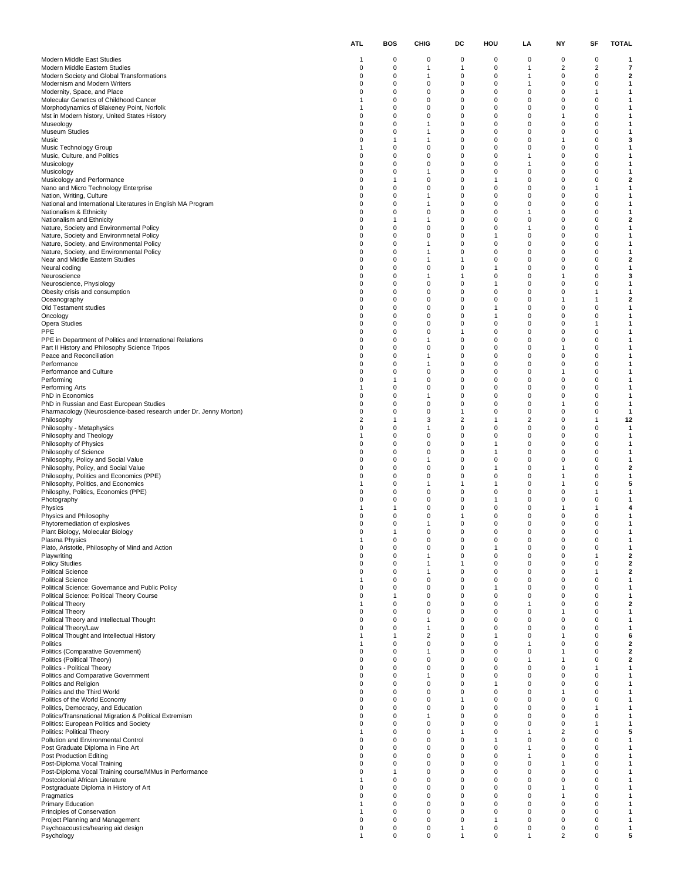| | ATL | BOS | CHIG | DC | HOU | LA | NY | SF | TOTAL |
|---|---|---|---|---|---|---|---|---|---|
| Modern Middle East Studies | 1 | 0 | 0 | 0 | 0 | 0 | 0 | 0 | **1** |
| Modern Middle Eastern Studies | 0 | 0 | 1 | 1 | 0 | 1 | 2 | 2 | **7** |
| Modern Society and Global Transformations | 0 | 0 | 1 | 0 | 0 | 1 | 0 | 0 | **2** |
| Modernism and Modern Writers | 0 | 0 | 0 | 0 | 0 | 1 | 0 | 0 | **1** |
| Modernity, Space, and Place | 0 | 0 | 0 | 0 | 0 | 0 | 0 | 1 | **1** |
| Molecular Genetics of Childhood Cancer | 1 | 0 | 0 | 0 | 0 | 0 | 0 | 0 | **1** |
| Morphodynamics of Blakeney Point, Norfolk | 1 | 0 | 0 | 0 | 0 | 0 | 0 | 0 | **1** |
| Mst in Modern history, United States History | 0 | 0 | 0 | 0 | 0 | 0 | 1 | 0 | **1** |
| Museology | 0 | 0 | 1 | 0 | 0 | 0 | 0 | 0 | **1** |
| Museum Studies | 0 | 0 | 1 | 0 | 0 | 0 | 0 | 0 | **1** |
| Music | 0 | 1 | 1 | 0 | 0 | 0 | 1 | 0 | **3** |
| Music Technology Group | 1 | 0 | 0 | 0 | 0 | 0 | 0 | 0 | **1** |
| Music, Culture, and Politics | 0 | 0 | 0 | 0 | 0 | 1 | 0 | 0 | **1** |
| Musicology | 0 | 0 | 0 | 0 | 0 | 1 | 0 | 0 | **1** |
| Musicology | 0 | 0 | 1 | 0 | 0 | 0 | 0 | 0 | **1** |
| Musicology and Performance | 0 | 1 | 0 | 0 | 1 | 0 | 0 | 0 | **2** |
| Nano and Micro Technology Enterprise | 0 | 0 | 0 | 0 | 0 | 0 | 0 | 1 | **1** |
| Nation, Writing, Culture | 0 | 0 | 1 | 0 | 0 | 0 | 0 | 0 | **1** |
| National and International Literatures in English MA Program | 0 | 0 | 1 | 0 | 0 | 0 | 0 | 0 | **1** |
| Nationalism & Ethnicity | 0 | 0 | 0 | 0 | 0 | 1 | 0 | 0 | **1** |
| Nationalism and Ethnicity | 0 | 1 | 1 | 0 | 0 | 0 | 0 | 0 | **2** |
| Nature, Society and Environmental Policy | 0 | 0 | 0 | 0 | 0 | 1 | 0 | 0 | **1** |
| Nature, Society and Environmnetal Policy | 0 | 0 | 0 | 0 | 1 | 0 | 0 | 0 | **1** |
| Nature, Society, and Environmental Policy | 0 | 0 | 1 | 0 | 0 | 0 | 0 | 0 | **1** |
| Nature, Society, and Environmental Policy | 0 | 0 | 1 | 0 | 0 | 0 | 0 | 0 | **1** |
| Near and Middle Eastern Studies | 0 | 0 | 1 | 1 | 0 | 0 | 0 | 0 | **2** |
| Neural coding | 0 | 0 | 0 | 0 | 1 | 0 | 0 | 0 | **1** |
| Neuroscience | 0 | 0 | 1 | 1 | 0 | 0 | 1 | 0 | **3** |
| Neuroscience, Physiology | 0 | 0 | 0 | 0 | 1 | 0 | 0 | 0 | **1** |
| Obesity crisis and consumption | 0 | 0 | 0 | 0 | 0 | 0 | 0 | 1 | **1** |
| Oceanography | 0 | 0 | 0 | 0 | 0 | 0 | 1 | 1 | **2** |
| Old Testament studies | 0 | 0 | 0 | 0 | 1 | 0 | 0 | 0 | **1** |
| Oncology | 0 | 0 | 0 | 0 | 1 | 0 | 0 | 0 | **1** |
| Opera Studies | 0 | 0 | 0 | 0 | 0 | 0 | 0 | 1 | **1** |
| PPE | 0 | 0 | 0 | 1 | 0 | 0 | 0 | 0 | **1** |
| PPE in Department of Politics and International Relations | 0 | 0 | 1 | 0 | 0 | 0 | 0 | 0 | **1** |
| Part II History and Philosophy Science Tripos | 0 | 0 | 0 | 0 | 0 | 0 | 1 | 0 | **1** |
| Peace and Reconciliation | 0 | 0 | 1 | 0 | 0 | 0 | 0 | 0 | **1** |
| Performance | 0 | 0 | 1 | 0 | 0 | 0 | 0 | 0 | **1** |
| Performance and Culture | 0 | 0 | 0 | 0 | 0 | 0 | 1 | 0 | **1** |
| Performing | 0 | 1 | 0 | 0 | 0 | 0 | 0 | 0 | **1** |
| Performing Arts | 1 | 0 | 0 | 0 | 0 | 0 | 0 | 0 | **1** |
| PhD in Economics | 0 | 0 | 1 | 0 | 0 | 0 | 0 | 0 | **1** |
| PhD in Russian and East European Studies | 0 | 0 | 0 | 0 | 0 | 0 | 1 | 0 | **1** |
| Pharmacology (Neuroscience-based research under Dr. Jenny Morton) | 0 | 0 | 0 | 1 | 0 | 0 | 0 | 0 | **1** |
| Philosophy | 2 | 1 | 3 | 2 | 1 | 2 | 0 | 1 | **12** |
| Philosophy - Metaphysics | 0 | 0 | 1 | 0 | 0 | 0 | 0 | 0 | **1** |
| Philosophy and Theology | 1 | 0 | 0 | 0 | 0 | 0 | 0 | 0 | **1** |
| Philosophy of Physics | 0 | 0 | 0 | 0 | 1 | 0 | 0 | 0 | **1** |
| Philosophy of Science | 0 | 0 | 0 | 0 | 1 | 0 | 0 | 0 | **1** |
| Philosophy, Policy and Social Value | 0 | 0 | 1 | 0 | 0 | 0 | 0 | 0 | **1** |
| Philosophy, Policy, and Social Value | 0 | 0 | 0 | 0 | 1 | 0 | 1 | 0 | **2** |
| Philosophy, Politics and Economics (PPE) | 0 | 0 | 0 | 0 | 0 | 0 | 1 | 0 | **1** |
| Philosophy, Politics, and Economics | 1 | 0 | 1 | 1 | 1 | 0 | 1 | 0 | **5** |
| Philosphy, Politics, Economics (PPE) | 0 | 0 | 0 | 0 | 0 | 0 | 0 | 1 | **1** |
| Photography | 0 | 0 | 0 | 0 | 1 | 0 | 0 | 0 | **1** |
| Physics | 1 | 1 | 0 | 0 | 0 | 0 | 1 | 1 | **4** |
| Physics and Philosophy | 0 | 0 | 0 | 1 | 0 | 0 | 0 | 0 | **1** |
| Phytoremediation of explosives | 0 | 0 | 1 | 0 | 0 | 0 | 0 | 0 | **1** |
| Plant Biology, Molecular Biology | 0 | 1 | 0 | 0 | 0 | 0 | 0 | 0 | **1** |
| Plasma Physics | 1 | 0 | 0 | 0 | 0 | 0 | 0 | 0 | **1** |
| Plato, Aristotle, Philosophy of Mind and Action | 0 | 0 | 0 | 0 | 1 | 0 | 0 | 0 | **1** |
| Playwriting | 0 | 0 | 1 | 0 | 0 | 0 | 0 | 1 | **2** |
| Policy Studies | 0 | 0 | 1 | 1 | 0 | 0 | 0 | 0 | **2** |
| Political Science | 0 | 0 | 1 | 0 | 0 | 0 | 0 | 1 | **2** |
| Political Science | 1 | 0 | 0 | 0 | 0 | 0 | 0 | 0 | **1** |
| Political Science: Governance and Public Policy | 0 | 0 | 0 | 0 | 1 | 0 | 0 | 0 | **1** |
| Political Science: Political Theory Course | 0 | 1 | 0 | 0 | 0 | 0 | 0 | 0 | **1** |
| Political Theory | 1 | 0 | 0 | 0 | 0 | 1 | 0 | 0 | **2** |
| Political Theory | 0 | 0 | 0 | 0 | 0 | 0 | 1 | 0 | **1** |
| Political Theory and Intellectual Thought | 0 | 0 | 1 | 0 | 0 | 0 | 0 | 0 | **1** |
| Political Theory/Law | 0 | 0 | 1 | 0 | 0 | 0 | 0 | 0 | **1** |
| Political Thought and Intellectual History | 1 | 1 | 2 | 0 | 1 | 0 | 1 | 0 | **6** |
| Politics | 1 | 0 | 0 | 0 | 0 | 1 | 0 | 0 | **2** |
| Politics (Comparative Government) | 0 | 0 | 1 | 0 | 0 | 0 | 1 | 0 | **2** |
| Politics (Political Theory) | 0 | 0 | 0 | 0 | 0 | 1 | 1 | 0 | **2** |
| Politics - Political Theory | 0 | 0 | 0 | 0 | 0 | 0 | 0 | 1 | **1** |
| Politics and Comparative Government | 0 | 0 | 1 | 0 | 0 | 0 | 0 | 0 | **1** |
| Politics and Religion | 0 | 0 | 0 | 0 | 1 | 0 | 0 | 0 | **1** |
| Politics and the Third World | 0 | 0 | 0 | 0 | 0 | 0 | 1 | 0 | **1** |
| Politics of the World Economy | 0 | 0 | 0 | 1 | 0 | 0 | 0 | 0 | **1** |
| Politics, Democracy, and Education | 0 | 0 | 0 | 0 | 0 | 0 | 0 | 1 | **1** |
| Politics/Transnational Migration & Political Extremism | 0 | 0 | 1 | 0 | 0 | 0 | 0 | 0 | **1** |
| Politics: European Politics and Society | 0 | 0 | 0 | 0 | 0 | 0 | 0 | 1 | **1** |
| Politics: Political Theory | 1 | 0 | 0 | 1 | 0 | 1 | 2 | 0 | **5** |
| Pollution and Environmental Control | 0 | 0 | 0 | 0 | 1 | 0 | 0 | 0 | **1** |
| Post Graduate Diploma in Fine Art | 0 | 0 | 0 | 0 | 0 | 1 | 0 | 0 | **1** |
| Post Production Editing | 0 | 0 | 0 | 0 | 0 | 1 | 0 | 0 | **1** |
| Post-Diploma Vocal Training | 0 | 0 | 0 | 0 | 0 | 0 | 1 | 0 | **1** |
| Post-Diploma Vocal Training course/MMus in Performance | 0 | 1 | 0 | 0 | 0 | 0 | 0 | 0 | **1** |
| Postcolonial African Literature | 1 | 0 | 0 | 0 | 0 | 0 | 0 | 0 | **1** |
| Postgraduate Diploma in History of Art | 0 | 0 | 0 | 0 | 0 | 0 | 1 | 0 | **1** |
| Pragmatics | 0 | 0 | 0 | 0 | 0 | 0 | 1 | 0 | **1** |
| Primary Education | 1 | 0 | 0 | 0 | 0 | 0 | 0 | 0 | **1** |
| Principles of Conservation | 1 | 0 | 0 | 0 | 0 | 0 | 0 | 0 | **1** |
| Project Planning and Management | 0 | 0 | 0 | 0 | 1 | 0 | 0 | 0 | **1** |
| Psychoacoustics/hearing aid design | 0 | 0 | 0 | 1 | 0 | 0 | 0 | 0 | **1** |
| Psychology | 1 | 0 | 0 | 1 | 0 | 1 | 2 | 0 | **5** |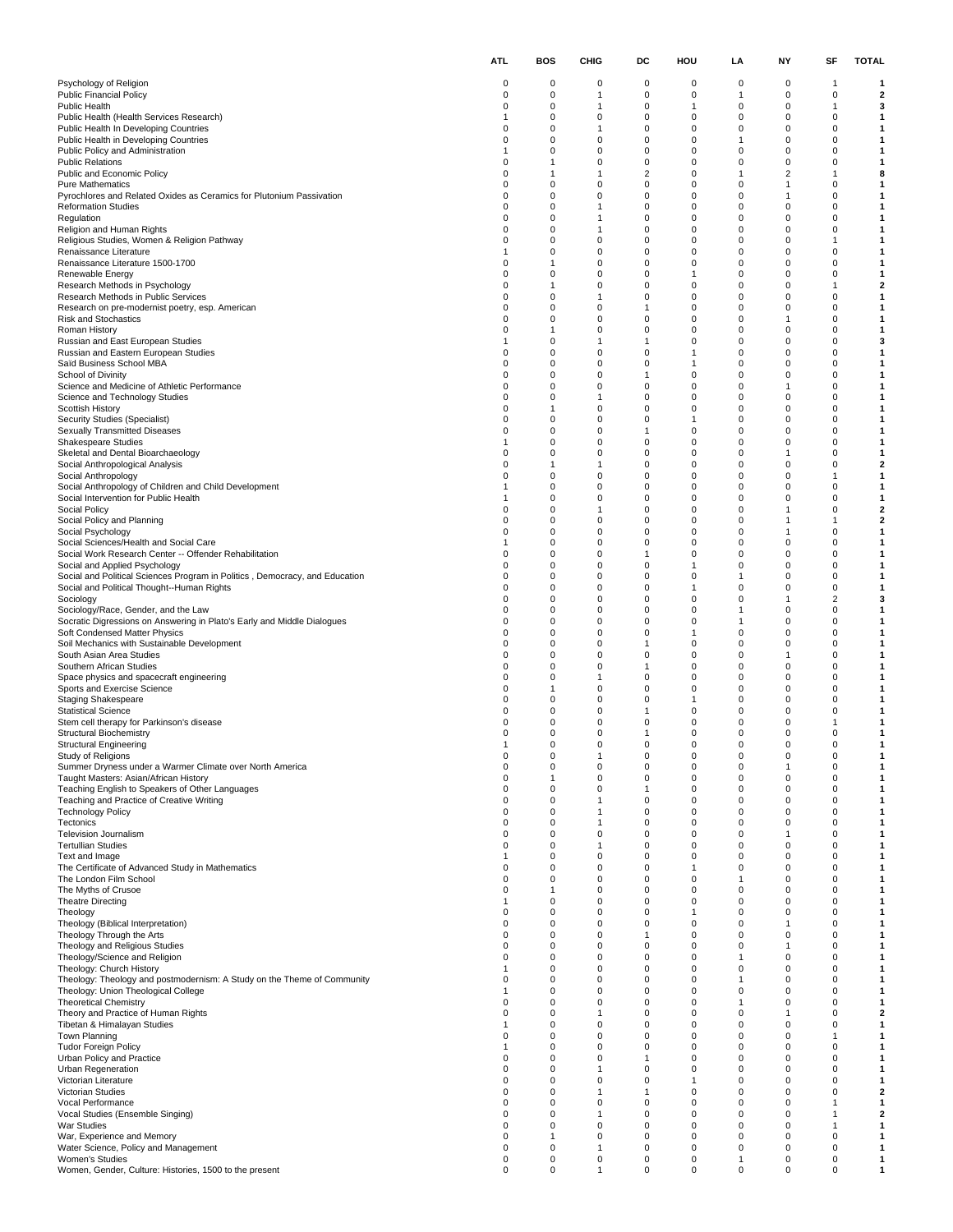| | ATL | BOS | CHIG | DC | HOU | LA | NY | SF | TOTAL |
|---|---|---|---|---|---|---|---|---|---|
| Psychology of Religion | 0 | 0 | 0 | 0 | 0 | 0 | 0 | 1 | **1** |
| Public Financial Policy | 0 | 0 | 1 | 0 | 0 | 1 | 0 | 0 | **2** |
| Public Health | 0 | 0 | 1 | 0 | 1 | 0 | 0 | 1 | **3** |
| Public Health (Health Services Research) | 1 | 0 | 0 | 0 | 0 | 0 | 0 | 0 | **1** |
| Public Health In Developing Countries | 0 | 0 | 1 | 0 | 0 | 0 | 0 | 0 | **1** |
| Public Health in Developing Countries | 0 | 0 | 0 | 0 | 0 | 1 | 0 | 0 | **1** |
| Public Policy and Administration | 1 | 0 | 0 | 0 | 0 | 0 | 0 | 0 | **1** |
| Public Relations | 0 | 1 | 0 | 0 | 0 | 0 | 0 | 0 | **1** |
| Public and Economic Policy | 0 | 1 | 1 | 2 | 0 | 1 | 2 | 1 | **8** |
| Pure Mathematics | 0 | 0 | 0 | 0 | 0 | 0 | 1 | 0 | **1** |
| Pyrochlores and Related Oxides as Ceramics for Plutonium Passivation | 0 | 0 | 0 | 0 | 0 | 0 | 1 | 0 | **1** |
| Reformation Studies | 0 | 0 | 1 | 0 | 0 | 0 | 0 | 0 | **1** |
| Regulation | 0 | 0 | 1 | 0 | 0 | 0 | 0 | 0 | **1** |
| Religion and Human Rights | 0 | 0 | 1 | 0 | 0 | 0 | 0 | 0 | **1** |
| Religious Studies, Women & Religion Pathway | 0 | 0 | 0 | 0 | 0 | 0 | 0 | 1 | **1** |
| Renaissance Literature | 1 | 0 | 0 | 0 | 0 | 0 | 0 | 0 | **1** |
| Renaissance Literature 1500-1700 | 0 | 1 | 0 | 0 | 0 | 0 | 0 | 0 | **1** |
| Renewable Energy | 0 | 0 | 0 | 0 | 1 | 0 | 0 | 0 | **1** |
| Research Methods in Psychology | 0 | 1 | 0 | 0 | 0 | 0 | 0 | 1 | **2** |
| Research Methods in Public Services | 0 | 0 | 1 | 0 | 0 | 0 | 0 | 0 | **1** |
| Research on pre-modernist poetry, esp. American | 0 | 0 | 0 | 1 | 0 | 0 | 0 | 0 | **1** |
| Risk and Stochastics | 0 | 0 | 0 | 0 | 0 | 0 | 1 | 0 | **1** |
| Roman History | 0 | 1 | 0 | 0 | 0 | 0 | 0 | 0 | **1** |
| Russian and East European Studies | 1 | 0 | 1 | 1 | 0 | 0 | 0 | 0 | **3** |
| Russian and Eastern European Studies | 0 | 0 | 0 | 0 | 1 | 0 | 0 | 0 | **1** |
| Saïd Business School MBA | 0 | 0 | 0 | 0 | 1 | 0 | 0 | 0 | **1** |
| School of Divinity | 0 | 0 | 0 | 1 | 0 | 0 | 0 | 0 | **1** |
| Science and Medicine of Athletic Performance | 0 | 0 | 0 | 0 | 0 | 0 | 1 | 0 | **1** |
| Science and Technology Studies | 0 | 0 | 1 | 0 | 0 | 0 | 0 | 0 | **1** |
| Scottish History | 0 | 1 | 0 | 0 | 0 | 0 | 0 | 0 | **1** |
| Security Studies (Specialist) | 0 | 0 | 0 | 0 | 1 | 0 | 0 | 0 | **1** |
| Sexually Transmitted Diseases | 0 | 0 | 0 | 1 | 0 | 0 | 0 | 0 | **1** |
| Shakespeare Studies | 1 | 0 | 0 | 0 | 0 | 0 | 0 | 0 | **1** |
| Skeletal and Dental Bioarchaeology | 0 | 0 | 0 | 0 | 0 | 0 | 1 | 0 | **1** |
| Social Anthropological Analysis | 0 | 1 | 1 | 0 | 0 | 0 | 0 | 0 | **2** |
| Social Anthropology | 0 | 0 | 0 | 0 | 0 | 0 | 0 | 1 | **1** |
| Social Anthropology of Children and Child Development | 1 | 0 | 0 | 0 | 0 | 0 | 0 | 0 | **1** |
| Social Intervention for Public Health | 1 | 0 | 0 | 0 | 0 | 0 | 0 | 0 | **1** |
| Social Policy | 0 | 0 | 1 | 0 | 0 | 0 | 1 | 0 | **2** |
| Social Policy and Planning | 0 | 0 | 0 | 0 | 0 | 0 | 1 | 1 | **2** |
| Social Psychology | 0 | 0 | 0 | 0 | 0 | 0 | 1 | 0 | **1** |
| Social Sciences/Health and Social Care | 1 | 0 | 0 | 0 | 0 | 0 | 0 | 0 | **1** |
| Social Work Research Center -- Offender Rehabilitation | 0 | 0 | 0 | 1 | 0 | 0 | 0 | 0 | **1** |
| Social and Applied Psychology | 0 | 0 | 0 | 0 | 1 | 0 | 0 | 0 | **1** |
| Social and Political Sciences Program in Politics , Democracy, and Education | 0 | 0 | 0 | 0 | 0 | 1 | 0 | 0 | **1** |
| Social and Political Thought--Human Rights | 0 | 0 | 0 | 0 | 1 | 0 | 0 | 0 | **1** |
| Sociology | 0 | 0 | 0 | 0 | 0 | 0 | 1 | 2 | **3** |
| Sociology/Race, Gender, and the Law | 0 | 0 | 0 | 0 | 0 | 1 | 0 | 0 | **1** |
| Socratic Digressions on Answering in Plato's Early and Middle Dialogues | 0 | 0 | 0 | 0 | 0 | 1 | 0 | 0 | **1** |
| Soft Condensed Matter Physics | 0 | 0 | 0 | 0 | 1 | 0 | 0 | 0 | **1** |
| Soil Mechanics with Sustainable Development | 0 | 0 | 0 | 1 | 0 | 0 | 0 | 0 | **1** |
| South Asian Area Studies | 0 | 0 | 0 | 0 | 0 | 0 | 1 | 0 | **1** |
| Southern African Studies | 0 | 0 | 0 | 1 | 0 | 0 | 0 | 0 | **1** |
| Space physics and spacecraft engineering | 0 | 0 | 1 | 0 | 0 | 0 | 0 | 0 | **1** |
| Sports and Exercise Science | 0 | 1 | 0 | 0 | 0 | 0 | 0 | 0 | **1** |
| Staging Shakespeare | 0 | 0 | 0 | 0 | 1 | 0 | 0 | 0 | **1** |
| Statistical Science | 0 | 0 | 0 | 1 | 0 | 0 | 0 | 0 | **1** |
| Stem cell therapy for Parkinson's disease | 0 | 0 | 0 | 0 | 0 | 0 | 0 | 1 | **1** |
| Structural Biochemistry | 0 | 0 | 0 | 1 | 0 | 0 | 0 | 0 | **1** |
| Structural Engineering | 1 | 0 | 0 | 0 | 0 | 0 | 0 | 0 | **1** |
| Study of Religions | 0 | 0 | 1 | 0 | 0 | 0 | 0 | 0 | **1** |
| Summer Dryness under a Warmer Climate over North America | 0 | 0 | 0 | 0 | 0 | 0 | 1 | 0 | **1** |
| Taught Masters: Asian/African History | 0 | 1 | 0 | 0 | 0 | 0 | 0 | 0 | **1** |
| Teaching English to Speakers of Other Languages | 0 | 0 | 0 | 1 | 0 | 0 | 0 | 0 | **1** |
| Teaching and Practice of Creative Writing | 0 | 0 | 1 | 0 | 0 | 0 | 0 | 0 | **1** |
| Technology Policy | 0 | 0 | 1 | 0 | 0 | 0 | 0 | 0 | **1** |
| Tectonics | 0 | 0 | 1 | 0 | 0 | 0 | 0 | 0 | **1** |
| Television Journalism | 0 | 0 | 0 | 0 | 0 | 0 | 1 | 0 | **1** |
| Tertullian Studies | 0 | 0 | 1 | 0 | 0 | 0 | 0 | 0 | **1** |
| Text and Image | 1 | 0 | 0 | 0 | 0 | 0 | 0 | 0 | **1** |
| The Certificate of Advanced Study in Mathematics | 0 | 0 | 0 | 0 | 1 | 0 | 0 | 0 | **1** |
| The London Film School | 0 | 0 | 0 | 0 | 0 | 1 | 0 | 0 | **1** |
| The Myths of Crusoe | 0 | 1 | 0 | 0 | 0 | 0 | 0 | 0 | **1** |
| Theatre Directing | 1 | 0 | 0 | 0 | 0 | 0 | 0 | 0 | **1** |
| Theology | 0 | 0 | 0 | 0 | 1 | 0 | 0 | 0 | **1** |
| Theology (Biblical Interpretation) | 0 | 0 | 0 | 0 | 0 | 0 | 1 | 0 | **1** |
| Theology Through the Arts | 0 | 0 | 0 | 1 | 0 | 0 | 0 | 0 | **1** |
| Theology and Religious Studies | 0 | 0 | 0 | 0 | 0 | 0 | 1 | 0 | **1** |
| Theology/Science and Religion | 0 | 0 | 0 | 0 | 0 | 1 | 0 | 0 | **1** |
| Theology: Church History | 1 | 0 | 0 | 0 | 0 | 0 | 0 | 0 | **1** |
| Theology: Theology and postmodernism: A Study on the Theme of Community | 0 | 0 | 0 | 0 | 0 | 1 | 0 | 0 | **1** |
| Theology: Union Theological College | 1 | 0 | 0 | 0 | 0 | 0 | 0 | 0 | **1** |
| Theoretical Chemistry | 0 | 0 | 0 | 0 | 0 | 1 | 0 | 0 | **1** |
| Theory and Practice of Human Rights | 0 | 0 | 1 | 0 | 0 | 0 | 1 | 0 | **2** |
| Tibetan & Himalayan Studies | 1 | 0 | 0 | 0 | 0 | 0 | 0 | 0 | **1** |
| Town Planning | 0 | 0 | 0 | 0 | 0 | 0 | 0 | 1 | **1** |
| Tudor Foreign Policy | 1 | 0 | 0 | 0 | 0 | 0 | 0 | 0 | **1** |
| Urban Policy and Practice | 0 | 0 | 0 | 1 | 0 | 0 | 0 | 0 | **1** |
| Urban Regeneration | 0 | 0 | 1 | 0 | 0 | 0 | 0 | 0 | **1** |
| Victorian Literature | 0 | 0 | 0 | 0 | 1 | 0 | 0 | 0 | **1** |
| Victorian Studies | 0 | 0 | 1 | 1 | 0 | 0 | 0 | 0 | **2** |
| Vocal Performance | 0 | 0 | 0 | 0 | 0 | 0 | 0 | 1 | **1** |
| Vocal Studies (Ensemble Singing) | 0 | 0 | 1 | 0 | 0 | 0 | 0 | 1 | **2** |
| War Studies | 0 | 0 | 0 | 0 | 0 | 0 | 0 | 1 | **1** |
| War, Experience and Memory | 0 | 1 | 0 | 0 | 0 | 0 | 0 | 0 | **1** |
| Water Science, Policy and Management | 0 | 0 | 1 | 0 | 0 | 0 | 0 | 0 | **1** |
| Women's Studies | 0 | 0 | 0 | 0 | 0 | 1 | 0 | 0 | **1** |
| Women, Gender, Culture: Histories, 1500 to the present | 0 | 0 | 1 | 0 | 0 | 0 | 0 | 0 | **1** |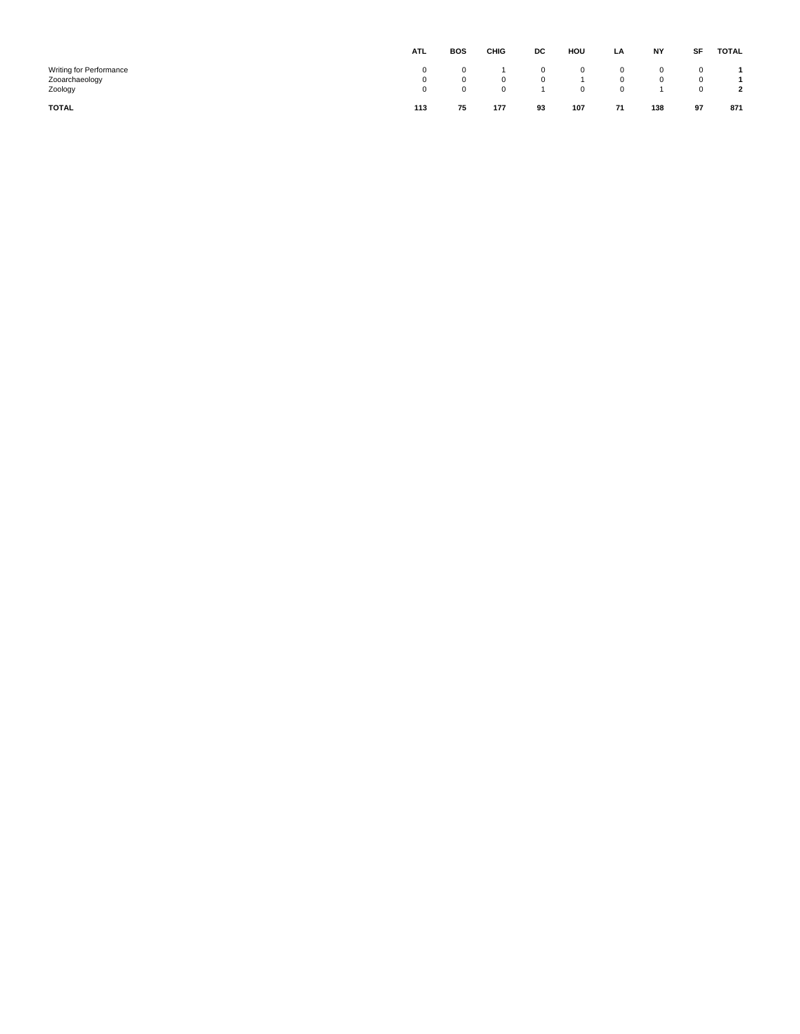| | ATL | BOS | CHIG | DC | HOU | LA | NY | SF | TOTAL |
|---|---|---|---|---|---|---|---|---|---|
| Writing for Performance | 0 | 0 | 1 | 0 | 0 | 0 | 0 | 0 | **1** |
| Zooarchaeology | 0 | 0 | 0 | 0 | 1 | 0 | 0 | 0 | **1** |
| Zoology | 0 | 0 | 0 | 1 | 0 | 0 | 1 | 0 | **2** |
| **TOTAL** | **113** | **75** | **177** | **93** | **107** | **71** | **138** | **97** | **871** |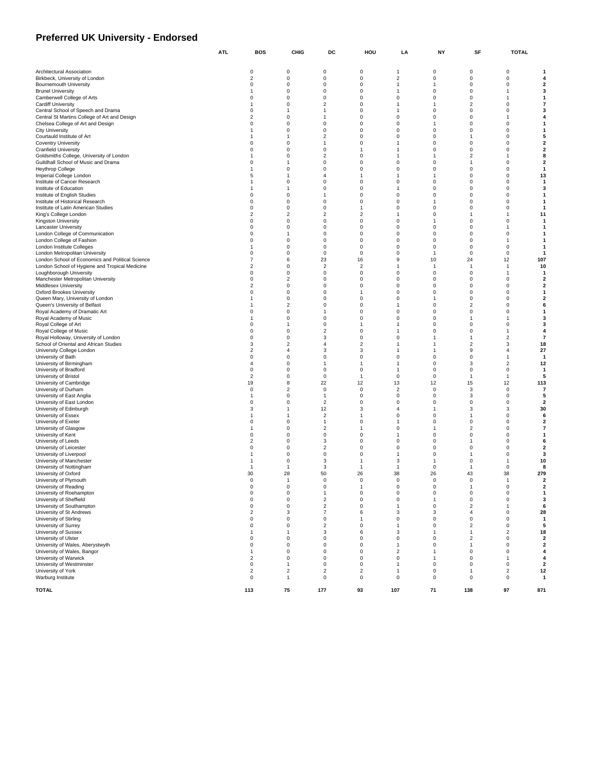# Preferred UK University - Endorsed

| | ATL | BOS | CHIG | DC | HOU | LA | NY | SF | TOTAL |
|---|---|---|---|---|---|---|---|---|---|
| Architectural Association | 0 | 0 | 0 | 0 | 1 | 0 | 0 | 0 | **1** |
| Birkbeck, University of London | 2 | 0 | 0 | 0 | 2 | 0 | 0 | 0 | **4** |
| Bournemouth University | 0 | 0 | 0 | 0 | 1 | 1 | 0 | 0 | **2** |
| Brunel University | 1 | 0 | 0 | 0 | 1 | 0 | 0 | 1 | **3** |
| Camberwell College of Arts | 0 | 0 | 0 | 0 | 0 | 0 | 0 | 1 | **1** |
| Cardiff University | 1 | 0 | 2 | 0 | 1 | 1 | 2 | 0 | **7** |
| Central School of Speech and Drama | 0 | 1 | 1 | 0 | 1 | 0 | 0 | 0 | **3** |
| Central St Martins College of Art and Design | 2 | 0 | 1 | 0 | 0 | 0 | 0 | 1 | **4** |
| Chelsea College of Art and Design | 0 | 0 | 0 | 0 | 0 | 1 | 0 | 0 | **1** |
| City University | 1 | 0 | 0 | 0 | 0 | 0 | 0 | 0 | **1** |
| Courtauld Institute of Art | 1 | 1 | 2 | 0 | 0 | 0 | 1 | 0 | **5** |
| Coventry University | 0 | 0 | 1 | 0 | 1 | 0 | 0 | 0 | **2** |
| Cranfield University | 0 | 0 | 0 | 1 | 1 | 0 | 0 | 0 | **2** |
| Goldsmiths College, University of London | 1 | 0 | 2 | 0 | 1 | 1 | 2 | 1 | **8** |
| Guildhall School of Music and Drama | 0 | 1 | 0 | 0 | 0 | 0 | 1 | 0 | **2** |
| Heythrop College | 1 | 0 | 0 | 0 | 0 | 0 | 0 | 0 | **1** |
| Imperial College London | 5 | 1 | 4 | 1 | 1 | 1 | 0 | 0 | **13** |
| Institute of Cancer Research | 1 | 0 | 0 | 0 | 0 | 0 | 0 | 0 | **1** |
| Institute of Education | 1 | 1 | 0 | 0 | 1 | 0 | 0 | 0 | **3** |
| Institute of English Studies | 0 | 0 | 1 | 0 | 0 | 0 | 0 | 0 | **1** |
| Institute of Historical Research | 0 | 0 | 0 | 0 | 0 | 1 | 0 | 0 | **1** |
| Institute of Latin American Studies | 0 | 0 | 0 | 1 | 0 | 0 | 0 | 0 | **1** |
| King's College London | 2 | 2 | 2 | 2 | 1 | 0 | 1 | 1 | **11** |
| Kingston University | 0 | 0 | 0 | 0 | 0 | 1 | 0 | 0 | **1** |
| Lancaster University | 0 | 0 | 0 | 0 | 0 | 0 | 0 | 1 | **1** |
| London College of Communication | 0 | 1 | 0 | 0 | 0 | 0 | 0 | 0 | **1** |
| London College of Fashion | 0 | 0 | 0 | 0 | 0 | 0 | 0 | 1 | **1** |
| London Institute Colleges | 1 | 0 | 0 | 0 | 0 | 0 | 0 | 0 | **1** |
| London Metropolitan University | 0 | 0 | 0 | 0 | 0 | 1 | 0 | 0 | **1** |
| London School of Economics and Political Science | 7 | 6 | 23 | 16 | 9 | 10 | 24 | 12 | **107** |
| London School of Hygiene and Tropical Medicine | 2 | 0 | 2 | 2 | 1 | 1 | 1 | 1 | **10** |
| Loughborough University | 0 | 0 | 0 | 0 | 0 | 0 | 0 | 1 | **1** |
| Manchester Metropolitan University | 0 | 2 | 0 | 0 | 0 | 0 | 0 | 0 | **2** |
| Middlesex University | 2 | 0 | 0 | 0 | 0 | 0 | 0 | 0 | **2** |
| Oxford Brookes University | 0 | 0 | 0 | 1 | 0 | 0 | 0 | 0 | **1** |
| Queen Mary, University of London | 1 | 0 | 0 | 0 | 0 | 1 | 0 | 0 | **2** |
| Queen's University of Belfast | 1 | 2 | 0 | 0 | 1 | 0 | 2 | 0 | **6** |
| Royal Academy of Dramatic Art | 0 | 0 | 1 | 0 | 0 | 0 | 0 | 0 | **1** |
| Royal Academy of Music | 1 | 0 | 0 | 0 | 0 | 0 | 1 | 1 | **3** |
| Royal College of Art | 0 | 1 | 0 | 1 | 1 | 0 | 0 | 0 | **3** |
| Royal College of Music | 0 | 0 | 2 | 0 | 1 | 0 | 0 | 1 | **4** |
| Royal Holloway, University of London | 0 | 0 | 3 | 0 | 0 | 1 | 1 | 2 | **7** |
| School of Oriental and African Studies | 3 | 2 | 4 | 2 | 1 | 1 | 2 | 3 | **18** |
| University College London | 2 | 4 | 3 | 3 | 1 | 1 | 9 | 4 | **27** |
| University of Bath | 0 | 0 | 0 | 0 | 0 | 0 | 0 | 1 | **1** |
| University of Birmingham | 4 | 0 | 1 | 1 | 1 | 0 | 3 | 2 | **12** |
| University of Bradford | 0 | 0 | 0 | 0 | 1 | 0 | 0 | 0 | **1** |
| University of Bristol | 2 | 0 | 0 | 1 | 0 | 0 | 1 | 1 | **5** |
| University of Cambridge | 19 | 8 | 22 | 12 | 13 | 12 | 15 | 12 | **113** |
| University of Durham | 0 | 2 | 0 | 0 | 2 | 0 | 3 | 0 | **7** |
| University of East Anglia | 1 | 0 | 1 | 0 | 0 | 0 | 3 | 0 | **5** |
| University of East London | 0 | 0 | 2 | 0 | 0 | 0 | 0 | 0 | **2** |
| University of Edinburgh | 3 | 1 | 12 | 3 | 4 | 1 | 3 | 3 | **30** |
| University of Essex | 1 | 1 | 2 | 1 | 0 | 0 | 1 | 0 | **6** |
| University of Exeter | 0 | 0 | 1 | 0 | 1 | 0 | 0 | 0 | **2** |
| University of Glasgow | 1 | 0 | 2 | 1 | 0 | 1 | 2 | 0 | **7** |
| University of Kent | 0 | 0 | 0 | 0 | 1 | 0 | 0 | 0 | **1** |
| University of Leeds | 2 | 0 | 3 | 0 | 0 | 0 | 1 | 0 | **6** |
| University of Leicester | 0 | 0 | 2 | 0 | 0 | 0 | 0 | 0 | **2** |
| University of Liverpool | 1 | 0 | 0 | 0 | 1 | 0 | 1 | 0 | **3** |
| University of Manchester | 1 | 0 | 3 | 1 | 3 | 1 | 0 | 1 | **10** |
| University of Nottingham | 1 | 1 | 3 | 1 | 1 | 0 | 1 | 0 | **8** |
| University of Oxford | 30 | 28 | 50 | 26 | 38 | 26 | 43 | 38 | **279** |
| University of Plymouth | 0 | 1 | 0 | 0 | 0 | 0 | 0 | 1 | **2** |
| University of Reading | 0 | 0 | 0 | 1 | 0 | 0 | 1 | 0 | **2** |
| University of Roehampton | 0 | 0 | 1 | 0 | 0 | 0 | 0 | 0 | **1** |
| University of Sheffield | 0 | 0 | 2 | 0 | 0 | 1 | 0 | 0 | **3** |
| University of Southampton | 0 | 0 | 2 | 0 | 1 | 0 | 2 | 1 | **6** |
| University of St Andrews | 2 | 3 | 7 | 6 | 3 | 3 | 4 | 0 | **28** |
| University of Stirling | 0 | 0 | 0 | 1 | 0 | 0 | 0 | 0 | **1** |
| University of Surrey | 0 | 0 | 2 | 0 | 1 | 0 | 2 | 0 | **5** |
| University of Sussex | 1 | 1 | 3 | 6 | 3 | 1 | 1 | 2 | **18** |
| University of Ulster | 0 | 0 | 0 | 0 | 0 | 0 | 2 | 0 | **2** |
| University of Wales, Aberystwyth | 0 | 0 | 0 | 0 | 1 | 0 | 1 | 0 | **2** |
| University of Wales, Bangor | 1 | 0 | 0 | 0 | 2 | 1 | 0 | 0 | **4** |
| University of Warwick | 2 | 0 | 0 | 0 | 0 | 1 | 0 | 1 | **4** |
| University of Westminster | 0 | 1 | 0 | 0 | 1 | 0 | 0 | 0 | **2** |
| University of York | 2 | 2 | 2 | 2 | 1 | 0 | 1 | 2 | **12** |
| Warburg Institute | 0 | 1 | 0 | 0 | 0 | 0 | 0 | 0 | **1** |
| **TOTAL** | **113** | **75** | **177** | **93** | **107** | **71** | **138** | **97** | **871** |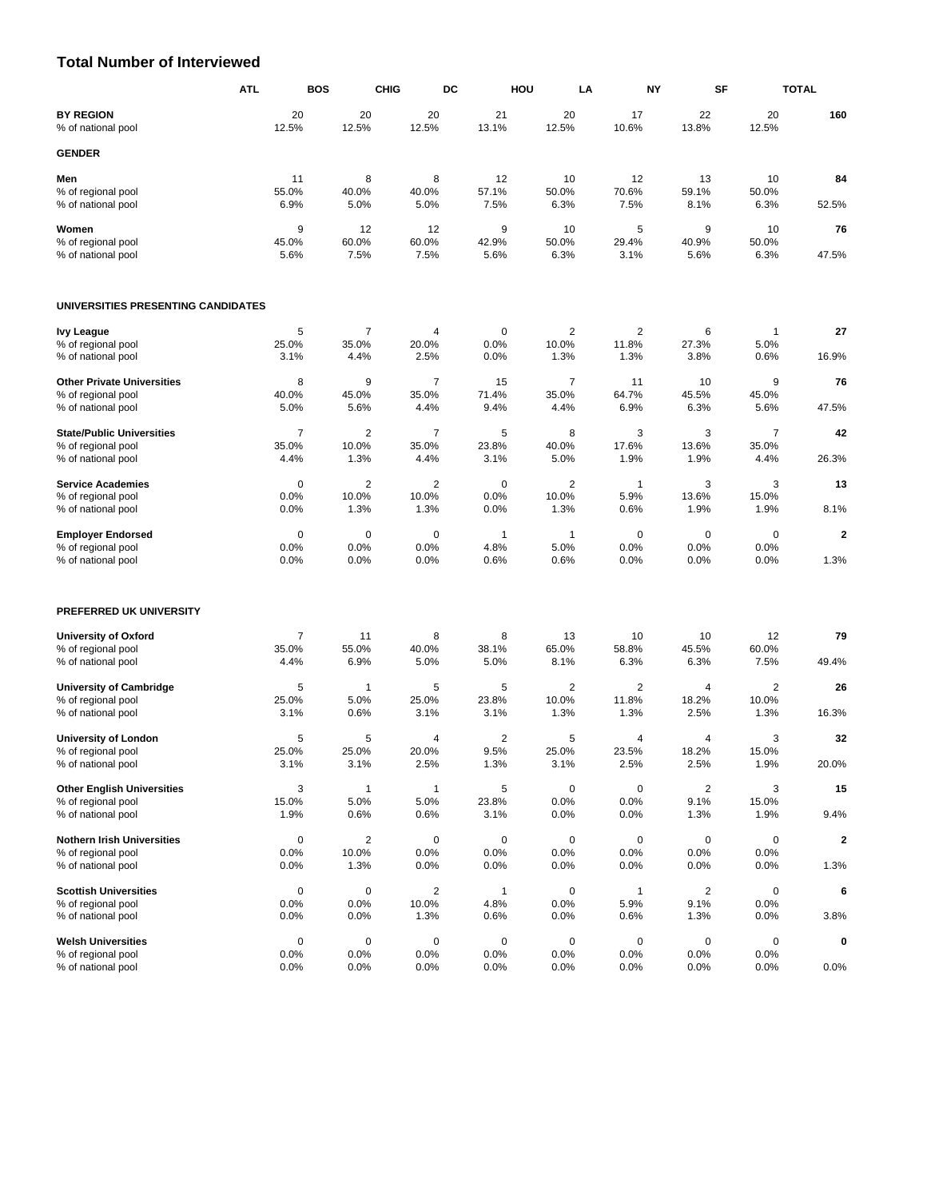## Total Number of Interviewed

| | ATL | BOS | CHIG | DC | HOU | LA | NY | SF | TOTAL |
|---|---|---|---|---|---|---|---|---|---|
| **BY REGION** | 20 | 20 | 20 | 21 | 20 | 17 | 22 | 20 | **160** |
| % of national pool | 12.5% | 12.5% | 12.5% | 13.1% | 12.5% | 10.6% | 13.8% | 12.5% | |
| **GENDER** | | | | | | | | | |
| **Men** | 11 | 8 | 8 | 12 | 10 | 12 | 13 | 10 | **84** |
| % of regional pool | 55.0% | 40.0% | 40.0% | 57.1% | 50.0% | 70.6% | 59.1% | 50.0% | |
| % of national pool | 6.9% | 5.0% | 5.0% | 7.5% | 6.3% | 7.5% | 8.1% | 6.3% | 52.5% |
| **Women** | 9 | 12 | 12 | 9 | 10 | 5 | 9 | 10 | **76** |
| % of regional pool | 45.0% | 60.0% | 60.0% | 42.9% | 50.0% | 29.4% | 40.9% | 50.0% | |
| % of national pool | 5.6% | 7.5% | 7.5% | 5.6% | 6.3% | 3.1% | 5.6% | 6.3% | 47.5% |
| **UNIVERSITIES PRESENTING CANDIDATES** | | | | | | | | | |
| **Ivy League** | 5 | 7 | 4 | 0 | 2 | 2 | 6 | 1 | **27** |
| % of regional pool | 25.0% | 35.0% | 20.0% | 0.0% | 10.0% | 11.8% | 27.3% | 5.0% | |
| % of national pool | 3.1% | 4.4% | 2.5% | 0.0% | 1.3% | 1.3% | 3.8% | 0.6% | 16.9% |
| **Other Private Universities** | 8 | 9 | 7 | 15 | 7 | 11 | 10 | 9 | **76** |
| % of regional pool | 40.0% | 45.0% | 35.0% | 71.4% | 35.0% | 64.7% | 45.5% | 45.0% | |
| % of national pool | 5.0% | 5.6% | 4.4% | 9.4% | 4.4% | 6.9% | 6.3% | 5.6% | 47.5% |
| **State/Public Universities** | 7 | 2 | 7 | 5 | 8 | 3 | 3 | 7 | **42** |
| % of regional pool | 35.0% | 10.0% | 35.0% | 23.8% | 40.0% | 17.6% | 13.6% | 35.0% | |
| % of national pool | 4.4% | 1.3% | 4.4% | 3.1% | 5.0% | 1.9% | 1.9% | 4.4% | 26.3% |
| **Service Academies** | 0 | 2 | 2 | 0 | 2 | 1 | 3 | 3 | **13** |
| % of regional pool | 0.0% | 10.0% | 10.0% | 0.0% | 10.0% | 5.9% | 13.6% | 15.0% | |
| % of national pool | 0.0% | 1.3% | 1.3% | 0.0% | 1.3% | 0.6% | 1.9% | 1.9% | 8.1% |
| **Employer Endorsed** | 0 | 0 | 0 | 1 | 1 | 0 | 0 | 0 | **2** |
| % of regional pool | 0.0% | 0.0% | 0.0% | 4.8% | 5.0% | 0.0% | 0.0% | 0.0% | |
| % of national pool | 0.0% | 0.0% | 0.0% | 0.6% | 0.6% | 0.0% | 0.0% | 0.0% | 1.3% |
| **PREFERRED UK UNIVERSITY** | | | | | | | | | |
| **University of Oxford** | 7 | 11 | 8 | 8 | 13 | 10 | 10 | 12 | **79** |
| % of regional pool | 35.0% | 55.0% | 40.0% | 38.1% | 65.0% | 58.8% | 45.5% | 60.0% | |
| % of national pool | 4.4% | 6.9% | 5.0% | 5.0% | 8.1% | 6.3% | 6.3% | 7.5% | 49.4% |
| **University of Cambridge** | 5 | 1 | 5 | 5 | 2 | 2 | 4 | 2 | **26** |
| % of regional pool | 25.0% | 5.0% | 25.0% | 23.8% | 10.0% | 11.8% | 18.2% | 10.0% | |
| % of national pool | 3.1% | 0.6% | 3.1% | 3.1% | 1.3% | 1.3% | 2.5% | 1.3% | 16.3% |
| **University of London** | 5 | 5 | 4 | 2 | 5 | 4 | 4 | 3 | **32** |
| % of regional pool | 25.0% | 25.0% | 20.0% | 9.5% | 25.0% | 23.5% | 18.2% | 15.0% | |
| % of national pool | 3.1% | 3.1% | 2.5% | 1.3% | 3.1% | 2.5% | 2.5% | 1.9% | 20.0% |
| **Other English Universities** | 3 | 1 | 1 | 5 | 0 | 0 | 2 | 3 | **15** |
| % of regional pool | 15.0% | 5.0% | 5.0% | 23.8% | 0.0% | 0.0% | 9.1% | 15.0% | |
| % of national pool | 1.9% | 0.6% | 0.6% | 3.1% | 0.0% | 0.0% | 1.3% | 1.9% | 9.4% |
| **Nothern Irish Universities** | 0 | 2 | 0 | 0 | 0 | 0 | 0 | 0 | **2** |
| % of regional pool | 0.0% | 10.0% | 0.0% | 0.0% | 0.0% | 0.0% | 0.0% | 0.0% | |
| % of national pool | 0.0% | 1.3% | 0.0% | 0.0% | 0.0% | 0.0% | 0.0% | 0.0% | 1.3% |
| **Scottish Universities** | 0 | 0 | 2 | 1 | 0 | 1 | 2 | 0 | **6** |
| % of regional pool | 0.0% | 0.0% | 10.0% | 4.8% | 0.0% | 5.9% | 9.1% | 0.0% | |
| % of national pool | 0.0% | 0.0% | 1.3% | 0.6% | 0.0% | 0.6% | 1.3% | 0.0% | 3.8% |
| **Welsh Universities** | 0 | 0 | 0 | 0 | 0 | 0 | 0 | 0 | **0** |
| % of regional pool | 0.0% | 0.0% | 0.0% | 0.0% | 0.0% | 0.0% | 0.0% | 0.0% | |
| % of national pool | 0.0% | 0.0% | 0.0% | 0.0% | 0.0% | 0.0% | 0.0% | 0.0% | 0.0% |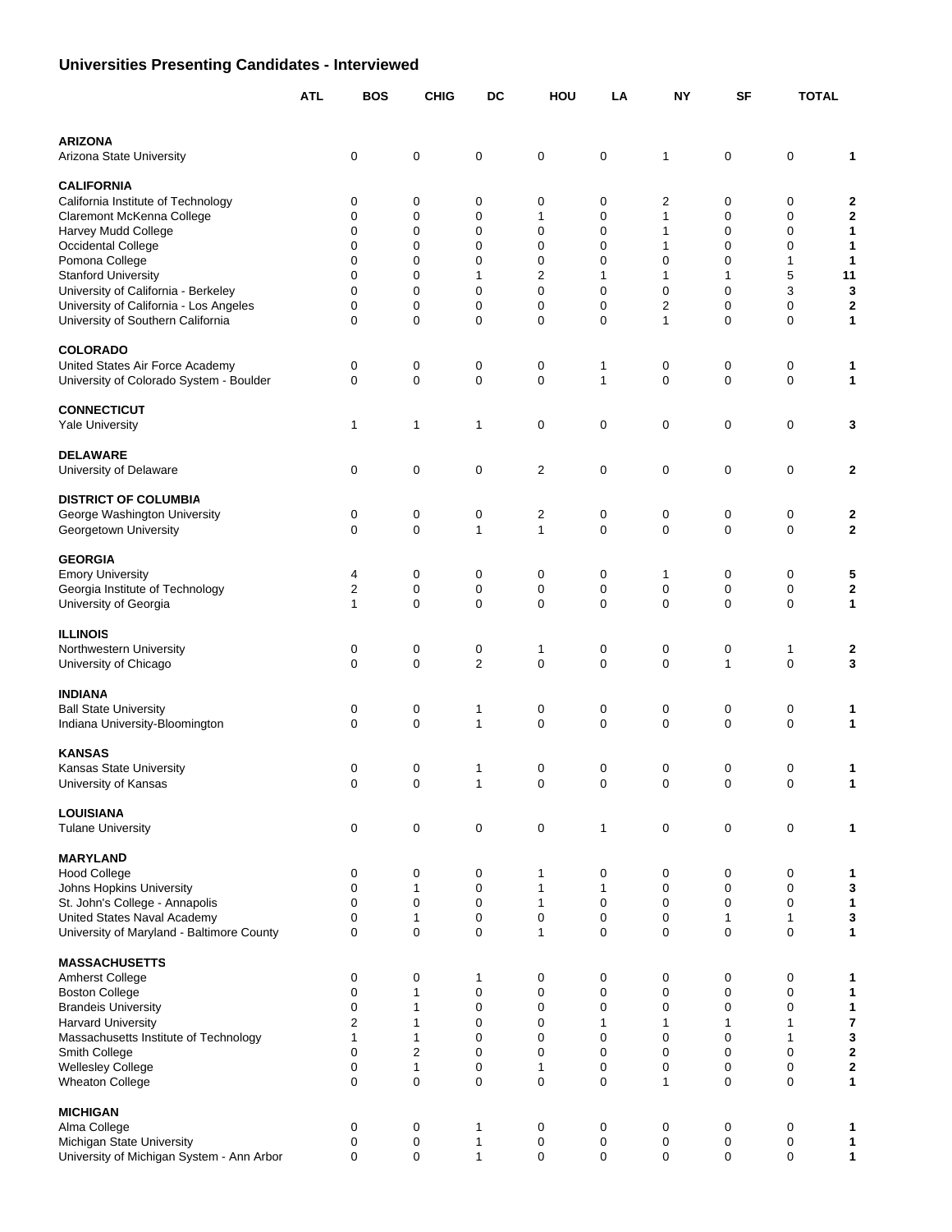## Universities Presenting Candidates - Interviewed

| | ATL | BOS | CHIG | DC | HOU | LA | NY | SF | TOTAL |
|---|---|---|---|---|---|---|---|---|---|
| **ARIZONA** | | | | | | | | | |
| Arizona State University | 0 | 0 | 0 | 0 | 0 | 1 | 0 | 0 | **1** |
| **CALIFORNIA** | | | | | | | | | |
| California Institute of Technology | 0 | 0 | 0 | 0 | 0 | 2 | 0 | 0 | **2** |
| Claremont McKenna College | 0 | 0 | 0 | 1 | 0 | 1 | 0 | 0 | **2** |
| Harvey Mudd College | 0 | 0 | 0 | 0 | 0 | 1 | 0 | 0 | **1** |
| Occidental College | 0 | 0 | 0 | 0 | 0 | 1 | 0 | 0 | **1** |
| Pomona College | 0 | 0 | 0 | 0 | 0 | 0 | 0 | 1 | **1** |
| Stanford University | 0 | 0 | 1 | 2 | 1 | 1 | 1 | 5 | **11** |
| University of California - Berkeley | 0 | 0 | 0 | 0 | 0 | 0 | 0 | 3 | **3** |
| University of California - Los Angeles | 0 | 0 | 0 | 0 | 0 | 2 | 0 | 0 | **2** |
| University of Southern California | 0 | 0 | 0 | 0 | 0 | 1 | 0 | 0 | **1** |
| **COLORADO** | | | | | | | | | |
| United States Air Force Academy | 0 | 0 | 0 | 0 | 1 | 0 | 0 | 0 | **1** |
| University of Colorado System - Boulder | 0 | 0 | 0 | 0 | 1 | 0 | 0 | 0 | **1** |
| **CONNECTICUT** | | | | | | | | | |
| Yale University | 1 | 1 | 1 | 0 | 0 | 0 | 0 | 0 | **3** |
| **DELAWARE** | | | | | | | | | |
| University of Delaware | 0 | 0 | 0 | 2 | 0 | 0 | 0 | 0 | **2** |
| **DISTRICT OF COLUMBIA** | | | | | | | | | |
| George Washington University | 0 | 0 | 0 | 2 | 0 | 0 | 0 | 0 | **2** |
| Georgetown University | 0 | 0 | 1 | 1 | 0 | 0 | 0 | 0 | **2** |
| **GEORGIA** | | | | | | | | | |
| Emory University | 4 | 0 | 0 | 0 | 0 | 1 | 0 | 0 | **5** |
| Georgia Institute of Technology | 2 | 0 | 0 | 0 | 0 | 0 | 0 | 0 | **2** |
| University of Georgia | 1 | 0 | 0 | 0 | 0 | 0 | 0 | 0 | **1** |
| **ILLINOIS** | | | | | | | | | |
| Northwestern University | 0 | 0 | 0 | 1 | 0 | 0 | 0 | 1 | **2** |
| University of Chicago | 0 | 0 | 2 | 0 | 0 | 0 | 1 | 0 | **3** |
| **INDIANA** | | | | | | | | | |
| Ball State University | 0 | 0 | 1 | 0 | 0 | 0 | 0 | 0 | **1** |
| Indiana University-Bloomington | 0 | 0 | 1 | 0 | 0 | 0 | 0 | 0 | **1** |
| **KANSAS** | | | | | | | | | |
| Kansas State University | 0 | 0 | 1 | 0 | 0 | 0 | 0 | 0 | **1** |
| University of Kansas | 0 | 0 | 1 | 0 | 0 | 0 | 0 | 0 | **1** |
| **LOUISIANA** | | | | | | | | | |
| Tulane University | 0 | 0 | 0 | 0 | 1 | 0 | 0 | 0 | **1** |
| **MARYLAND** | | | | | | | | | |
| Hood College | 0 | 0 | 0 | 1 | 0 | 0 | 0 | 0 | **1** |
| Johns Hopkins University | 0 | 1 | 0 | 1 | 1 | 0 | 0 | 0 | **3** |
| St. John's College - Annapolis | 0 | 0 | 0 | 1 | 0 | 0 | 0 | 0 | **1** |
| United States Naval Academy | 0 | 1 | 0 | 0 | 0 | 0 | 1 | 1 | **3** |
| University of Maryland - Baltimore County | 0 | 0 | 0 | 1 | 0 | 0 | 0 | 0 | **1** |
| **MASSACHUSETTS** | | | | | | | | | |
| Amherst College | 0 | 0 | 1 | 0 | 0 | 0 | 0 | 0 | **1** |
| Boston College | 0 | 1 | 0 | 0 | 0 | 0 | 0 | 0 | **1** |
| Brandeis University | 0 | 1 | 0 | 0 | 0 | 0 | 0 | 0 | **1** |
| Harvard University | 2 | 1 | 0 | 0 | 1 | 1 | 1 | 1 | **7** |
| Massachusetts Institute of Technology | 1 | 1 | 0 | 0 | 0 | 0 | 0 | 1 | **3** |
| Smith College | 0 | 2 | 0 | 0 | 0 | 0 | 0 | 0 | **2** |
| Wellesley College | 0 | 1 | 0 | 1 | 0 | 0 | 0 | 0 | **2** |
| Wheaton College | 0 | 0 | 0 | 0 | 0 | 1 | 0 | 0 | **1** |
| **MICHIGAN** | | | | | | | | | |
| Alma College | 0 | 0 | 1 | 0 | 0 | 0 | 0 | 0 | **1** |
| Michigan State University | 0 | 0 | 1 | 0 | 0 | 0 | 0 | 0 | **1** |
| University of Michigan System - Ann Arbor | 0 | 0 | 1 | 0 | 0 | 0 | 0 | 0 | **1** |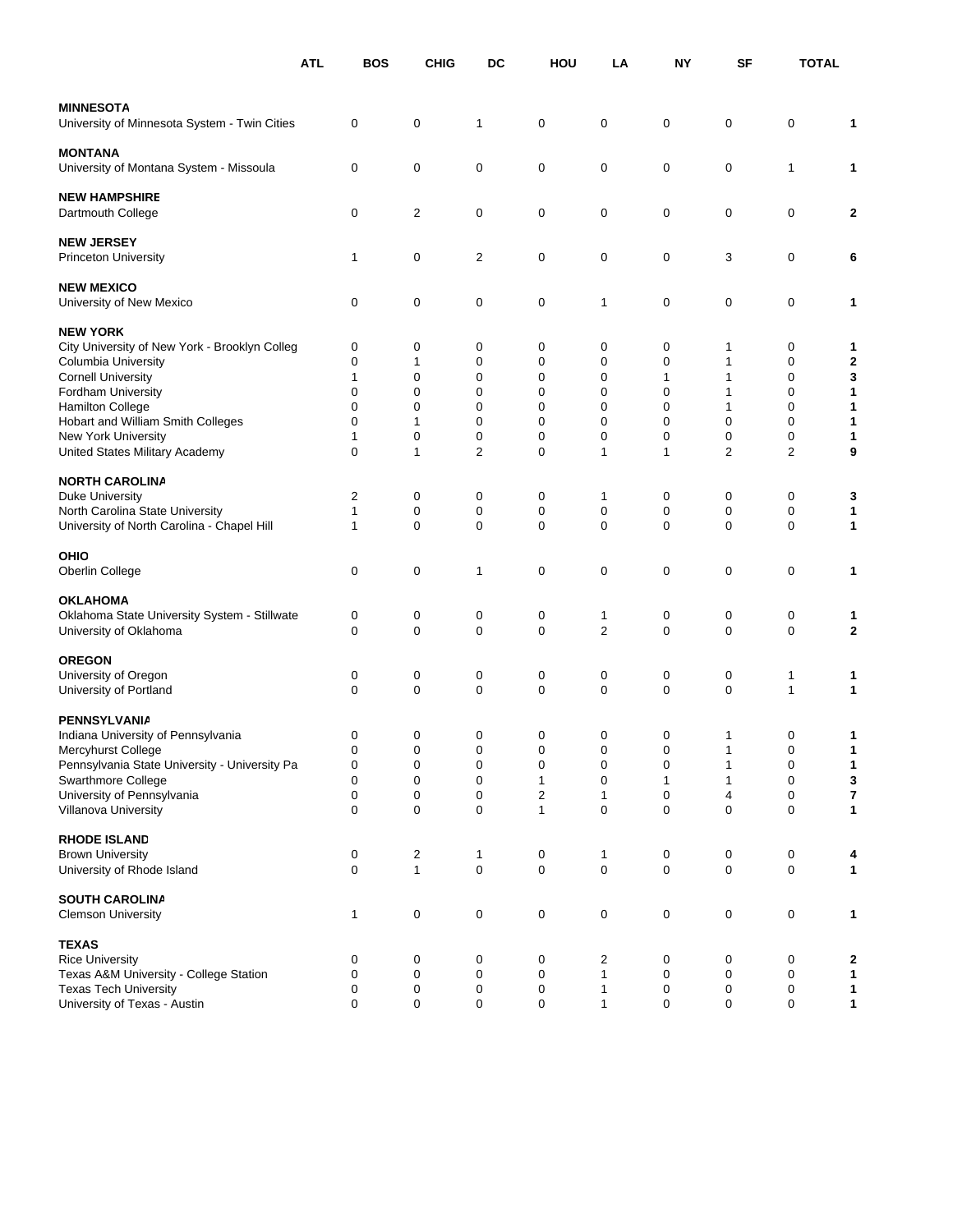| | ATL | BOS | CHIG | DC | HOU | LA | NY | SF | TOTAL |
|---|---|---|---|---|---|---|---|---|---|
| **MINNESOTA** | | | | | | | | | |
| University of Minnesota System - Twin Cities | 0 | 0 | 1 | 0 | 0 | 0 | 0 | 0 | **1** |
| **MONTANA** | | | | | | | | | |
| University of Montana System - Missoula | 0 | 0 | 0 | 0 | 0 | 0 | 0 | 1 | **1** |
| **NEW HAMPSHIRE** | | | | | | | | | |
| Dartmouth College | 0 | 2 | 0 | 0 | 0 | 0 | 0 | 0 | **2** |
| **NEW JERSEY** | | | | | | | | | |
| Princeton University | 1 | 0 | 2 | 0 | 0 | 0 | 3 | 0 | **6** |
| **NEW MEXICO** | | | | | | | | | |
| University of New Mexico | 0 | 0 | 0 | 0 | 1 | 0 | 0 | 0 | **1** |
| **NEW YORK** | | | | | | | | | |
| City University of New York - Brooklyn Colleg | 0 | 0 | 0 | 0 | 0 | 0 | 1 | 0 | **1** |
| Columbia University | 0 | 1 | 0 | 0 | 0 | 0 | 1 | 0 | **2** |
| Cornell University | 1 | 0 | 0 | 0 | 0 | 1 | 1 | 0 | **3** |
| Fordham University | 0 | 0 | 0 | 0 | 0 | 0 | 1 | 0 | **1** |
| Hamilton College | 0 | 0 | 0 | 0 | 0 | 0 | 1 | 0 | **1** |
| Hobart and William Smith Colleges | 0 | 1 | 0 | 0 | 0 | 0 | 0 | 0 | **1** |
| New York University | 1 | 0 | 0 | 0 | 0 | 0 | 0 | 0 | **1** |
| United States Military Academy | 0 | 1 | 2 | 0 | 1 | 1 | 2 | 2 | **9** |
| **NORTH CAROLINA** | | | | | | | | | |
| Duke University | 2 | 0 | 0 | 0 | 1 | 0 | 0 | 0 | **3** |
| North Carolina State University | 1 | 0 | 0 | 0 | 0 | 0 | 0 | 0 | **1** |
| University of North Carolina - Chapel Hill | 1 | 0 | 0 | 0 | 0 | 0 | 0 | 0 | **1** |
| **OHIO** | | | | | | | | | |
| Oberlin College | 0 | 0 | 1 | 0 | 0 | 0 | 0 | 0 | **1** |
| **OKLAHOMA** | | | | | | | | | |
| Oklahoma State University System - Stillwate | 0 | 0 | 0 | 0 | 1 | 0 | 0 | 0 | **1** |
| University of Oklahoma | 0 | 0 | 0 | 0 | 2 | 0 | 0 | 0 | **2** |
| **OREGON** | | | | | | | | | |
| University of Oregon | 0 | 0 | 0 | 0 | 0 | 0 | 0 | 1 | **1** |
| University of Portland | 0 | 0 | 0 | 0 | 0 | 0 | 0 | 1 | **1** |
| **PENNSYLVANIA** | | | | | | | | | |
| Indiana University of Pennsylvania | 0 | 0 | 0 | 0 | 0 | 0 | 1 | 0 | **1** |
| Mercyhurst College | 0 | 0 | 0 | 0 | 0 | 0 | 1 | 0 | **1** |
| Pennsylvania State University - University Pa | 0 | 0 | 0 | 0 | 0 | 0 | 1 | 0 | **1** |
| Swarthmore College | 0 | 0 | 0 | 1 | 0 | 1 | 1 | 0 | **3** |
| University of Pennsylvania | 0 | 0 | 0 | 2 | 1 | 0 | 4 | 0 | **7** |
| Villanova University | 0 | 0 | 0 | 1 | 0 | 0 | 0 | 0 | **1** |
| **RHODE ISLAND** | | | | | | | | | |
| Brown University | 0 | 2 | 1 | 0 | 1 | 0 | 0 | 0 | **4** |
| University of Rhode Island | 0 | 1 | 0 | 0 | 0 | 0 | 0 | 0 | **1** |
| **SOUTH CAROLINA** | | | | | | | | | |
| Clemson University | 1 | 0 | 0 | 0 | 0 | 0 | 0 | 0 | **1** |
| **TEXAS** | | | | | | | | | |
| Rice University | 0 | 0 | 0 | 0 | 2 | 0 | 0 | 0 | **2** |
| Texas A&M University - College Station | 0 | 0 | 0 | 0 | 1 | 0 | 0 | 0 | **1** |
| Texas Tech University | 0 | 0 | 0 | 0 | 1 | 0 | 0 | 0 | **1** |
| University of Texas - Austin | 0 | 0 | 0 | 0 | 1 | 0 | 0 | 0 | **1** |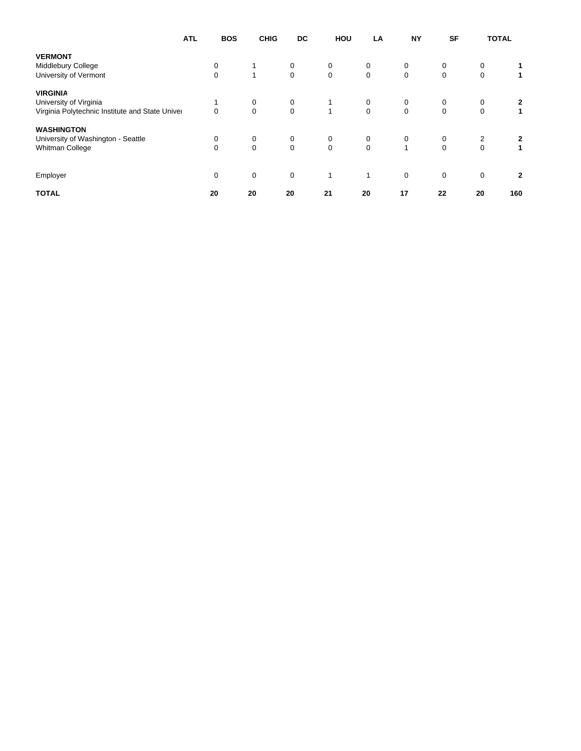| | ATL | BOS | CHIG | DC | HOU | LA | NY | SF | TOTAL |
|---|---|---|---|---|---|---|---|---|---|
| **VERMONT** | | | | | | | | | |
| Middlebury College | 0 | 1 | 0 | 0 | 0 | 0 | 0 | 0 | **1** |
| University of Vermont | 0 | 1 | 0 | 0 | 0 | 0 | 0 | 0 | **1** |
| **VIRGINIA** | | | | | | | | | |
| University of Virginia | 1 | 0 | 0 | 1 | 0 | 0 | 0 | 0 | **2** |
| Virginia Polytechnic Institute and State Univer | 0 | 0 | 0 | 1 | 0 | 0 | 0 | 0 | **1** |
| **WASHINGTON** | | | | | | | | | |
| University of Washington - Seattle | 0 | 0 | 0 | 0 | 0 | 0 | 0 | 2 | **2** |
| Whitman College | 0 | 0 | 0 | 0 | 0 | 1 | 0 | 0 | **1** |
| Employer | 0 | 0 | 0 | 1 | 1 | 0 | 0 | 0 | **2** |
| **TOTAL** | **20** | **20** | **20** | **21** | **20** | **17** | **22** | **20** | **160** |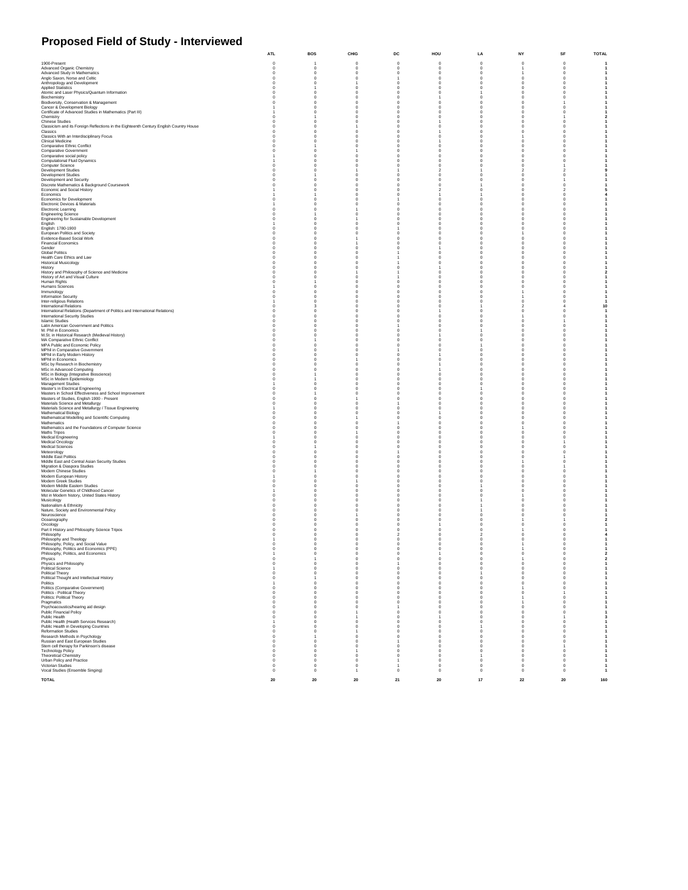# Proposed Field of Study - Interviewed

| | ATL | BOS | CHIG | DC | HOU | LA | NY | SF | TOTAL |
|---|---|---|---|---|---|---|---|---|---|
| 1900-Present | 0 | 1 | 0 | 0 | 0 | 0 | 0 | 0 | 1 |
| Advanced Organic Chemistry | 0 | 0 | 0 | 0 | 0 | 0 | 1 | 0 | 1 |
| Advanced Study in Mathematics | 0 | 0 | 0 | 0 | 0 | 0 | 1 | 0 | 1 |
| Anglo Saxon, Norse and Celtic | 0 | 0 | 0 | 1 | 0 | 0 | 0 | 0 | 1 |
| Anthropology and Development | 0 | 0 | 1 | 0 | 0 | 0 | 0 | 0 | 1 |
| Applied Statistics | 0 | 1 | 0 | 0 | 0 | 0 | 0 | 0 | 1 |
| Atomic and Laser Physics/Quantum Information | 0 | 0 | 0 | 0 | 0 | 1 | 0 | 0 | 1 |
| Biochemistry | 0 | 0 | 0 | 0 | 1 | 0 | 0 | 0 | 1 |
| Biodiversity, Conservation & Management | 0 | 0 | 0 | 0 | 0 | 0 | 0 | 1 | 1 |
| Cancer & Development Biology | 1 | 0 | 0 | 0 | 0 | 0 | 0 | 0 | 1 |
| Certificate of Advanced Studies in Mathematics (Part III) | 1 | 0 | 0 | 0 | 0 | 0 | 0 | 0 | 1 |
| Chemistry | 0 | 1 | 0 | 0 | 0 | 0 | 0 | 1 | 2 |
| Chinese Studies | 0 | 0 | 0 | 0 | 1 | 0 | 0 | 0 | 1 |
| Classicism and its Foreign Reflections in the Eighteenth Century English Country House | 0 | 0 | 1 | 0 | 0 | 0 | 0 | 0 | 1 |
| Classics | 0 | 0 | 0 | 0 | 1 | 0 | 0 | 0 | 1 |
| Classics With an Interdisciplinary Focus | 0 | 0 | 0 | 0 | 0 | 0 | 1 | 0 | 1 |
| Clinical Medicine | 0 | 0 | 0 | 0 | 1 | 0 | 0 | 0 | 1 |
| Comparative Ethnic Conflict | 0 | 1 | 0 | 0 | 0 | 0 | 0 | 0 | 1 |
| Comparative Government | 0 | 0 | 1 | 0 | 0 | 0 | 0 | 0 | 1 |
| Comparative social policy | 1 | 0 | 0 | 0 | 0 | 0 | 0 | 0 | 1 |
| Computational Fluid Dynamics | 1 | 0 | 0 | 0 | 0 | 0 | 0 | 0 | 1 |
| Computer Science | 0 | 0 | 0 | 0 | 0 | 0 | 0 | 1 | 1 |
| Development Studies | 0 | 0 | 1 | 1 | 2 | 1 | 2 | 2 | 9 |
| Development Studies | 0 | 1 | 0 | 0 | 0 | 0 | 0 | 0 | 1 |
| Development and Security | 0 | 0 | 0 | 0 | 0 | 0 | 0 | 1 | 1 |
| Discrete Mathematics & Background Coursework | 0 | 0 | 0 | 0 | 0 | 1 | 0 | 0 | 1 |
| Economic and Social History | 1 | 0 | 0 | 0 | 2 | 0 | 0 | 2 | 5 |
| Economics | 1 | 1 | 0 | 0 | 1 | 1 | 0 | 0 | 4 |
| Economics for Development | 0 | 0 | 0 | 1 | 0 | 0 | 0 | 0 | 1 |
| Electronic Devices & Materials | 1 | 0 | 0 | 0 | 0 | 0 | 0 | 0 | 1 |
| Electronic Learning | 0 | 0 | 1 | 0 | 0 | 0 | 0 | 0 | 1 |
| Engineering Science | 0 | 1 | 0 | 0 | 0 | 0 | 0 | 0 | 1 |
| Engineering for Sustainable Development | 0 | 0 | 1 | 0 | 0 | 0 | 0 | 0 | 1 |
| English | 1 | 0 | 0 | 0 | 0 | 0 | 0 | 0 | 1 |
| English: 1780-1900 | 0 | 0 | 0 | 1 | 0 | 0 | 0 | 0 | 1 |
| European Politics and Society | 0 | 0 | 0 | 0 | 0 | 0 | 1 | 0 | 1 |
| Evidence-Based Social Work | 0 | 0 | 1 | 0 | 0 | 0 | 0 | 0 | 1 |
| Financial Economics | 0 | 0 | 1 | 0 | 0 | 0 | 0 | 0 | 1 |
| Gender | 0 | 0 | 0 | 0 | 1 | 0 | 0 | 0 | 1 |
| Global Politics | 0 | 0 | 0 | 1 | 0 | 0 | 0 | 0 | 1 |
| Health Care Ethics and Law | 0 | 0 | 0 | 1 | 0 | 0 | 0 | 0 | 1 |
| Historical Musicology | 0 | 0 | 0 | 1 | 0 | 0 | 0 | 0 | 1 |
| History | 0 | 0 | 0 | 0 | 1 | 0 | 0 | 0 | 1 |
| History and Philosophy of Science and Medicine | 0 | 0 | 1 | 1 | 0 | 0 | 0 | 0 | 2 |
| History of Art and Visual Culture | 0 | 0 | 0 | 1 | 0 | 0 | 0 | 0 | 1 |
| Human Rights | 0 | 1 | 0 | 0 | 0 | 0 | 0 | 0 | 1 |
| Humans Sciences | 1 | 0 | 0 | 0 | 0 | 0 | 0 | 0 | 1 |
| Immunology | 0 | 0 | 0 | 0 | 0 | 0 | 1 | 0 | 1 |
| Information Security | 0 | 0 | 0 | 0 | 0 | 0 | 1 | 0 | 1 |
| Inter-religious Relations | 1 | 0 | 0 | 0 | 0 | 0 | 0 | 0 | 1 |
| International Relations | 0 | 3 | 0 | 0 | 0 | 1 | 2 | 4 | 10 |
| International Relations (Department of Politics and International Relations) | 0 | 0 | 0 | 0 | 1 | 0 | 0 | 0 | 1 |
| International Security Studies | 0 | 0 | 0 | 0 | 0 | 0 | 1 | 0 | 1 |
| Islamic Studies | 0 | 0 | 0 | 0 | 0 | 0 | 0 | 1 | 1 |
| Latin American Government and Politics | 0 | 0 | 0 | 1 | 0 | 0 | 0 | 0 | 1 |
| M. Phil in Economics | 0 | 0 | 0 | 0 | 0 | 1 | 0 | 0 | 1 |
| M.St. in Historical Research (Medieval History) | 0 | 0 | 0 | 0 | 1 | 0 | 0 | 0 | 1 |
| MA Comparative Ethnic Conflict | 0 | 1 | 0 | 0 | 0 | 0 | 0 | 0 | 1 |
| MPA Public and Economic Policy | 0 | 0 | 0 | 0 | 0 | 1 | 0 | 0 | 1 |
| MPhil in Comparative Government | 0 | 0 | 0 | 1 | 0 | 0 | 0 | 0 | 1 |
| MPhil in Early Modern History | 0 | 0 | 0 | 0 | 1 | 0 | 0 | 0 | 1 |
| MPhil in Economics | 0 | 0 | 1 | 0 | 0 | 0 | 0 | 0 | 1 |
| MSc by Research in Biochemistry | 0 | 0 | 0 | 0 | 1 | 0 | 0 | 0 | 1 |
| MSc in Advanced Computing | 0 | 0 | 0 | 0 | 1 | 0 | 0 | 0 | 1 |
| MSc in Biology (Integrative Bioscience) | 0 | 1 | 0 | 0 | 0 | 0 | 0 | 0 | 1 |
| MSc in Modern Epidemiology | 0 | 1 | 0 | 0 | 0 | 0 | 0 | 0 | 1 |
| Management Studies | 1 | 0 | 0 | 0 | 0 | 0 | 0 | 0 | 1 |
| Master's in Electrical Engineering | 0 | 0 | 0 | 0 | 0 | 1 | 0 | 0 | 1 |
| Masters in School Effectiveness and School Improvement | 0 | 1 | 0 | 0 | 0 | 0 | 0 | 0 | 1 |
| Masters of Studies, English 1900 - Present | 0 | 0 | 1 | 0 | 0 | 0 | 0 | 0 | 1 |
| Materials Science and Metallurgy | 0 | 0 | 0 | 1 | 0 | 0 | 0 | 0 | 1 |
| Materials Science and Metallurgy / Tissue Engineering | 1 | 0 | 0 | 0 | 0 | 0 | 0 | 0 | 1 |
| Mathematical Biology | 0 | 0 | 0 | 0 | 1 | 0 | 0 | 0 | 1 |
| Mathematical Modelling and Scientific Computing | 0 | 0 | 1 | 0 | 0 | 0 | 0 | 0 | 1 |
| Mathematics | 0 | 0 | 0 | 1 | 0 | 0 | 0 | 0 | 1 |
| Mathematics and the Foundations of Computer Science | 0 | 0 | 0 | 0 | 0 | 0 | 1 | 0 | 1 |
| Maths Tripos | 0 | 0 | 1 | 0 | 0 | 0 | 0 | 0 | 1 |
| Medical Engineering | 1 | 0 | 0 | 0 | 0 | 0 | 0 | 0 | 1 |
| Medical Oncology | 0 | 0 | 0 | 0 | 0 | 0 | 0 | 1 | 1 |
| Medical Sciences | 0 | 1 | 0 | 0 | 0 | 0 | 0 | 0 | 1 |
| Meteorology | 0 | 0 | 0 | 1 | 0 | 0 | 0 | 0 | 1 |
| Middle East Politics | 0 | 0 | 0 | 0 | 0 | 0 | 0 | 1 | 1 |
| Middle East and Central Asian Security Studies | 0 | 0 | 0 | 0 | 0 | 0 | 1 | 0 | 1 |
| Migration & Diaspora Studies | 0 | 0 | 0 | 0 | 0 | 0 | 0 | 1 | 1 |
| Modern Chinese Studies | 0 | 1 | 0 | 0 | 0 | 0 | 0 | 0 | 1 |
| Modern European History | 1 | 0 | 0 | 0 | 0 | 0 | 0 | 0 | 1 |
| Modern Greek Studies | 0 | 0 | 1 | 0 | 0 | 0 | 0 | 0 | 1 |
| Modern Middle Eastern Studies | 0 | 0 | 0 | 0 | 0 | 1 | 0 | 0 | 1 |
| Molecular Genetics of Childhood Cancer | 1 | 0 | 0 | 0 | 0 | 0 | 0 | 0 | 1 |
| Mst in Modern history, United States History | 0 | 0 | 0 | 0 | 0 | 0 | 1 | 0 | 1 |
| Musicology | 0 | 0 | 0 | 0 | 0 | 1 | 0 | 0 | 1 |
| Nationalism & Ethnicity | 0 | 0 | 0 | 0 | 0 | 1 | 0 | 0 | 1 |
| Nature, Society and Environmental Policy | 0 | 0 | 0 | 0 | 0 | 1 | 0 | 0 | 1 |
| Neuroscience | 0 | 0 | 1 | 0 | 0 | 0 | 0 | 0 | 1 |
| Oceanography | 0 | 0 | 0 | 0 | 0 | 0 | 1 | 1 | 2 |
| Oncology | 0 | 0 | 0 | 0 | 1 | 0 | 0 | 0 | 1 |
| Part II History and Philosophy Science Tripos | 0 | 0 | 0 | 0 | 0 | 0 | 1 | 0 | 1 |
| Philosophy | 0 | 0 | 0 | 2 | 0 | 2 | 0 | 0 | 4 |
| Philosophy and Theology | 1 | 0 | 0 | 0 | 0 | 0 | 0 | 0 | 1 |
| Philosophy, Policy, and Social Value | 0 | 0 | 0 | 0 | 0 | 0 | 1 | 0 | 1 |
| Philosophy, Politics and Economics (PPE) | 0 | 0 | 0 | 0 | 0 | 0 | 1 | 0 | 1 |
| Philosophy, Politics, and Economics | 1 | 0 | 0 | 0 | 1 | 0 | 0 | 0 | 2 |
| Physics | 0 | 1 | 0 | 0 | 0 | 0 | 1 | 0 | 2 |
| Physics and Philosophy | 0 | 0 | 0 | 1 | 0 | 0 | 0 | 0 | 1 |
| Political Science | 1 | 0 | 0 | 0 | 0 | 0 | 0 | 0 | 1 |
| Political Theory | 0 | 0 | 0 | 0 | 0 | 1 | 0 | 0 | 1 |
| Political Thought and Intellectual History | 0 | 1 | 0 | 0 | 0 | 0 | 0 | 0 | 1 |
| Politics | 1 | 0 | 0 | 0 | 0 | 0 | 0 | 0 | 1 |
| Politics (Comparative Government) | 0 | 0 | 0 | 0 | 0 | 0 | 1 | 0 | 1 |
| Politics - Political Theory | 0 | 0 | 0 | 0 | 0 | 0 | 0 | 1 | 1 |
| Politics: Political Theory | 0 | 0 | 0 | 0 | 0 | 0 | 1 | 0 | 1 |
| Pragmatics | 0 | 0 | 0 | 0 | 0 | 0 | 1 | 0 | 1 |
| Psychoacoustics/hearing aid design | 0 | 0 | 0 | 1 | 0 | 0 | 0 | 0 | 1 |
| Public Financial Policy | 0 | 0 | 1 | 0 | 0 | 0 | 0 | 0 | 1 |
| Public Health | 0 | 0 | 1 | 0 | 1 | 0 | 0 | 1 | 3 |
| Public Health (Health Services Research) | 1 | 0 | 0 | 0 | 0 | 0 | 0 | 0 | 1 |
| Public Health in Developing Countries | 0 | 0 | 0 | 0 | 0 | 1 | 0 | 0 | 1 |
| Reformation Studies | 0 | 0 | 1 | 0 | 0 | 0 | 0 | 0 | 1 |
| Research Methods in Psychology | 0 | 1 | 0 | 0 | 0 | 0 | 0 | 0 | 1 |
| Russian and East European Studies | 0 | 0 | 0 | 1 | 0 | 0 | 0 | 0 | 1 |
| Stem cell therapy for Parkinson's disease | 0 | 0 | 0 | 0 | 0 | 0 | 0 | 1 | 1 |
| Technology Policy | 0 | 0 | 1 | 0 | 0 | 0 | 0 | 0 | 1 |
| Theoretical Chemistry | 0 | 0 | 0 | 0 | 0 | 1 | 0 | 0 | 1 |
| Urban Policy and Practice | 0 | 0 | 0 | 1 | 0 | 0 | 0 | 0 | 1 |
| Victorian Studies | 0 | 0 | 0 | 1 | 0 | 0 | 0 | 0 | 1 |
| Vocal Studies (Ensemble Singing) | 0 | 0 | 1 | 0 | 0 | 0 | 0 | 0 | 1 |
| **TOTAL** | 20 | 20 | 20 | 21 | 20 | 17 | 22 | 20 | 160 |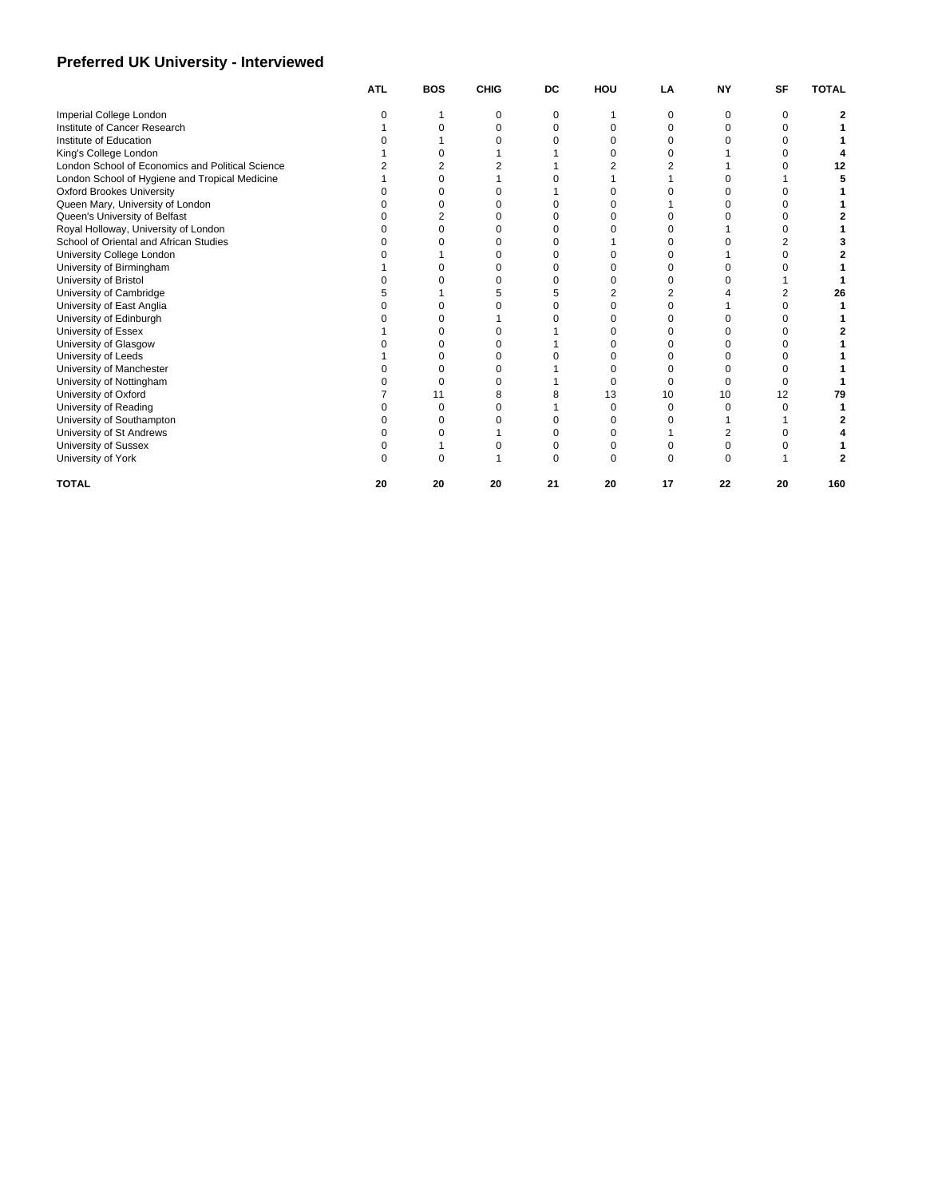## Preferred UK University - Interviewed

| | ATL | BOS | CHIG | DC | HOU | LA | NY | SF | TOTAL |
|---|---|---|---|---|---|---|---|---|---|
| Imperial College London | 0 | 1 | 0 | 0 | 1 | 0 | 0 | 0 | **2** |
| Institute of Cancer Research | 1 | 0 | 0 | 0 | 0 | 0 | 0 | 0 | **1** |
| Institute of Education | 0 | 1 | 0 | 0 | 0 | 0 | 0 | 0 | **1** |
| King's College London | 1 | 0 | 1 | 1 | 0 | 0 | 1 | 0 | **4** |
| London School of Economics and Political Science | 2 | 2 | 2 | 1 | 2 | 2 | 1 | 0 | **12** |
| London School of Hygiene and Tropical Medicine | 1 | 0 | 1 | 0 | 1 | 1 | 0 | 1 | **5** |
| Oxford Brookes University | 0 | 0 | 0 | 1 | 0 | 0 | 0 | 0 | **1** |
| Queen Mary, University of London | 0 | 0 | 0 | 0 | 0 | 1 | 0 | 0 | **1** |
| Queen's University of Belfast | 0 | 2 | 0 | 0 | 0 | 0 | 0 | 0 | **2** |
| Royal Holloway, University of London | 0 | 0 | 0 | 0 | 0 | 0 | 1 | 0 | **1** |
| School of Oriental and African Studies | 0 | 0 | 0 | 0 | 1 | 0 | 0 | 2 | **3** |
| University College London | 0 | 1 | 0 | 0 | 0 | 0 | 1 | 0 | **2** |
| University of Birmingham | 1 | 0 | 0 | 0 | 0 | 0 | 0 | 0 | **1** |
| University of Bristol | 0 | 0 | 0 | 0 | 0 | 0 | 0 | 1 | **1** |
| University of Cambridge | 5 | 1 | 5 | 5 | 2 | 2 | 4 | 2 | **26** |
| University of East Anglia | 0 | 0 | 0 | 0 | 0 | 0 | 1 | 0 | **1** |
| University of Edinburgh | 0 | 0 | 1 | 0 | 0 | 0 | 0 | 0 | **1** |
| University of Essex | 1 | 0 | 0 | 1 | 0 | 0 | 0 | 0 | **2** |
| University of Glasgow | 0 | 0 | 0 | 1 | 0 | 0 | 0 | 0 | **1** |
| University of Leeds | 1 | 0 | 0 | 0 | 0 | 0 | 0 | 0 | **1** |
| University of Manchester | 0 | 0 | 0 | 1 | 0 | 0 | 0 | 0 | **1** |
| University of Nottingham | 0 | 0 | 0 | 1 | 0 | 0 | 0 | 0 | **1** |
| University of Oxford | 7 | 11 | 8 | 8 | 13 | 10 | 10 | 12 | **79** |
| University of Reading | 0 | 0 | 0 | 1 | 0 | 0 | 0 | 0 | **1** |
| University of Southampton | 0 | 0 | 0 | 0 | 0 | 0 | 1 | 1 | **2** |
| University of St Andrews | 0 | 0 | 1 | 0 | 0 | 1 | 2 | 0 | **4** |
| University of Sussex | 0 | 1 | 0 | 0 | 0 | 0 | 0 | 0 | **1** |
| University of York | 0 | 0 | 1 | 0 | 0 | 0 | 0 | 1 | **2** |
| **TOTAL** | **20** | **20** | **20** | **21** | **20** | **17** | **22** | **20** | **160** |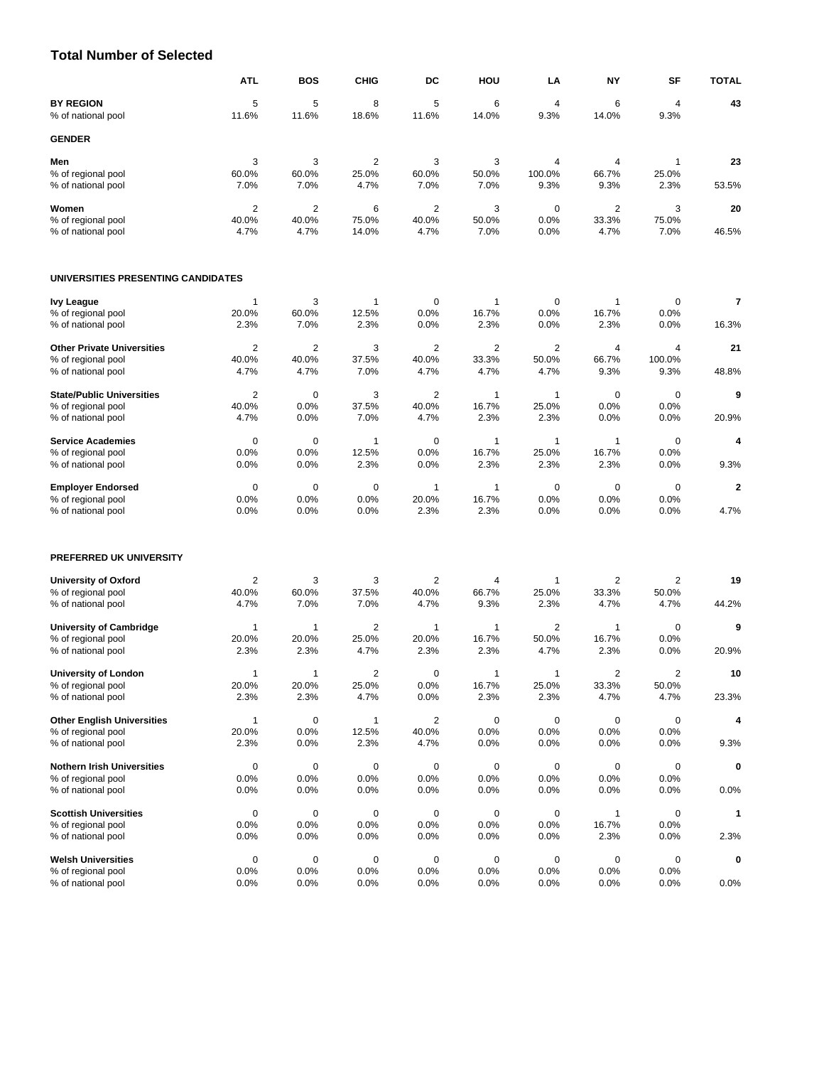# Total Number of Selected

| | ATL | BOS | CHIG | DC | HOU | LA | NY | SF | TOTAL |
|---|---|---|---|---|---|---|---|---|---|
| **BY REGION** | 5 | 5 | 8 | 5 | 6 | 4 | 6 | 4 | **43** |
| % of national pool | 11.6% | 11.6% | 18.6% | 11.6% | 14.0% | 9.3% | 14.0% | 9.3% | |
| **GENDER** | | | | | | | | | |
| **Men** | 3 | 3 | 2 | 3 | 3 | 4 | 4 | 1 | **23** |
| % of regional pool | 60.0% | 60.0% | 25.0% | 60.0% | 50.0% | 100.0% | 66.7% | 25.0% | |
| % of national pool | 7.0% | 7.0% | 4.7% | 7.0% | 7.0% | 9.3% | 9.3% | 2.3% | 53.5% |
| **Women** | 2 | 2 | 6 | 2 | 3 | 0 | 2 | 3 | **20** |
| % of regional pool | 40.0% | 40.0% | 75.0% | 40.0% | 50.0% | 0.0% | 33.3% | 75.0% | |
| % of national pool | 4.7% | 4.7% | 14.0% | 4.7% | 7.0% | 0.0% | 4.7% | 7.0% | 46.5% |
| **UNIVERSITIES PRESENTING CANDIDATES** | | | | | | | | | |
| **Ivy League** | 1 | 3 | 1 | 0 | 1 | 0 | 1 | 0 | **7** |
| % of regional pool | 20.0% | 60.0% | 12.5% | 0.0% | 16.7% | 0.0% | 16.7% | 0.0% | |
| % of national pool | 2.3% | 7.0% | 2.3% | 0.0% | 2.3% | 0.0% | 2.3% | 0.0% | 16.3% |
| **Other Private Universities** | 2 | 2 | 3 | 2 | 2 | 2 | 4 | 4 | **21** |
| % of regional pool | 40.0% | 40.0% | 37.5% | 40.0% | 33.3% | 50.0% | 66.7% | 100.0% | |
| % of national pool | 4.7% | 4.7% | 7.0% | 4.7% | 4.7% | 4.7% | 9.3% | 9.3% | 48.8% |
| **State/Public Universities** | 2 | 0 | 3 | 2 | 1 | 1 | 0 | 0 | **9** |
| % of regional pool | 40.0% | 0.0% | 37.5% | 40.0% | 16.7% | 25.0% | 0.0% | 0.0% | |
| % of national pool | 4.7% | 0.0% | 7.0% | 4.7% | 2.3% | 2.3% | 0.0% | 0.0% | 20.9% |
| **Service Academies** | 0 | 0 | 1 | 0 | 1 | 1 | 1 | 0 | **4** |
| % of regional pool | 0.0% | 0.0% | 12.5% | 0.0% | 16.7% | 25.0% | 16.7% | 0.0% | |
| % of national pool | 0.0% | 0.0% | 2.3% | 0.0% | 2.3% | 2.3% | 2.3% | 0.0% | 9.3% |
| **Employer Endorsed** | 0 | 0 | 0 | 1 | 1 | 0 | 0 | 0 | **2** |
| % of regional pool | 0.0% | 0.0% | 0.0% | 20.0% | 16.7% | 0.0% | 0.0% | 0.0% | |
| % of national pool | 0.0% | 0.0% | 0.0% | 2.3% | 2.3% | 0.0% | 0.0% | 0.0% | 4.7% |
| **PREFERRED UK UNIVERSITY** | | | | | | | | | |
| **University of Oxford** | 2 | 3 | 3 | 2 | 4 | 1 | 2 | 2 | **19** |
| % of regional pool | 40.0% | 60.0% | 37.5% | 40.0% | 66.7% | 25.0% | 33.3% | 50.0% | |
| % of national pool | 4.7% | 7.0% | 7.0% | 4.7% | 9.3% | 2.3% | 4.7% | 4.7% | 44.2% |
| **University of Cambridge** | 1 | 1 | 2 | 1 | 1 | 2 | 1 | 0 | **9** |
| % of regional pool | 20.0% | 20.0% | 25.0% | 20.0% | 16.7% | 50.0% | 16.7% | 0.0% | |
| % of national pool | 2.3% | 2.3% | 4.7% | 2.3% | 2.3% | 4.7% | 2.3% | 0.0% | 20.9% |
| **University of London** | 1 | 1 | 2 | 0 | 1 | 1 | 2 | 2 | **10** |
| % of regional pool | 20.0% | 20.0% | 25.0% | 0.0% | 16.7% | 25.0% | 33.3% | 50.0% | |
| % of national pool | 2.3% | 2.3% | 4.7% | 0.0% | 2.3% | 2.3% | 4.7% | 4.7% | 23.3% |
| **Other English Universities** | 1 | 0 | 1 | 2 | 0 | 0 | 0 | 0 | **4** |
| % of regional pool | 20.0% | 0.0% | 12.5% | 40.0% | 0.0% | 0.0% | 0.0% | 0.0% | |
| % of national pool | 2.3% | 0.0% | 2.3% | 4.7% | 0.0% | 0.0% | 0.0% | 0.0% | 9.3% |
| **Nothern Irish Universities** | 0 | 0 | 0 | 0 | 0 | 0 | 0 | 0 | **0** |
| % of regional pool | 0.0% | 0.0% | 0.0% | 0.0% | 0.0% | 0.0% | 0.0% | 0.0% | |
| % of national pool | 0.0% | 0.0% | 0.0% | 0.0% | 0.0% | 0.0% | 0.0% | 0.0% | 0.0% |
| **Scottish Universities** | 0 | 0 | 0 | 0 | 0 | 0 | 1 | 0 | **1** |
| % of regional pool | 0.0% | 0.0% | 0.0% | 0.0% | 0.0% | 0.0% | 16.7% | 0.0% | |
| % of national pool | 0.0% | 0.0% | 0.0% | 0.0% | 0.0% | 0.0% | 2.3% | 0.0% | 2.3% |
| **Welsh Universities** | 0 | 0 | 0 | 0 | 0 | 0 | 0 | 0 | **0** |
| % of regional pool | 0.0% | 0.0% | 0.0% | 0.0% | 0.0% | 0.0% | 0.0% | 0.0% | |
| % of national pool | 0.0% | 0.0% | 0.0% | 0.0% | 0.0% | 0.0% | 0.0% | 0.0% | 0.0% |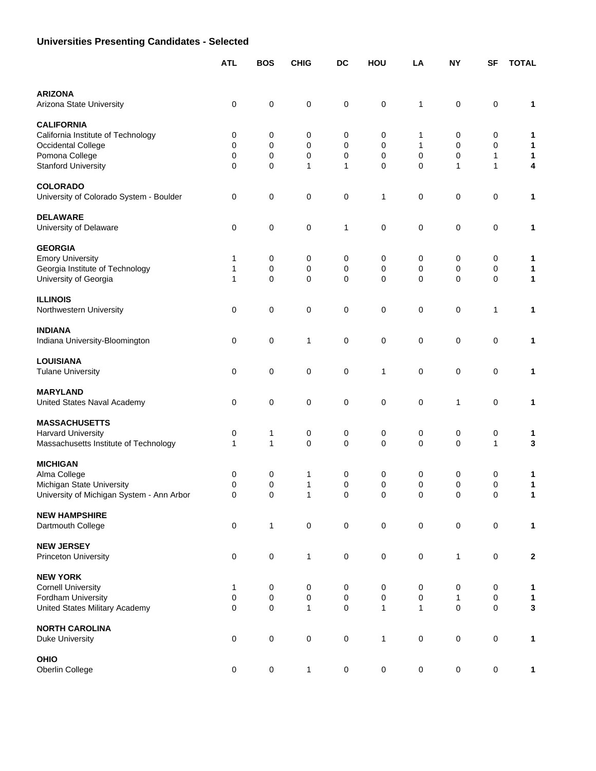## Universities Presenting Candidates - Selected

| | ATL | BOS | CHIG | DC | HOU | LA | NY | SF | TOTAL |
|---|---|---|---|---|---|---|---|---|---|
| **ARIZONA** | | | | | | | | | |
| Arizona State University | 0 | 0 | 0 | 0 | 0 | 1 | 0 | 0 | **1** |
| **CALIFORNIA** | | | | | | | | | |
| California Institute of Technology | 0 | 0 | 0 | 0 | 0 | 1 | 0 | 0 | **1** |
| Occidental College | 0 | 0 | 0 | 0 | 0 | 1 | 0 | 0 | **1** |
| Pomona College | 0 | 0 | 0 | 0 | 0 | 0 | 0 | 1 | **1** |
| Stanford University | 0 | 0 | 1 | 1 | 0 | 0 | 1 | 1 | **4** |
| **COLORADO** | | | | | | | | | |
| University of Colorado System - Boulder | 0 | 0 | 0 | 0 | 1 | 0 | 0 | 0 | **1** |
| **DELAWARE** | | | | | | | | | |
| University of Delaware | 0 | 0 | 0 | 1 | 0 | 0 | 0 | 0 | **1** |
| **GEORGIA** | | | | | | | | | |
| Emory University | 1 | 0 | 0 | 0 | 0 | 0 | 0 | 0 | **1** |
| Georgia Institute of Technology | 1 | 0 | 0 | 0 | 0 | 0 | 0 | 0 | **1** |
| University of Georgia | 1 | 0 | 0 | 0 | 0 | 0 | 0 | 0 | **1** |
| **ILLINOIS** | | | | | | | | | |
| Northwestern University | 0 | 0 | 0 | 0 | 0 | 0 | 0 | 1 | **1** |
| **INDIANA** | | | | | | | | | |
| Indiana University-Bloomington | 0 | 0 | 1 | 0 | 0 | 0 | 0 | 0 | **1** |
| **LOUISIANA** | | | | | | | | | |
| Tulane University | 0 | 0 | 0 | 0 | 1 | 0 | 0 | 0 | **1** |
| **MARYLAND** | | | | | | | | | |
| United States Naval Academy | 0 | 0 | 0 | 0 | 0 | 0 | 1 | 0 | **1** |
| **MASSACHUSETTS** | | | | | | | | | |
| Harvard University | 0 | 1 | 0 | 0 | 0 | 0 | 0 | 0 | **1** |
| Massachusetts Institute of Technology | 1 | 1 | 0 | 0 | 0 | 0 | 0 | 1 | **3** |
| **MICHIGAN** | | | | | | | | | |
| Alma College | 0 | 0 | 1 | 0 | 0 | 0 | 0 | 0 | **1** |
| Michigan State University | 0 | 0 | 1 | 0 | 0 | 0 | 0 | 0 | **1** |
| University of Michigan System - Ann Arbor | 0 | 0 | 1 | 0 | 0 | 0 | 0 | 0 | **1** |
| **NEW HAMPSHIRE** | | | | | | | | | |
| Dartmouth College | 0 | 1 | 0 | 0 | 0 | 0 | 0 | 0 | **1** |
| **NEW JERSEY** | | | | | | | | | |
| Princeton University | 0 | 0 | 1 | 0 | 0 | 0 | 1 | 0 | **2** |
| **NEW YORK** | | | | | | | | | |
| Cornell University | 1 | 0 | 0 | 0 | 0 | 0 | 0 | 0 | **1** |
| Fordham University | 0 | 0 | 0 | 0 | 0 | 0 | 1 | 0 | **1** |
| United States Military Academy | 0 | 0 | 1 | 0 | 1 | 1 | 0 | 0 | **3** |
| **NORTH CAROLINA** | | | | | | | | | |
| Duke University | 0 | 0 | 0 | 0 | 1 | 0 | 0 | 0 | **1** |
| **OHIO** | | | | | | | | | |
| Oberlin College | 0 | 0 | 1 | 0 | 0 | 0 | 0 | 0 | **1** |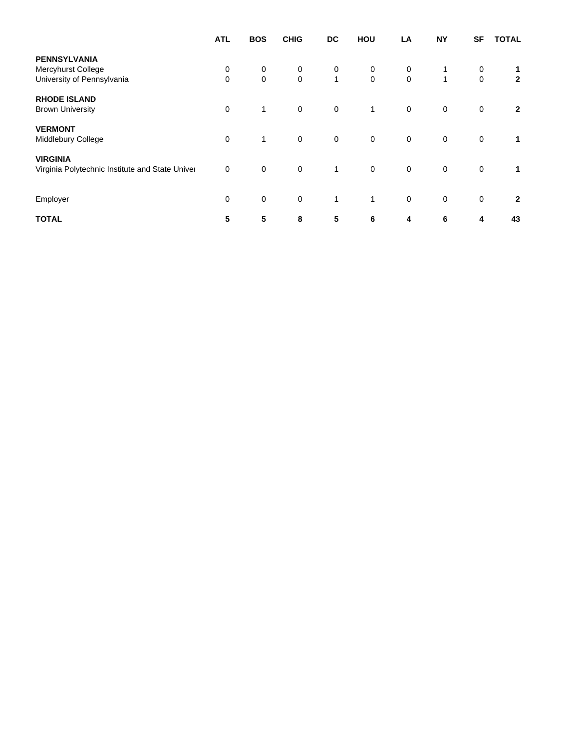| | ATL | BOS | CHIG | DC | HOU | LA | NY | SF | TOTAL |
|---|---|---|---|---|---|---|---|---|---|
| **PENNSYLVANIA** | | | | | | | | | |
| Mercyhurst College | 0 | 0 | 0 | 0 | 0 | 0 | 1 | 0 | **1** |
| University of Pennsylvania | 0 | 0 | 0 | 1 | 0 | 0 | 1 | 0 | **2** |
| **RHODE ISLAND** | | | | | | | | | |
| Brown University | 0 | 1 | 0 | 0 | 1 | 0 | 0 | 0 | **2** |
| **VERMONT** | | | | | | | | | |
| Middlebury College | 0 | 1 | 0 | 0 | 0 | 0 | 0 | 0 | **1** |
| **VIRGINIA** | | | | | | | | | |
| Virginia Polytechnic Institute and State Univer | 0 | 0 | 0 | 1 | 0 | 0 | 0 | 0 | **1** |
| Employer | 0 | 0 | 0 | 1 | 1 | 0 | 0 | 0 | **2** |
| **TOTAL** | **5** | **5** | **8** | **5** | **6** | **4** | **6** | **4** | **43** |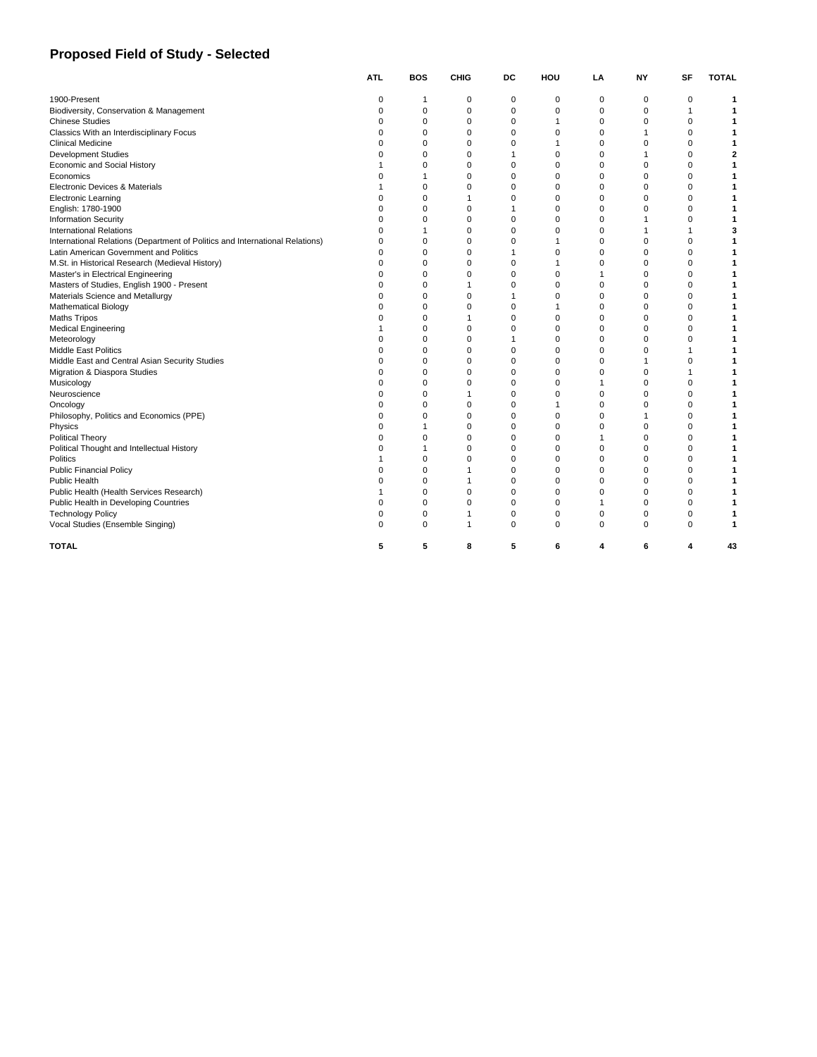## Proposed Field of Study - Selected

| | ATL | BOS | CHIG | DC | HOU | LA | NY | SF | TOTAL |
|---|---|---|---|---|---|---|---|---|---|
| 1900-Present | 0 | 1 | 0 | 0 | 0 | 0 | 0 | 0 | **1** |
| Biodiversity, Conservation & Management | 0 | 0 | 0 | 0 | 0 | 0 | 0 | 1 | **1** |
| Chinese Studies | 0 | 0 | 0 | 0 | 1 | 0 | 0 | 0 | **1** |
| Classics With an Interdisciplinary Focus | 0 | 0 | 0 | 0 | 0 | 0 | 1 | 0 | **1** |
| Clinical Medicine | 0 | 0 | 0 | 0 | 1 | 0 | 0 | 0 | **1** |
| Development Studies | 0 | 0 | 0 | 1 | 0 | 0 | 1 | 0 | **2** |
| Economic and Social History | 1 | 0 | 0 | 0 | 0 | 0 | 0 | 0 | **1** |
| Economics | 0 | 1 | 0 | 0 | 0 | 0 | 0 | 0 | **1** |
| Electronic Devices & Materials | 1 | 0 | 0 | 0 | 0 | 0 | 0 | 0 | **1** |
| Electronic Learning | 0 | 0 | 1 | 0 | 0 | 0 | 0 | 0 | **1** |
| English: 1780-1900 | 0 | 0 | 0 | 1 | 0 | 0 | 0 | 0 | **1** |
| Information Security | 0 | 0 | 0 | 0 | 0 | 0 | 1 | 0 | **1** |
| International Relations | 0 | 1 | 0 | 0 | 0 | 0 | 1 | 1 | **3** |
| International Relations (Department of Politics and International Relations) | 0 | 0 | 0 | 0 | 1 | 0 | 0 | 0 | **1** |
| Latin American Government and Politics | 0 | 0 | 0 | 1 | 0 | 0 | 0 | 0 | **1** |
| M.St. in Historical Research (Medieval History) | 0 | 0 | 0 | 0 | 1 | 0 | 0 | 0 | **1** |
| Master's in Electrical Engineering | 0 | 0 | 0 | 0 | 0 | 1 | 0 | 0 | **1** |
| Masters of Studies, English 1900 - Present | 0 | 0 | 1 | 0 | 0 | 0 | 0 | 0 | **1** |
| Materials Science and Metallurgy | 0 | 0 | 0 | 1 | 0 | 0 | 0 | 0 | **1** |
| Mathematical Biology | 0 | 0 | 0 | 0 | 1 | 0 | 0 | 0 | **1** |
| Maths Tripos | 0 | 0 | 1 | 0 | 0 | 0 | 0 | 0 | **1** |
| Medical Engineering | 1 | 0 | 0 | 0 | 0 | 0 | 0 | 0 | **1** |
| Meteorology | 0 | 0 | 0 | 1 | 0 | 0 | 0 | 0 | **1** |
| Middle East Politics | 0 | 0 | 0 | 0 | 0 | 0 | 0 | 1 | **1** |
| Middle East and Central Asian Security Studies | 0 | 0 | 0 | 0 | 0 | 0 | 1 | 0 | **1** |
| Migration & Diaspora Studies | 0 | 0 | 0 | 0 | 0 | 0 | 0 | 1 | **1** |
| Musicology | 0 | 0 | 0 | 0 | 0 | 1 | 0 | 0 | **1** |
| Neuroscience | 0 | 0 | 1 | 0 | 0 | 0 | 0 | 0 | **1** |
| Oncology | 0 | 0 | 0 | 0 | 1 | 0 | 0 | 0 | **1** |
| Philosophy, Politics and Economics (PPE) | 0 | 0 | 0 | 0 | 0 | 0 | 1 | 0 | **1** |
| Physics | 0 | 1 | 0 | 0 | 0 | 0 | 0 | 0 | **1** |
| Political Theory | 0 | 0 | 0 | 0 | 0 | 1 | 0 | 0 | **1** |
| Political Thought and Intellectual History | 0 | 1 | 0 | 0 | 0 | 0 | 0 | 0 | **1** |
| Politics | 1 | 0 | 0 | 0 | 0 | 0 | 0 | 0 | **1** |
| Public Financial Policy | 0 | 0 | 1 | 0 | 0 | 0 | 0 | 0 | **1** |
| Public Health | 0 | 0 | 1 | 0 | 0 | 0 | 0 | 0 | **1** |
| Public Health (Health Services Research) | 1 | 0 | 0 | 0 | 0 | 0 | 0 | 0 | **1** |
| Public Health in Developing Countries | 0 | 0 | 0 | 0 | 0 | 1 | 0 | 0 | **1** |
| Technology Policy | 0 | 0 | 1 | 0 | 0 | 0 | 0 | 0 | **1** |
| Vocal Studies (Ensemble Singing) | 0 | 0 | 1 | 0 | 0 | 0 | 0 | 0 | **1** |
| **TOTAL** | **5** | **5** | **8** | **5** | **6** | **4** | **6** | **4** | **43** |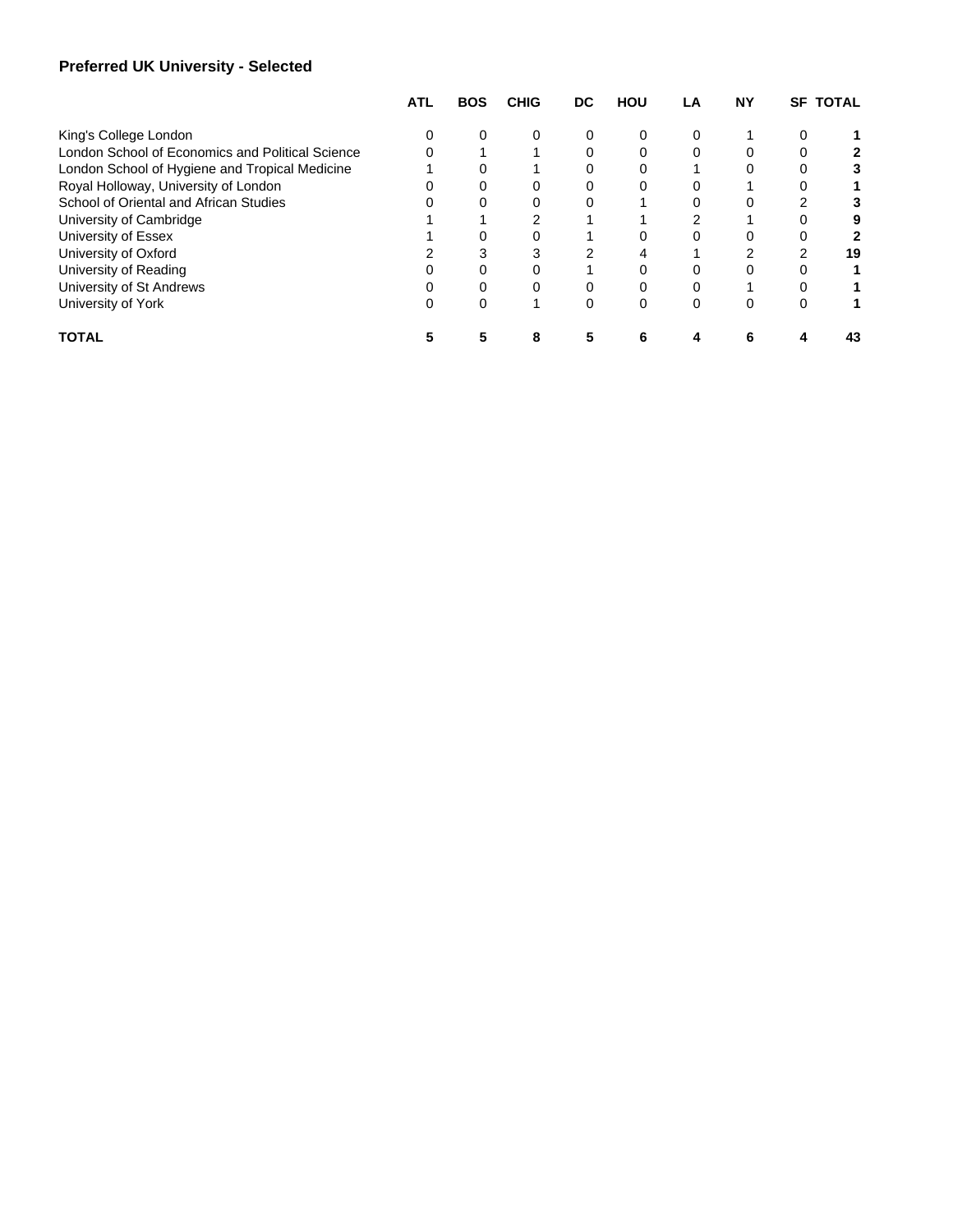**Preferred UK University - Selected**

| | ATL | BOS | CHIG | DC | HOU | LA | NY | SF | TOTAL |
|---|---|---|---|---|---|---|---|---|---|
| King's College London | 0 | 0 | 0 | 0 | 0 | 0 | 1 | 0 | **1** |
| London School of Economics and Political Science | 0 | 1 | 1 | 0 | 0 | 0 | 0 | 0 | **2** |
| London School of Hygiene and Tropical Medicine | 1 | 0 | 1 | 0 | 0 | 1 | 0 | 0 | **3** |
| Royal Holloway, University of London | 0 | 0 | 0 | 0 | 0 | 0 | 1 | 0 | **1** |
| School of Oriental and African Studies | 0 | 0 | 0 | 0 | 1 | 0 | 0 | 2 | **3** |
| University of Cambridge | 1 | 1 | 2 | 1 | 1 | 2 | 1 | 0 | **9** |
| University of Essex | 1 | 0 | 0 | 1 | 0 | 0 | 0 | 0 | **2** |
| University of Oxford | 2 | 3 | 3 | 2 | 4 | 1 | 2 | 2 | **19** |
| University of Reading | 0 | 0 | 0 | 1 | 0 | 0 | 0 | 0 | **1** |
| University of St Andrews | 0 | 0 | 0 | 0 | 0 | 0 | 1 | 0 | **1** |
| University of York | 0 | 0 | 1 | 0 | 0 | 0 | 0 | 0 | **1** |
| **TOTAL** | **5** | **5** | **8** | **5** | **6** | **4** | **6** | **4** | **43** |